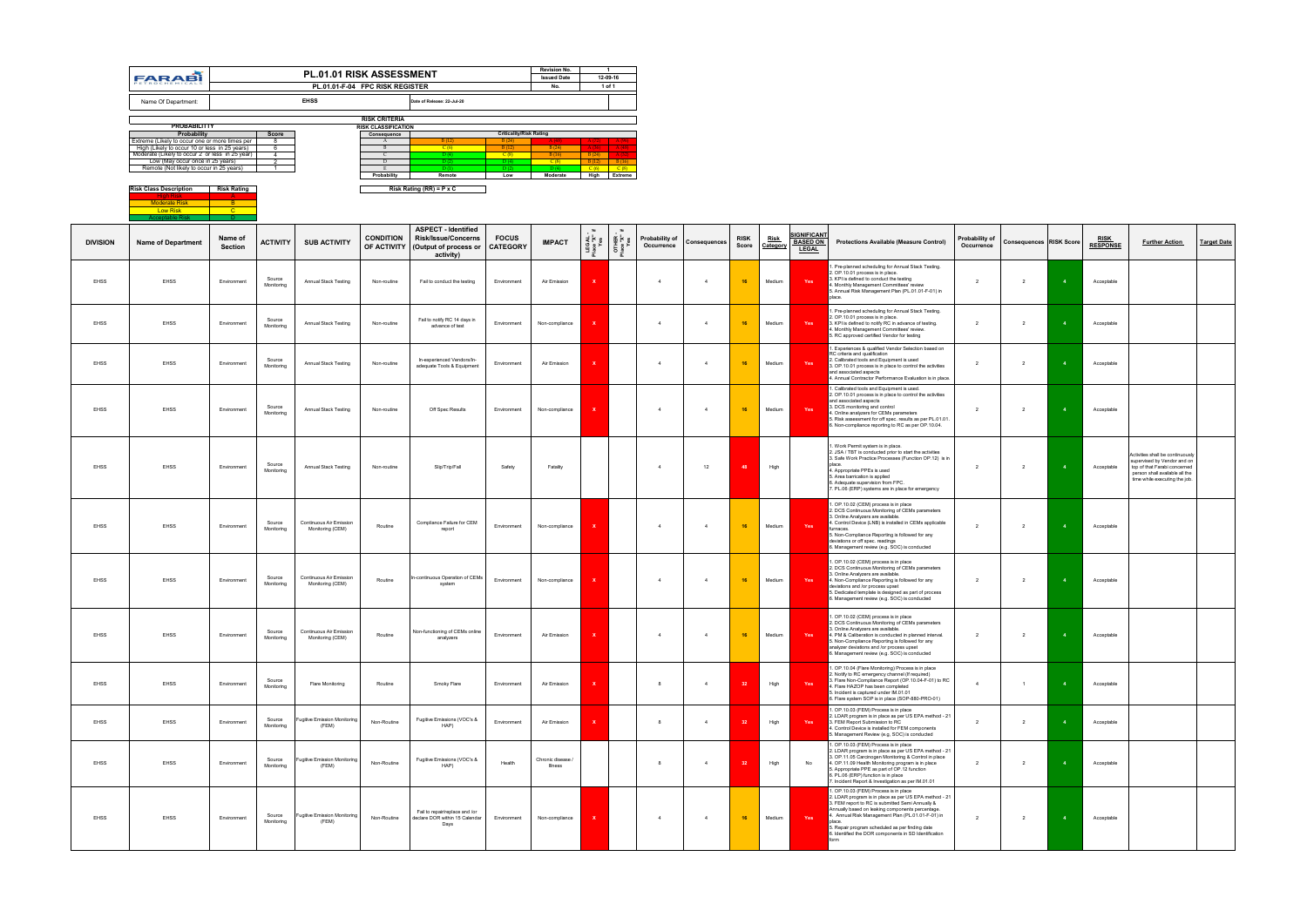| FARABI PETROCHEMICALS | PL.01.01 RISK ASSESSMENT | Revision No. | 1 |
|---|---|---|---|
| | PL.01.01-F-04 FPC RISK REGISTER | Issued Date | 12-09-16 |
| | | No. | 1 of 1 |

Name Of Department: **EHSS** Date of Release: 22-Jul-20

**RISK CRITERIA**

**PROBABILITY**

| Probability | Score |
|---|---|
| Extreme (Likely to occur one or more times per | 8 |
| High (Likely to occur 10 or less in 25 years) | 6 |
| Moderate (Likely to occur 2 or less in 25 year) | 4 |
| Low (May occur once in 25 years) | 2 |
| Remote (Not likely to occur in 25 years) | 1 |

**RISK CLASSIFICATION**

| Consequence | Criticality/Risk Rating | | | | |
|---|---|---|---|---|---|
| A | B (12) | B (24) | A (48) | A (72) | A (96) |
| B | C (6) | B (12) | B (24) | A (36) | A (48) |
| C | D (4) | C (8) | B (16) | B (24) | A (32) |
| D | D (2) | D (4) | C (8) | B (12) | B (16) |
| E | D (1) | D (2) | D (4) | C (6) | C (8) |
| Probability | Remote | Low | Moderate | High | Extreme |

**Risk Rating (RR) = P x C**

| Risk Class Description | Risk Rating |
|---|---|
| High Risk | A |
| Moderate Risk | B |
| Low Risk | C |
| Acceptable Risk | D |

| DIVISION | Name of Department | Name of Section | ACTIVITY | SUB ACTIVITY | CONDITION OF ACTIVITY | ASPECT - Identified Risk/Issue/Concerns (Output of process or activity) | FOCUS CATEGORY | IMPACT | LEGAL - Place "X" if Yes | OTHER - Place "X" if Yes | Probability of Occurrence | Consequences | RISK Score | Risk Category | SIGNIFICANT BASED ON LEGAL | Protections Available (Measure Control) | Probability of Occurrence | Consequences | RISK Score | RISK RESPONSE | Further Action | Target Date |
|---|---|---|---|---|---|---|---|---|---|---|---|---|---|---|---|---|---|---|---|---|---|---|
| EHSS | EHSS | Environment | Source Monitoring | Annual Stack Testing | Non-routine | Fail to conduct the testing | Environment | Air Emission | X | | 4 | 4 | 16 | Medium | Yes | 1. Pre-planned scheduling for Annual Stack Testing. 2. OP.10.01 process is in place. 3. KPI is defined to conduct the testing 4. Monthly Management Committees' review 5. Annual Risk Management Plan (PL.01.01-F-01) in place. | 2 | 2 | 4 | Acceptable | | |
| EHSS | EHSS | Environment | Source Monitoring | Annual Stack Testing | Non-routine | Fail to notify RC 14 days in advance of test | Environment | Non-compliance | X | | 4 | 4 | 16 | Medium | Yes | 1. Pre-planned scheduling for Annual Stack Testing. 2. OP.10.01 process is in place. 3. KPI is defined to notify RC in advance of testing 4. Monthly Management Committees' review. 5. RC approved certified Vendor for testing | 2 | 2 | 4 | Acceptable | | |
| EHSS | EHSS | Environment | Source Monitoring | Annual Stack Testing | Non-routine | In-experienced Vendors/In-adequate Tools & Equipment | Environment | Air Emission | X | | 4 | 4 | 16 | Medium | Yes | 1. Experiences & qualified Vendor Selection based on RC criteria and qualification 2. Calibrated tools and Equipment is used 3. OP.10.01 process is in place to control the activities and associated aspects 4. Annual Contractor Performance Evaluation is in place. | 2 | 2 | 4 | Acceptable | | |
| EHSS | EHSS | Environment | Source Monitoring | Annual Stack Testing | Non-routine | Off Spec Results | Environment | Non-compliance | X | | 4 | 4 | 16 | Medium | Yes | 1. Calibrated tools and Equipment is used. 2. OP.10.01 process is in place to control the activities and associated aspects 3. DCS monitoring and control 4. Online analyzers for CEMs parameters 5. Risk assessment for off spec. results as per PL.01.01. 6. Non-compliance reporting to RC as per OP.10.04. | 2 | 2 | 4 | Acceptable | | |
| EHSS | EHSS | Environment | Source Monitoring | Annual Stack Testing | Non-routine | Slip/Trip/Fall | Safety | Fatality | | | 4 | 12 | 48 | High | | 1. Work Permit system is in place. 2. JSA / TBT is conducted prior to start the activities 3. Safe Work Practice Processes (Function OP.12) is in place. 4. Appropriate PPEs is used 5. Area barrication is applied 6. Adequate supervision from FPC. 7. PL.06 (ERP) systems are in place for emergency | 2 | 2 | 4 | Acceptable | Activities shall be continuously supervised by Vendor and on top of that Farabi concerned person shall available all the time while executing the job. | |
| EHSS | EHSS | Environment | Source Monitoring | Continuous Air Emission Monitoring (CEM) | Routine | Compliance Failure for CEM report | Environment | Non-compliance | X | | 4 | 4 | 16 | Medium | Yes | 1. OP.10.02 (CEM) process is in place 2. DCS Continuous Monitoring of CEMs parameters 3. Online Analyzers are available. 4. Control Device (LNB) is installed in CEMs applicable furnaces. 5. Non-Compliance Reporting is followed for any deviations or off spec. readings 6. Management review (e.g. SOC) is conducted | 2 | 2 | 4 | Acceptable | | |
| EHSS | EHSS | Environment | Source Monitoring | Continuous Air Emission Monitoring (CEM) | Routine | In-continuous Operation of CEMs system | Environment | Non-compliance | X | | 4 | 4 | 16 | Medium | Yes | 1. OP.10.02 (CEM) process is in place 2. DCS Continuous Monitoring of CEMs parameters 3. Online Analyzers are available. 4. Non-Compliance Reporting is followed for any deviations and /or process upset 5. Dedicated template is designed as part of process 6. Management review (e.g. SOC) is conducted | 2 | 2 | 4 | Acceptable | | |
| EHSS | EHSS | Environment | Source Monitoring | Continuous Air Emission Monitoring (CEM) | Routine | Non-functioning of CEMs online analyzers | Environment | Air Emission | X | | 4 | 4 | 16 | Medium | Yes | 1. OP.10.02 (CEM) process is in place 2. DCS Continuous Monitoring of CEMs parameters 3. Online Analyzers are available. 4. PM & Calibration is conducted in planned interval. 5. Non-Compliance Reporting is followed for any analyzer deviations and /or process upset 6. Management review (e.g. SOC) is conducted | 2 | 2 | 4 | Acceptable | | |
| EHSS | EHSS | Environment | Source Monitoring | Flare Monitoring | Routine | Smoky Flare | Environment | Air Emission | X | | 8 | 4 | 32 | High | Yes | 1. OP.10.04 (Flare Monitoring) Process is in place 2. Notify to RC emergency channel (If required) 3. Flare Non-Compliance Report (OP.10.04-F-01) to RC 4. Flare HAZOP has been completed 5. Incident is captured under IM.01.01 6. Flare system SOP is in place (SOP-880-PRO-01) | 4 | 1 | 4 | Acceptable | | |
| EHSS | EHSS | Environment | Source Monitoring | Fugitive Emission Monitoring (FEM) | Non-Routine | Fugitive Emissions (VOC's & HAP) | Environment | Air Emission | X | | 8 | 4 | 32 | High | Yes | 1. OP.10.03 (FEM) Process is in place 2. LDAR program is in place as per US EPA method - 21 3. FEM Report Submission to RC 4. Control Device is installed for FEM components 5. Management Review (e.g. SOC) is conducted | 2 | 2 | 4 | Acceptable | | |
| EHSS | EHSS | Environment | Source Monitoring | Fugitive Emission Monitoring (FEM) | Non-Routine | Fugitive Emissions (VOC's & HAP) | Health | Chronic disease / Illness | | | 8 | 4 | 32 | High | No | 1. OP.10.03 (FEM) Process is in place 2. LDAR program is in place as per US EPA method - 21 3. OP.11.05 Carcinogen Monitoring & Control in place 4. OP.11.09 Health Monitoring program is in place 5. Appropriate PPE as part of OP.12 function 6. PL.06 (ERP) function is in place 7. Incident Report & Investigation as per IM.01.01 | 2 | 2 | 4 | Acceptable | | |
| EHSS | EHSS | Environment | Source Monitoring | Fugitive Emission Monitoring (FEM) | Non-Routine | Fail to repair/replace and /or declare DOR within 15 Calendar Days | Environment | Non-compliance | X | | 4 | 4 | 16 | Medium | Yes | 1. OP.10.03 (FEM) Process is in place 2. LDAR program is in place as per US EPA method - 21 3. FEM report to RC is submitted Semi Annually & Annually based on leaking components percentage. 4. Annual Risk Management Plan (PL.01.01-F-01) in place. 5. Repair program scheduled as per finding date 6. Identified the DOR components in SD Identification form | 2 | 2 | 4 | Acceptable | | |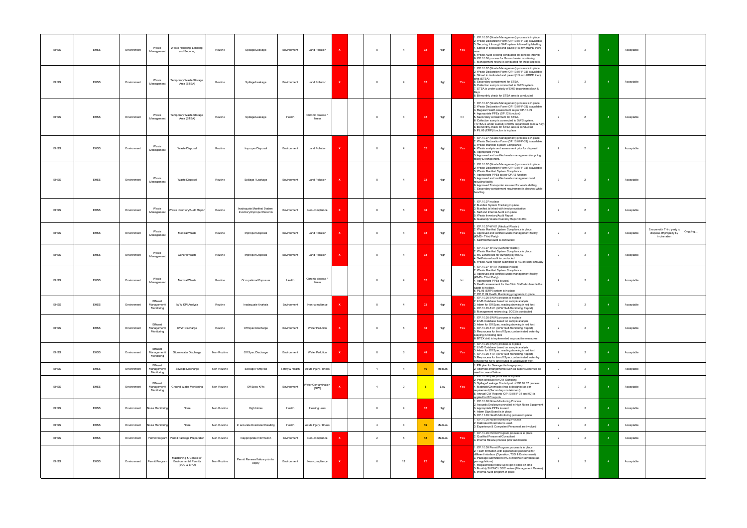| EHSS | EHSS | Environment | Waste Management | Waste Handling, Labeling and Securing | Routine | Spillage/Leakage | Environment | Land Pollution | X | | 8 | 4 | 32 | High | Yes | 1. OP.10.07 (Waste Management) process is in place 2. Waste Declaration Form (OP.10.07-F-03) is available 3. Securing it through SAP system followed by labelling 4. Stored in dedicated and paved (1.5 mm HDPE liner) area 5. Waste Audit is being conducted on periodic interval 6. OP.10.06 process for Ground water monitoring 7. Management review is conducted for these aspects. | 2 | 2 | 4 | Acceptable | | |
|---|---|---|---|---|---|---|---|---|---|---|---|---|---|---|---|---|---|---|---|---|---|---|
| EHSS | EHSS | Environment | Waste Management | Temporary Waste Storage Area (STSA) | Routine | Spillage/Leakage | Environment | Land Pollution | X | | 8 | 4 | 32 | High | Yes | 1. OP.10.07 (Waste Management) process is in place 2. Waste Declaration Form (OP.10.07-F-03) is available 4. Stored in dedicated and paved (1.5 mm HDPE liner) area (STSA) 5. Secondary containment for STSA. 6. Collection sump is connected to OWS system. 7. STSA is under custody of EHS department (lock & Key) 8. Bi-monthly check for STSA area is conducted | 2 | 2 | 4 | Acceptable | | |
| EHSS | EHSS | Environment | Waste Management | Temporary Waste Storage Area (STSA) | Routine | Spillage/Leakage | Health | Chronic disease / Illness | | | 8 | 4 | 32 | High | No | 1. OP.10.07 (Waste Management) process is in place 2. Waste Declaration Form (OP.10.07-F-03) is available 3. Regular Health Assessment as per OP.11.09 4. Appropriate PPEs (OP.12 function) 5. Secondary containment for STSA. 6. Collection sump is connected to OWS system. 7.STSA is under custody of EHS department (lock & Key) 8. Bi-monthly check for STSA area is conducted 9. PL.06 (ERP) function is in place | 2 | 2 | 4 | Acceptable | | |
| EHSS | EHSS | Environment | Waste Management | Waste Disposal | Routine | Improper Disposal | Environment | Land Pollution | X | | 8 | 4 | 32 | High | Yes | 1. OP.10.07 (Waste Management) process is in place 2. Waste Declaration Form (OP.10.07-F-03) is available 3. Waste Manifest System Compliance 4. Waste analysis and assessment prior for disposal 5. Appropriate PPEs 5. Approved and certified waste management/recycling facility & transporters. | 2 | 2 | 4 | Acceptable | | |
| EHSS | EHSS | Environment | Waste Management | Waste Disposal | Routine | Spillage / Leakage | Environment | Land Pollution | X | | 8 | 4 | 32 | High | Yes | 1. OP.10.07 (Waste Management) process is in place 2. Waste Declaration Form (OP.10.07-F-03) is available 3. Waste Manifest System Compliance 4. Appropriate PPEs as per OP.12 function 5. Approved and certified waste management and recycling facility 6. Approved Transporter are used for waste shifting 7. Secondary containment requirement is checked while handling | 2 | 2 | 4 | Acceptable | | |
| EHSS | EHSS | Environment | Waste Management | Waste Inventory/Audit Report | Routine | Inadequate Manifest System Inventory/Improper Records | Environment | Non-compliance | X | | 8 | 6 | 48 | High | Yes | 1. OP.10.07 in place 2. Manifest System Tracking in place. 3. Manifest is linked with invoice evaluation 4. Self and Internal Audit is in place 5. Waste Inventory/Audit Report 6. Quaterely Waste Inventory Report to RC | 2 | 2 | 4 | Acceptable | | |
| EHSS | EHSS | Environment | Waste Management | Medical Waste | Routine | Improper Disposal | Environment | Land Pollution | X | | 8 | 4 | 32 | High | Yes | 1. OP.10.07-WI-01 (Medical Waste) 2. Waste Manifest System Compliance in place. 3. Approved and certified waste management facility (KIMS - Third Party) 4. Self/Internal audit is conducted | 2 | 2 | 4 | Acceptable | Ensure with Third party to dispose off properly by incineration | Ongoing... |
| EHSS | EHSS | Environment | Waste Management | General Waste | Routine | Improper Disposal | Environment | Land Pollution | X | | 8 | 4 | 32 | High | Yes | 1. OP.10.07-WI-02 (General Waste ) 2. Waste Manifest System Compliance in place. 3. RC Landfill site for dumping by RISAL 4. Self/Internal audit is conducted 5. Waste Audit Report submitted to RC on semi-annually | 2 | 2 | 4 | Acceptable | | |
| EHSS | EHSS | Environment | Waste Management | Medical Waste | Routine | Occupational Exposure | Health | Chronic disease / Illness | | | 8 | 4 | 32 | High | No | 1. OP.10.07-WI-01 (Medical Waste) 2. Waste Manifest System Compliance 3. Approved and certified waste management facility (KIMS - Third Party) 4. Appropriate PPEs is used. 5. Health assessment for the Clinic Staff who handle the waste is in place. 6. PL.06 (ERP) system is in place 7. OP.11.09 Health Monitoring program is in place | 2 | 2 | 4 | Acceptable | | |
| EHSS | EHSS | Environment | Effluent Management/ Monitoring | IWW KPI Analysis | Routine | Inadequate Analysis | Environment | Non-compliance | X | | 8 | 4 | 32 | High | Yes | 1. OP.10.05 (IWW) process is in place 2. LIMS Database based on sample analysis 3. Alarm for Off Spec. reading showing in red font 4. OP.10.05-F-01 (IWW Self-Monitoring Report) 5. Management review (e.g.: SOC) is conducted | 2 | 2 | 4 | Acceptable | | |
| EHSS | EHSS | Environment | Effluent Management/ Monitoring | IWW Discharge | Routine | Off Spec Discharge | Environment | Water Pollution | X | | 8 | 6 | 48 | High | Yes | 1. OP.10.05 (IWW) process is in place 2. LIMS Database based on sample analysis 3. Alarm for Off Spec. reading showing in red font 4. OP.10.05-F-01 (IWW Self-Monitoring Report) 5. Re-process for the off Spec contaminated water by keeping in holding tank 6. BTEX skid is implemented as proactive measures | 2 | 2 | 4 | Acceptable | | |
| EHSS | EHSS | Environment | Effluent Management/ Monitoring | Storm water Discharge | Non-Routine | Off Spec Discharge | Environment | Water Pollution | X | | 8 | 6 | 48 | High | Yes | 1. OP.10.05 (IWW) process is in place 2. LIMS Database based on sample analysis 3. Alarm for Off Spec. reading showing in red font 4. OP.10.05-F-01 (IWW Self-Monitoring Report) 5. Re-Process for the off Spec contaminated water by considering IWW and routed to wastewater way. | 2 | 2 | 4 | Acceptable | | |
| EHSS | EHSS | Environment | Effluent Management/ Monitoring | Sewage Discharge | Non-Routine | Sewage Pump fail | Safety & Health | Acute Injury / Illness | | | 4 | 4 | 16 | Medium | | 1. PM plan for Sewage discharge pump. 2. Alternate arrangements such as super sucker will be used in case of failure. | 2 | 2 | 4 | Acceptable | | |
| EHSS | EHSS | Environment | Effluent Management/ Monitoring | Ground Water Monitoring | Non-Routine | Off Spec KPIs | Environment | Water Contamination (GW) | X | | 4 | 2 | 8 | Low | Yes | 1. OP.10.06 (GW) Process is in place 2. Prior schedule for GW Sampling 3. Spillage/Leakage Control part of OP.10.07 process 4. Materials/Chemicals Area is designed as per requirement (Secondary containment) 5. Annual GW Reports (OP.10.06-F-01 and 02) is applied for RC reports | 2 | 2 | 4 | Acceptable | | |
| EHSS | EHSS | Environment | Noise Monitoring | None | Non-Routine | High Noise | Health | Hearing Loss | | | 8 | 4 | 32 | High | | 1. OP.10.08 Noise Monitoring Process 2. Acoustic Enclosure provided in High Noise Equipment 3. Appropriate PPEs is used 4. Alarm Sign Board is in place 5. OP.11.09 Health Monitoring process in place | 2 | 2 | 4 | Acceptable | | |
| EHSS | EHSS | Environment | Noise Monitoring | None | Non-Routine | In accurate Dosimeter Reading | Health | Acute Injury / Illness | | | 4 | 4 | 16 | Medium | | 1. OP.10.08 Noise Monitoring Process 2. Calibrated Dosimeter is used. 3. Experience & Competent Personnel are involved | 2 | 2 | 4 | Acceptable | | |
| EHSS | EHSS | Environment | Permit Program | Permit Package Preparation | Non-Routine | Inappropriate Information | Environment | Non-compliance | X | | 2 | 6 | 12 | Medium | Yes | 1. OP.10.09 Permit Program process is in place 2. Qualified Personnel/Consultant 3. Internal Review process prior submission | 2 | 2 | 4 | Acceptable | | |
| EHSS | EHSS | Environment | Permit Program | Maintaining & Control of Environmental Permits (ECC & EPO) | Non-Routine | Permit Renewal failure prior to expiry | Environment | Non-compliance | X | | 6 | 12 | 72 | High | Yes | 1. OP.10.09 Permit Program process is in place 2. Team formation with experienced personnel for different interface (Operation, TSD & Environment) 3. Package submitted to RC 6 months in advance (as per regulations) 4. Regular/close follow-up to get it done on time 5. Monthly SHEMC / SOC review (Management Review) 6. Internal Audit program in place | 2 | 2 | 4 | Acceptable | | |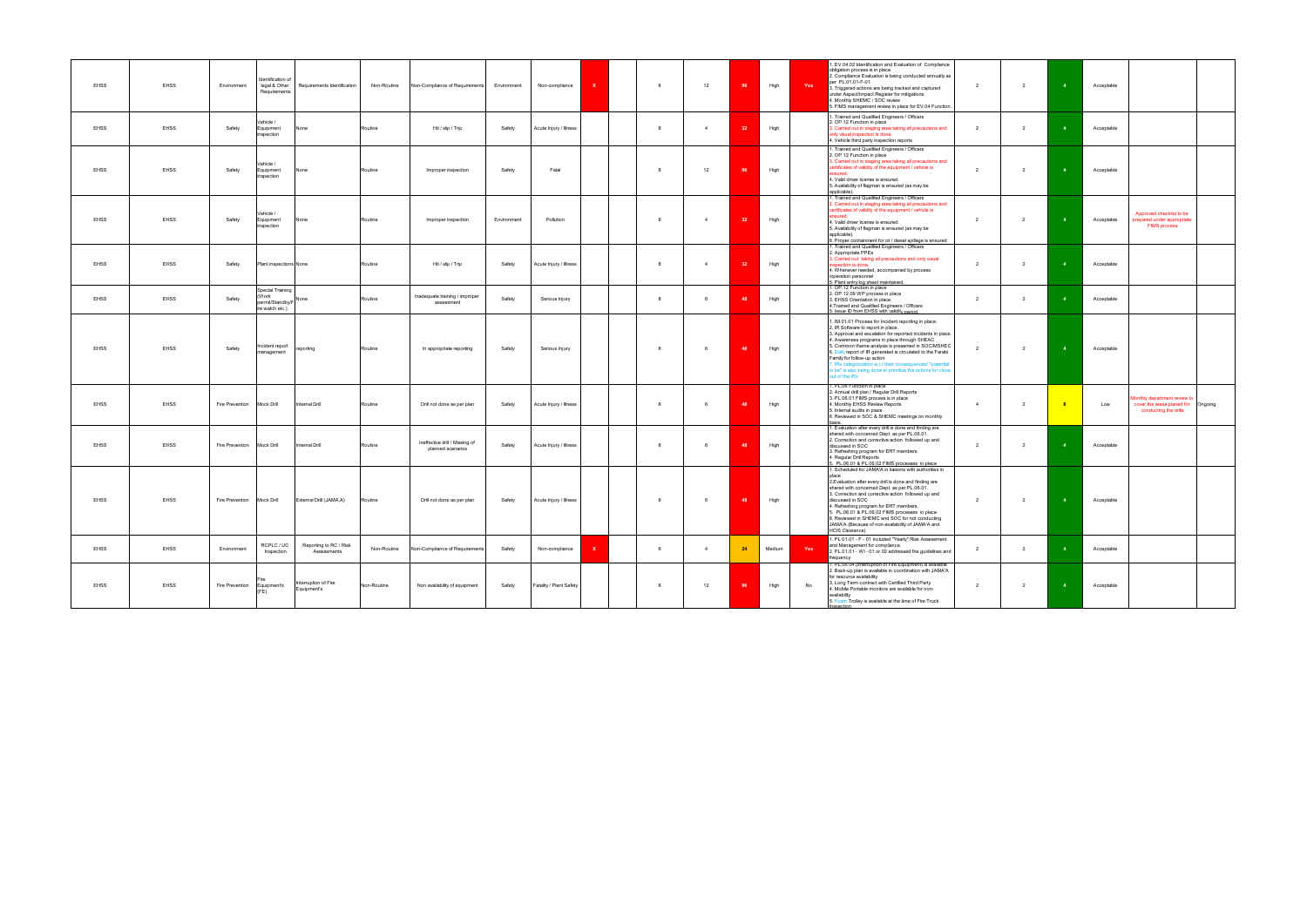| EHSS | EHSS | Environment | Identification of legal & Other Requirements | Requirements Identification | Non-Routine | Non-Compliance of Requirements | Environment | Non-compliance | X | | 8 | 12 | 96 | High | Yes | 1. EV.04.02 Identification and Evaluation of Compliance obligation process is in place<br>2. Compliance Evaluation is being conducted annually as per PL.01.01-F-01<br>3. Triggered actions are being tracked and captured under Aspect/Impact Register for mitigations.<br>4. Monthly SHEMC / SOC review<br>5. FIMS management review in place for EV.04 Function. | 2 | 2 | 4 | Acceptable | | |
|---|---|---|---|---|---|---|---|---|---|---|---|---|---|---|---|---|---|---|---|---|---|---|
| EHSS | EHSS | Safety | Vehicle / Equipment inspection | None | Routine | Hit / slip / Trip | Safety | Acute Injury / Illness | | | 8 | 4 | 32 | High | | 1. Trained and Qualified Engineers / Officers<br>2. OP.12 Function in place<br>3. Carried out in staging area taking all precautions and only visual inspection is done.<br>4. Vehicle third party inspection reports | 2 | 2 | 4 | Acceptable | | |
| EHSS | EHSS | Safety | Vehicle / Equipment inspection | None | Routine | Improper inspection | Safety | Fatal | | | 8 | 12 | 96 | High | | 1. Trained and Qualified Engineers / Officers<br>2. OP.12 Function in place<br>3. Carried out in staging area taking all precautions and certificates of validity of the equipment / vehicle is ensured.<br>4. Valid driver license is ensured.<br>5. Availability of flagman is ensured (as may be applicable). | 2 | 2 | 4 | Acceptable | | |
| EHSS | EHSS | Safety | Vehicle / Equipment inspection | None | Routine | Improper inspection | Environment | Pollution | | | 8 | 4 | 32 | High | | 1. Trained and Qualified Engineers / Officers<br>2. Carried out in staging area taking all precautions and certificates of validity of the equipment / vehicle is ensured.<br>4. Valid driver license is ensured.<br>5. Availability of flagman is ensured (as may be applicable).<br>6. Proper containment for oil / diesel spillage is ensured | 2 | 2 | 4 | Acceptable | Approved checklist to be prepared under appropriate FIMS process | |
| EHSS | EHSS | Safety | Plant inspections | None | Routine | Hit / slip / Trip | Safety | Acute Injury / Illness | | | 8 | 4 | 32 | High | | 1. Trained and Qualified Engineers / Officers<br>2. Appropriate PPEs<br>3. Carried out taking all precautions and only visual inspection is done.<br>4. Whenever needed, accompanied by process /operation personnel<br>5. Plant entry log sheet maintained. | 2 | 2 | 4 | Acceptable | | |
| EHSS | EHSS | Safety | Special Training (Work permit/Standby/Fire watch etc.) | None | Routine | Inadequate training / improper assessment | Safety | Serious Injury | | | 8 | 6 | 48 | High | | 1. OP.12 Function in place<br>2. OP.12.09 WP process in place<br>3. EHSS Orientation in place.<br>4.Trained and Qualified Engineers / Officers<br>5. Issue ID from EHSS with validity period. | 2 | 2 | 4 | Acceptable | | |
| EHSS | EHSS | Safety | Incident report management | reporting | Routine | In appropriate reporting | Safety | Serious Injury | | | 8 | 6 | 48 | High | | 1. IM.01.01 Process for Incident reporting in place.<br>2. IR Software to report in place.<br>3. Approval and escalation for reported incidents in place.<br>4. Awareness programs in place through SHEAC<br>5. Common theme analysis is presented in SOC/MSHEC<br>6. Daily report of IR generated is circulated to the Farabi Family for follow-up action<br>7. IRs categorization w.r.t their consequences/ "potential to be" is also being done to prioritize the actions for close out of the IRs | 2 | 2 | 4 | Acceptable | | |
| EHSS | EHSS | Fire Prevention | Mock Drill | Internal Drill | Routine | Drill not done as per plan | Safety | Acute Injury / Illness | | | 8 | 6 | 48 | High | | 1. PL.06 Function in place.<br>2. Annual drill plan / Regular Drill Reports<br>3. PL.06.01 FIMS process is in place<br>4. Monthly EHSS Review Reports<br>5. Internal audits in place<br>6. Reviewed in SOC & SHEMC meetings on monthly basis. | 4 | 2 | 8 | Low | Monthly department review to cover the areas planed for conducting the drills | Ongoing |
| EHSS | EHSS | Fire Prevention | Mock Drill | Internal Drill | Routine | Ineffective drill / Missing of planned scenarios | Safety | Acute Injury / Illness | | | 8 | 6 | 48 | High | | 1. Evaluation after every drill is done and finding are shared with concerned Dept. as per PL.06.01.<br>2. Correction and corrective action followed up and discussed in SOC<br>3. Refreshing program for ERT members.<br>4. Regular Drill Reports<br>5. PL.06.01 & PL.06.02 FIMS processes in place | 2 | 2 | 4 | Acceptable | | |
| EHSS | EHSS | Fire Prevention | Mock Drill | External Drill (JAMA'A) | Routine | Drill not done as per plan | Safety | Acute Injury / Illness | | | 8 | 6 | 48 | High | | 1. Scheduled for JAMA'A in liaisons with authorities in place<br>2.Evaluation after every drill is done and finding are shared with concerned Dept. as per PL.06.01.<br>3. Correction and corrective action followed up and discussed in SOC<br>4. Refreshing program for ERT members.<br>5. PL.06.01 & PL.06.02 FIMS processes in place<br>6. Reviewed in SHEMC and SOC for not conducting JAMA'A (Because of non-availability of JAMA'A and HCIS Clearance) | 2 | 2 | 4 | Acceptable | | |
| EHSS | EHSS | Environment | RCPLC / UC Inspection | Reporting to RC / Risk Assessments | Non-Routine | Non-Compliance of Requirements | Safety | Non-compliance | X | | 6 | 4 | 24 | Medium | Yes | 1. PL.01.01 - F - 01 included "Yearly" Risk Assessment and Management for compliance.<br>2. PL.01.01 - WI - 01 or 02 addressed the guidelines and frequency | 2 | 2 | 4 | Acceptable | | |
| EHSS | EHSS | Fire Prevention | Fire Equipment's (FE) | Interruption of Fire Equipment's | Non-Routine | Non availability of equipment | Safety | Fatality / Plant Safety | | | 8 | 12 | 96 | High | No | 1. PL.06.04 (Interruption of Fire Equipment) is available<br>2. Back-up plan is available in coordination with JAMA'A for resource availability<br>3. Long Term contract with Certified Third Party<br>4. Mobile Portable monitors are available for non-availability<br>5. Foam Trolley is available at the time of Fire Truck Inspection | 2 | 2 | 4 | Acceptable | | |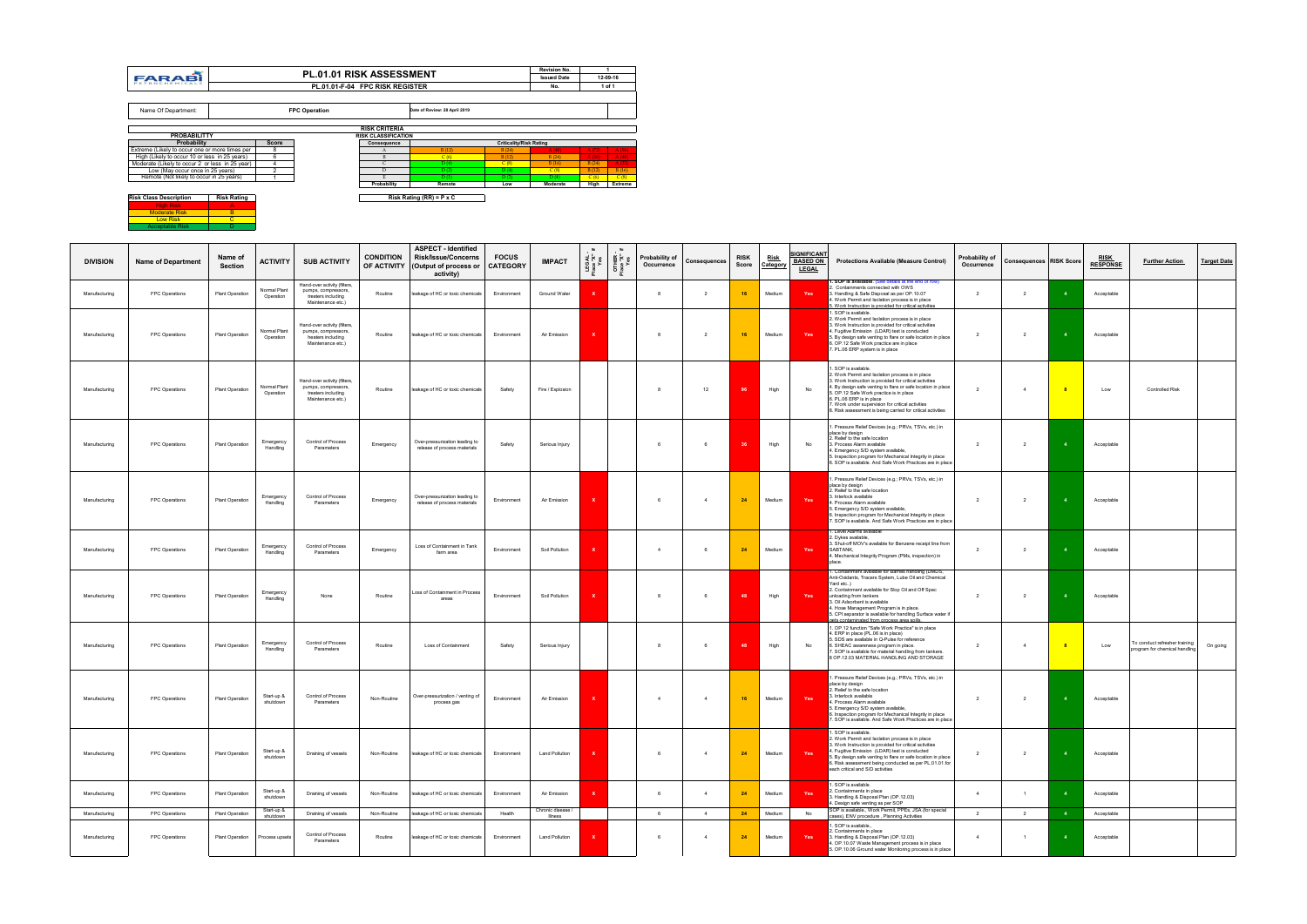| FARABI PETROCHEMICALS | PL.01.01 RISK ASSESSMENT | Revision No. | 1 |
|---|---|---|---|
| | PL.01.01-F-04 FPC RISK REGISTER | Issued Date | 12-09-16 |
| | | No. | 1 of 1 |

Name Of Department: **FPC Operation** Date of Review: 28 April 2019

**RISK CRITERIA**

| Probability | Score |
|---|---|
| Extreme (Likely to occur one or more times per | 8 |
| High (Likely to occur 10 or less in 25 years) | 6 |
| Moderate (Likely to occur 2 or less in 25 year) | 4 |
| Low (May occur once in 25 years) | 2 |
| Remote (Not likely to occur in 25 years) | 1 |

**RISK CLASSIFICATION**

| Consequence | Criticality/Risk Rating | | | | |
|---|---|---|---|---|---|
| A | B (12) | B (24) | A (48) | A (72) | A (96) |
| B | C (6) | B (12) | B (24) | A (36) | A (48) |
| C | D (4) | C (8) | B (16) | B (24) | A (32) |
| D | D (2) | D (4) | C (8) | B (12) | B (16) |
| E | D (1) | D (2) | D (4) | C (6) | C (8) |
| Probability | Remote | Low | Moderate | High | Extreme |

Risk Rating (RR) = P x C

| Risk Class Description | Risk Rating |
|---|---|
| High Risk | A |
| Moderate Risk | B |
| Low Risk | C |
| Acceptable Risk | D |

| DIVISION | Name of Department | Name of Section | ACTIVITY | SUB ACTIVITY | CONDITION OF ACTIVITY | ASPECT - Identified Risk/Issue/Concerns (Output of process or activity) | FOCUS CATEGORY | IMPACT | LEGAL - Place "X" if Yes | OTHER - Place "X" if Yes | Probability of Occurrence | Consequences | RISK Score | Risk Category | SIGNIFICANT BASED ON LEGAL | Protections Available (Measure Control) | Probability of Occurrence | Consequences | RISK Score | RISK RESPONSE | Further Action | Target Date |
|---|---|---|---|---|---|---|---|---|---|---|---|---|---|---|---|---|---|---|---|---|---|---|
| Manufacturing | FPC Operations | Plant Operation | Normal Plant Operation | Hand-over activity (filters, pumps, compressors, treaters including Maintenance etc.) | Routine | leakage of HC or toxic chemicals | Environment | Ground Water | X | | 8 | 2 | 16 | Medium | Yes | 1. SOP is available. (See details at the end of row) 2. Containments connected with OWS 3. Handling & Safe Disposal as per OP.10.07 4. Work Permit and Isolation process is in place 5. Work Instruction is provided for critical activities | 2 | 2 | 4 | Acceptable | | |
| Manufacturing | FPC Operations | Plant Operation | Normal Plant Operation | Hand-over activity (filters, pumps, compressors, treaters including Maintenance etc.) | Routine | leakage of HC or toxic chemicals | Environment | Air Emission | X | | 8 | 2 | 16 | Medium | Yes | 1. SOP is available. 2. Work Permit and Isolation process is in place 3. Work Instruction is provided for critical activities 4. Fugitive Emission (LDAR) test is conducted 5. By design safe venting to flare or safe location in place 6. OP.12 Safe Work practice are in place 7. PL.06 ERP system is in place | 2 | 2 | 4 | Acceptable | | |
| Manufacturing | FPC Operations | Plant Operation | Normal Plant Operation | Hand-over activity (filters, pumps, compressors, treaters including Maintenance etc.) | Routine | leakage of HC or toxic chemicals | Safety | Fire / Explosion | | | 8 | 12 | 96 | High | No | 1. SOP is available. 2. Work Permit and Isolation process is in place 3. Work Instruction is provided for critical activities 4. By design safe venting to flare or safe location in place 5. OP.12 Safe Work practice is in place 6. PL.06 ERP is in place 7. Work under supervision for critical activities 8. Risk assessment is being carried for critical activities | 2 | 4 | 8 | Low | Controlled Risk | |
| Manufacturing | FPC Operations | Plant Operation | Emergency Handling | Control of Process Parameters | Emergency | Over-pressurization leading to release of process materials | Safety | Serious Injury | | | 6 | 6 | 36 | High | No | 1. Pressure Relief Devices (e.g.; PRVs, TSVs, etc.) in place by design 2. Relief to the safe location 3. Process Alarm available 4. Emergency S/D system available. 5. Inspection program for Mechanical Integrity in place 6. SOP is available. And Safe Work Practices are in place | 2 | 2 | 4 | Acceptable | | |
| Manufacturing | FPC Operations | Plant Operation | Emergency Handling | Control of Process Parameters | Emergency | Over-pressurization leading to release of process materials | Environment | Air Emission | X | | 6 | 4 | 24 | Medium | Yes | 1. Pressure Relief Devices (e.g.; PRVs, TSVs, etc.) in place by design 2. Relief to the safe location 3. Interlock available 4. Process Alarm available 5. Emergency S/D system available. 6. Inspection program for Mechanical Integrity in place 7. SOP is available. And Safe Work Practices are in place | 2 | 2 | 4 | Acceptable | | |
| Manufacturing | FPC Operations | Plant Operation | Emergency Handling | Control of Process Parameters | Emergency | Loss of Containment in Tank farm area | Environment | Soil Pollution | X | | 4 | 6 | 24 | Medium | Yes | 1. Level Alarms available 2. Dykes available, 3. Shut-off MOV's available for Benzene receipt line from SABTANK, 4. Mechanical Integrity Program (PMs, inspection) in place. | 2 | 2 | 4 | Acceptable | | |
| Manufacturing | FPC Operations | Plant Operation | Emergency Handling | None | Routine | Loss of Containment in Process areas | Environment | Soil Pollution | X | | 8 | 6 | 48 | High | Yes | 1. Containment available for barrels handling (DMDS, Anti-Oxidants, Tracers System, Lube Oil and Chemical Yard etc. ) 2. Containment available for Slop Oil and Off Spec unloading from tankers 3. Oil Adsorbent is available 4. Hose Management Program is in place. 5. CPI separator is available for handling Surface water if gets contaminated from process area spills | 2 | 2 | 4 | Acceptable | | |
| Manufacturing | FPC Operations | Plant Operation | Emergency Handling | Control of Process Parameters | Routine | Loss of Containment | Safety | Serious Injury | | | 8 | 6 | 48 | High | No | 1. OP.12 function "Safe Work Practice" is in place 4. ERP in place (PL.06 is in place) 5. SDS are available in Q-Pulse for reference 6. SHEAC awareness program in place 7. SOP is available for material handling from tankers. 8.OP.12.03 MATERIAL HANDLING AND STORAGE | 2 | 4 | 8 | Low | To conduct refresher training program for chemical handling | On going |
| Manufacturing | FPC Operations | Plant Operation | Start-up & shutdown | Control of Process Parameters | Non-Routine | Over-pressurization / venting of process gas | Environment | Air Emission | X | | 4 | 4 | 16 | Medium | Yes | 1. Pressure Relief Devices (e.g.; PRVs, TSVs, etc.) in place by design 2. Relief to the safe location 3. Interlock available 4. Process Alarm available 5. Emergency S/D system available. 6. Inspection program for Mechanical Integrity in place 7. SOP is available. And Safe Work Practices are in place | 2 | 2 | 4 | Acceptable | | |
| Manufacturing | FPC Operations | Plant Operation | Start-up & shutdown | Draining of vessels | Non-Routine | leakage of HC or toxic chemicals | Environment | Land Pollution | X | | 6 | 4 | 24 | Medium | Yes | 1. SOP is available. 2. Work Permit and Isolation process is in place 3. Work Instruction is provided for critical activities 4. Fugitive Emission (LDAR) test is conducted 5. By design safe venting to flare or safe location in place 6. Risk assessment being conducted as per PL.01.01 for each critical and S/D activities | 2 | 2 | 4 | Acceptable | | |
| Manufacturing | FPC Operations | Plant Operation | Start-up & shutdown | Draining of vessels | Non-Routine | leakage of HC or toxic chemicals | Environment | Air Emission | X | | 6 | 4 | 24 | Medium | Yes | 1. SOP is available. 2. Containments in place 3. Handling & Disposal Plan (OP.12.03) 4. Design safe venting as per SOP | 4 | 1 | 4 | Acceptable | | |
| Manufacturing | FPC Operations | Plant Operation | Start-up & shutdown | Draining of vessels | Non-Routine | leakage of HC or toxic chemicals | Health | Chronic disease / Illness | | | 6 | 4 | 24 | Medium | No | SOP is available, Work Permit, PPEs, JSA (for special cases), ENV procedure , Planning Activities | 2 | 2 | 4 | Acceptable | | |
| Manufacturing | FPC Operations | Plant Operation | Process upsets | Control of Process Parameters | Routine | leakage of HC or toxic chemicals | Environment | Land Pollution | X | | 6 | 4 | 24 | Medium | Yes | 1. SOP is available, 2. Containments in place 3. Handling & Disposal Plan (OP.12.03) 4. OP.10.07 Waste Management process is in place 5. OP.10.06 Ground water Monitoring process is in place | 4 | 1 | 4 | Acceptable | | |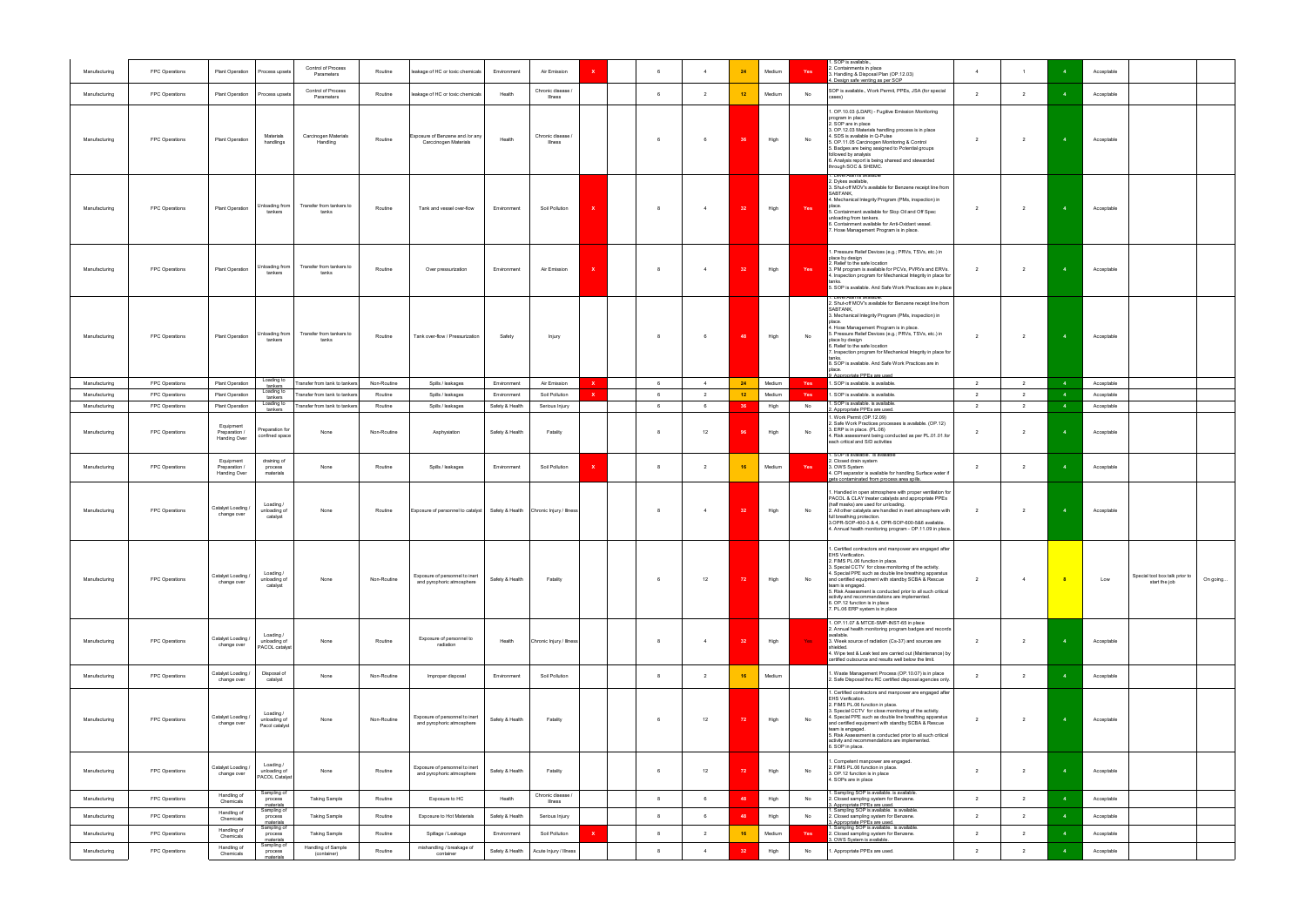| | | | | | | | | | | | | | | | | | | | | | | | |
|---|---|---|---|---|---|---|---|---|---|---|---|---|---|---|---|---|---|---|---|---|---|---|---|
| Manufacturing | FPC Operations | Plant Operation | Process upsets | Control of Process Parameters | Routine | leakage of HC or toxic chemicals | Environment | Air Emission | X | | 6 | 4 | 24 | Medium | Yes | 1. SOP is available.. 2. Containments in place 3. Handling & Disposal Plan (OP.12.03) 4. Design safe venting as per SOP | 4 | 1 | 4 | Acceptable | | |
| Manufacturing | FPC Operations | Plant Operation | Process upsets | Control of Process Parameters | Routine | leakage of HC or toxic chemicals | Health | Chronic disease / Illness | | | 6 | 2 | 12 | Medium | No | SOP is available., Work Permit, PPEs, JSA (for special cases) | 2 | 2 | 4 | Acceptable | | |
| Manufacturing | FPC Operations | Plant Operation | Materials handlings | Carcinogen Materials Handling | Routine | Exposure of Benzene and /or any Carcinogen Materials | Health | Chronic disease / Illness | | | 6 | 6 | 36 | High | No | 1. OP.10.03 (LDAR) - Fugitive Emission Monitoring program in place 2. SOP are in place 3. OP.12.03 Materials handling process is in place 4. SDS is available in Q-Pulse 5. OP.11.05 Carcinogen Monitoring & Control 5. Badges are being assigned to Potential groups followed by analysis 6. Analysis report is being shared and stewarded through SOC & SHEMC. | 2 | 2 | 4 | Acceptable | | |
| Manufacturing | FPC Operations | Plant Operation | Unloading from tankers | Transfer from tankers to tanks | Routine | Tank and vessel over-flow | Environment | Soil Pollution | X | | 8 | 4 | 32 | High | Yes | 1. Level Alarms available 2. Dykes available, 3. Shut-off MOV's available for Benzene receipt line from SABTANK, 4. Mechanical Integrity Program (PMs, inspection) in place. 5. Containment available for Slop Oil and Off Spec unloading from tankers. 6. Containment available for Anti-Oxidant vessel. 7. Hose Management Program is in place. | 2 | 2 | 4 | Acceptable | | |
| Manufacturing | FPC Operations | Plant Operation | Unloading from tankers | Transfer from tankers to tanks | Routine | Over pressurization | Environment | Air Emission | X | | 8 | 4 | 32 | High | Yes | 1. Pressure Relief Devices (e.g.; PRVs, TSVs, etc.) in place by design 2. Relief to the safe location 3. PM program is available for PCVs, PVRVs and ERVs. 4. Inspection program for Mechanical Integrity in place for tanks. 5. SOP is available. And Safe Work Practices are in place | 2 | 2 | 4 | Acceptable | | |
| Manufacturing | FPC Operations | Plant Operation | Unloading from tankers | Transfer from tankers to tanks | Routine | Tank over-flow / Pressurization | Safety | Injury | | | 8 | 6 | 48 | High | No | 1. Level Alarms available 2. Shut-off MOV's available for Benzene receipt line from SABTANK, 3. Mechanical Integrity Program (PMs, inspection) in place. 4. Hose Management Program is in place. 5. Pressure Relief Devices (e.g.; PRVs, TSVs, etc.) in place by design 6. Relief to the safe location 7. Inspection program for Mechanical Integrity in place for tanks. 8. SOP is available. And Safe Work Practices are in place. 9. Appropriate PPEs are used | 2 | 2 | 4 | Acceptable | | |
| Manufacturing | FPC Operations | Plant Operation | Loading to tankers | Transfer from tank to tankers | Non-Routine | Spills / leakages | Environment | Air Emission | X | | 6 | 4 | 24 | Medium | Yes | 1. SOP is available. is available. | 2 | 2 | 4 | Acceptable | | |
| Manufacturing | FPC Operations | Plant Operation | Loading to tankers | Transfer from tank to tankers | Routine | Spills / leakages | Environment | Soil Pollution | X | | 6 | 2 | 12 | Medium | Yes | 1. SOP is available. is available. | 2 | 2 | 4 | Acceptable | | |
| Manufacturing | FPC Operations | Plant Operation | Loading to tankers | Transfer from tank to tankers | Routine | Spills / leakages | Safety & Health | Serious Injury | | | 6 | 6 | 36 | High | No | 1. SOP is available. is available. 2. Appropriate PPEs are used. | 2 | 2 | 4 | Acceptable | | |
| Manufacturing | FPC Operations | Equipment Preparation / Handing Over | Preparation for confined space | None | Non-Routine | Asphyxiation | Safety & Health | Fatality | | | 8 | 12 | 96 | High | No | 1. Work Permit (OP.12.09) 2. Safe Work Practices processes is available. (OP.12) 3. ERP is in place. (PL.06) 4. Risk assessment being conducted as per PL.01.01 for each critical and S/D activities | 2 | 2 | 4 | Acceptable | | |
| Manufacturing | FPC Operations | Equipment Preparation / Handing Over | draining of process materials | None | Routine | Spills / leakages | Environment | Soil Pollution | X | | 8 | 2 | 16 | Medium | Yes | 1. SOP is available. is available 2. Closed drain system 3. OWS System 4. CPI separator is available for handling Surface water if gets contaminated from process area spills. | 2 | 2 | 4 | Acceptable | | |
| Manufacturing | FPC Operations | Catalyst Loading / change over | Loading / unloading of catalyst | None | Routine | Exposure of personnel to catalyst | Safety & Health | Chronic Injury / Illness | | | 8 | 4 | 32 | High | No | 1. Handled in open atmosphere with proper ventilation for PACOL & CLAY treater catalysts and appropriate PPEs (half masks) are used for unloading. 2. All other catalysts are handled in inert atmosphere with full breathing protection. 3.OPR-SOP-400-3 & 4, OPR-SOP-600-5&6 available. 4. Annual health monitoring program - OP.11.09 in place. | 2 | 2 | 4 | Acceptable | | |
| Manufacturing | FPC Operations | Catalyst Loading / change over | Loading / unloading of catalyst | None | Non-Routine | Exposure of personnel to inert and pyrophoric atmosphere | Safety & Health | Fatality | | | 6 | 12 | 72 | High | No | 1. Certified contractors and manpower are engaged after EHS Verification. 2. FIMS PL.06 function in place. 3. Special CCTV for close monitoring of the activity. 4. Special PPE such as double line breathing apparatus and certified equipment with standby SCBA & Rescue team is engaged. 5. Risk Assessment is conducted prior to all such critical activity and recommendations are implemented. 6. OP.12 function is in place 7. PL.06 ERP system is in place | 2 | 4 | 8 | Low | Special tool box talk prior to start the job | On going... |
| Manufacturing | FPC Operations | Catalyst Loading / change over | Loading / unloading of PACOL catalyst | None | Routine | Exposure of personnel to radiation | Health | Chronic Injury / Illness | | | 8 | 4 | 32 | High | Yes | 1. OP.11.07 & MTCE-SMP-INST-65 in place 2. Annual health monitoring program badges and records available. 3. Week source of radiation (Cs-37) and sources are shielded. 4. Wipe test & Leak test are carried out (Maintenance) by certified outsource and results well below the limit. | 2 | 2 | 4 | Acceptable | | |
| Manufacturing | FPC Operations | Catalyst Loading / change over | Disposal of catalyst | None | Non-Routine | Improper disposal | Environment | Soil Pollution | | | 8 | 2 | 16 | Medium | | 1. Waste Management Process (OP.10.07) is in place 2. Safe Disposal thru RC certified disposal agencies only. | 2 | 2 | 4 | Acceptable | | |
| Manufacturing | FPC Operations | Catalyst Loading / change over | Loading / unloading of Pacol catalyst | None | Non-Routine | Exposure of personnel to inert and pyrophoric atmosphere | Safety & Health | Fatality | | | 6 | 12 | 72 | High | No | 1. Certified contractors and manpower are engaged after EHS Verification. 2. FIMS PL.06 function in place. 3. Special CCTV for close monitoring of the activity. 4. Special PPE such as double line breathing apparatus and certified equipment with standby SCBA & Rescue team is engaged. 5. Risk Assessment is conducted prior to all such critical activity and recommendations are implemented. 6. SOP in place. | 2 | 2 | 4 | Acceptable | | |
| Manufacturing | FPC Operations | Catalyst Loading / change over | Loading / unloading of PACOL Catalyst | None | Routine | Exposure of personnel to inert and pyrophoric atmosphere | Safety & Health | Fatality | | | 6 | 12 | 72 | High | No | 1. Competent manpower are engaged. 2. FIMS PL.06 function in place. 3. OP.12 function is in place 4. SOPs are in place | 2 | 2 | 4 | Acceptable | | |
| Manufacturing | FPC Operations | Handling of Chemicals | Sampling of process materials | Taking Sample | Routine | Exposure to HC | Health | Chronic disease / Illness | | | 8 | 6 | 48 | High | No | 1. Sampling SOP is available. is available. 2. Closed sampling system for Benzene. 3. Appropriate PPEs are used. | 2 | 2 | 4 | Acceptable | | |
| Manufacturing | FPC Operations | Handling of Chemicals | Sampling of process materials | Taking Sample | Routine | Exposure to Hot Materials | Safety & Health | Serious Injury | | | 8 | 6 | 48 | High | No | 1. Sampling SOP is available. is available. 2. Closed sampling system for Benzene. 3. Appropriate PPEs are used. | 2 | 2 | 4 | Acceptable | | |
| Manufacturing | FPC Operations | Handling of Chemicals | Sampling of process materials | Taking Sample | Routine | Spillage / Leakage | Environment | Soil Pollution | X | | 8 | 2 | 16 | Medium | Yes | 1. Sampling SOP is available. is available. 2. Closed sampling system for Benzene. 3. OWS System is available. | 2 | 2 | 4 | Acceptable | | |
| Manufacturing | FPC Operations | Handling of Chemicals | Sampling of process materials | Handling of Sample (container) | Routine | mishandling / breakage of container | Safety & Health | Acute Injury / Illness | | | 8 | 4 | 32 | High | No | 1. Appropriate PPEs are used. | 2 | 2 | 4 | Acceptable | | |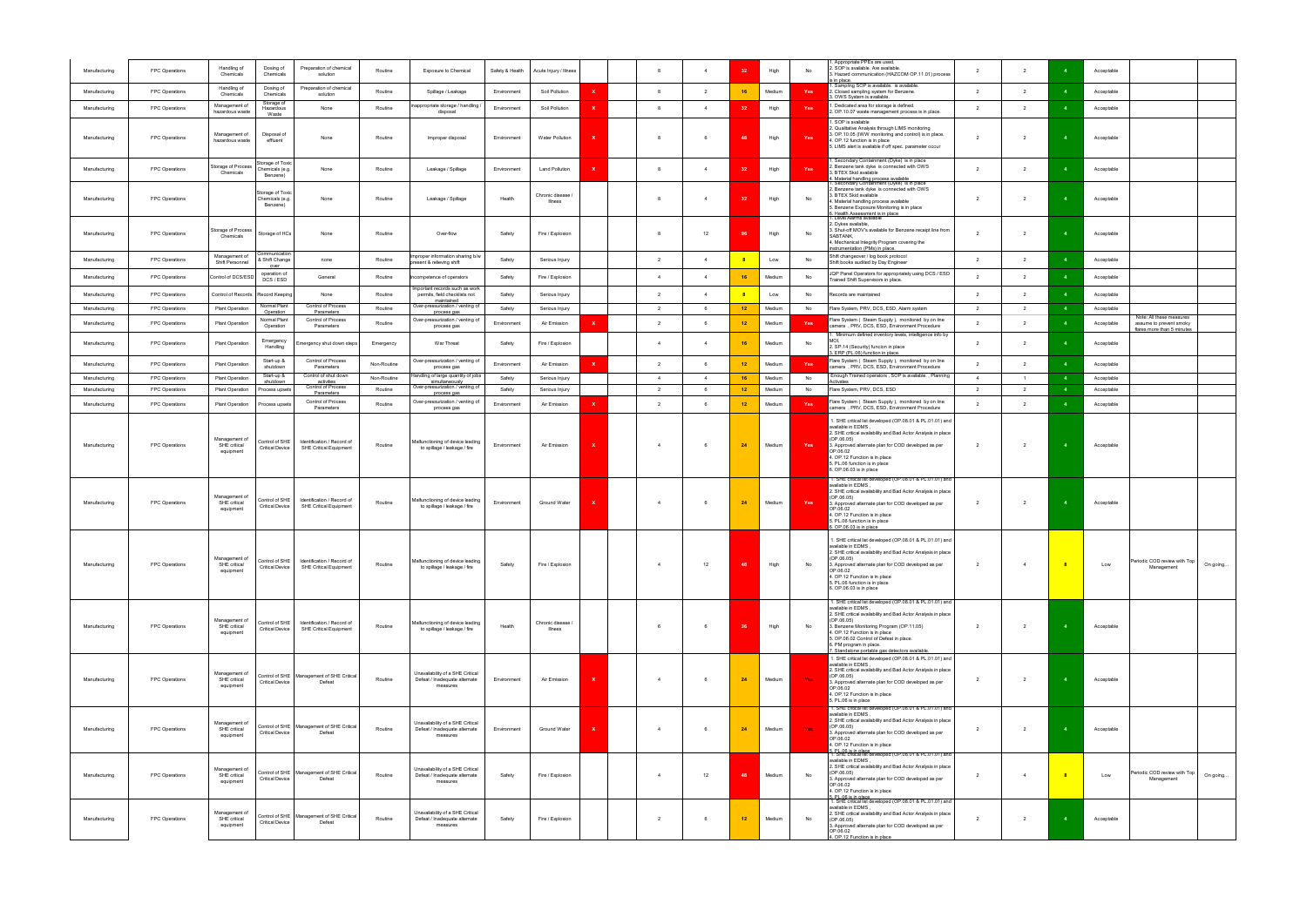| Manufacturing | FPC Operations | Handling of Chemicals | Dosing of Chemicals | Preparation of chemical solution | Routine | Exposure to Chemical | Safety & Health | Acute Injury / Illness | | | 8 | 4 | 32 | High | No | 1. Appropriate PPEs are used. 2. SOP is available. Are available. 3. Hazard communication (HAZCOM OP.11.01) process is in place. | 2 | 2 | 4 | Acceptable | | |
|---|---|---|---|---|---|---|---|---|---|---|---|---|---|---|---|---|---|---|---|---|---|---|
| Manufacturing | FPC Operations | Handling of Chemicals | Dosing of Chemicals | Preparation of chemical solution | Routine | Spillage / Leakage | Environment | Soil Pollution | X | | 8 | 2 | 16 | Medium | Yes | 1. Sampling SOP is available. is available. 2. Closed sampling system for Benzene. 3. OWS System is available. | 2 | 2 | 4 | Acceptable | | |
| Manufacturing | FPC Operations | Management of hazardous waste | Storage of Hazardous Waste | None | Routine | Inappropriate storage / handling / disposal | Environment | Soil Pollution | X | | 8 | 4 | 32 | High | Yes | 1. Dedicated area for storage is defined. 2. OP.10.07 waste management process is in place. | 2 | 2 | 4 | Acceptable | | |
| Manufacturing | FPC Operations | Management of hazardous waste | Disposal of effluent | None | Routine | Improper disposal | Environment | Water Pollution | X | | 8 | 6 | 48 | High | Yes | 1. SOP is available 2. Qualitative Analysis through LIMS monitoring 3. OP.10.05 (WW monitoring and control) is in place. 4. OP.12 function is in place 5. LIMS alert is available if off spec. parameter occur | 2 | 2 | 4 | Acceptable | | |
| Manufacturing | FPC Operations | Storage of Process Chemicals | Storage of Toxic Chemicals (e.g. Benzene) | None | Routine | Leakage / Spillage | Environment | Land Pollution | X | | 8 | 4 | 32 | High | Yes | 1. Secondary Containment (Dyke) is in place 2. Benzene tank dyke is connected with OWS 3. BTEX Skid available 4. Material handling process available | 2 | 2 | 4 | Acceptable | | |
| Manufacturing | FPC Operations | | Storage of Toxic Chemicals (e.g. Benzene) | None | Routine | Leakage / Spillage | Health | Chronic disease / Illness | | | 8 | 4 | 32 | High | No | 1. Secondary Containment (Dyke) is in place 2. Benzene tank dyke is connected with OWS 3. BTEX Skid available 4. Material handling process available 5. Benzene Exposure Monitoring is in place 6. Health Assessment is in place | 2 | 2 | 4 | Acceptable | | |
| Manufacturing | FPC Operations | Storage of Process Chemicals | Storage of HCs | None | Routine | Over-flow | Safety | Fire / Explosion | | | 8 | 12 | 96 | High | No | 1. Level Alarms available 2. Dykes available, 3. Shut-off MOV's available for Benzene receipt line from SABTANK, 4. Mechanical Integrity Program covering the instrumentation (PMs) in place. | 2 | 2 | 4 | Acceptable | | |
| Manufacturing | FPC Operations | Management of Shift Personnel | Communication & Shift Change over | none | Routine | Improper information sharing b/w present & relieving shift | Safety | Serious Injury | | | 2 | 4 | 8 | Low | No | Shift changeover / log book protocol Shift books audited by Day Engineer | 2 | 2 | 4 | Acceptable | | |
| Manufacturing | FPC Operations | Control of DCS/ESD | operation of DCS / ESD | General | Routine | Incompetence of operators | Safety | Fire / Explosion | | | 4 | 4 | 16 | Medium | No | JQP Panel Operators for appropriately using DCS / ESD Trained Shift Supervisors in place | 2 | 2 | 4 | Acceptable | | |
| Manufacturing | FPC Operations | Control of Records | Record Keeping | None | Routine | Important records such as work permits, field checklists not maintained | Safety | Serious Injury | | | 2 | 4 | 8 | Low | No | Records are maintained | 2 | 2 | 4 | Acceptable | | |
| Manufacturing | FPC Operations | Plant Operation | Normal Plant Operation | Control of Process Parameters | Routine | Over-pressurization / venting of process gas | Safety | Serious Injury | | | 2 | 6 | 12 | Medium | No | Flare System, PRV, DCS, ESD, Alarm system | 2 | 2 | 4 | Acceptable | | |
| Manufacturing | FPC Operations | Plant Operation | Normal Plant Operation | Control of Process Parameters | Routine | Over-pressurization / venting of process gas | Environment | Air Emission | X | | 2 | 6 | 12 | Medium | Yes | Flare System ( Steam Supply ), monitored by on line camera , PRV, DCS, ESD, Environment Procedure | 2 | 2 | 4 | Acceptable | Note: All these measures assume to prevent smoky flare more than 5 minutes | |
| Manufacturing | FPC Operations | Plant Operation | Emergency Handling | Emergency shut down steps | Emergency | War Threat | Safety | Fire / Explosion | | | 4 | 4 | 16 | Medium | No | 1. Minimum defined inventory levels, intelligence info by MOI, 2. SP.14 (Security) funcion in place 3. ERP (PL.05) function in place. | 2 | 2 | 4 | Acceptable | | |
| Manufacturing | FPC Operations | Plant Operation | Start-up & shutdown | Control of Process Parameters | Non-Routine | Over-pressurization / venting of process gas | Environment | Air Emission | X | | 2 | 6 | 12 | Medium | Yes | Flare System ( Steam Supply ), monitored by on line camera , PRV, DCS, ESD, Environment Procedure | 2 | 2 | 4 | Acceptable | | |
| Manufacturing | FPC Operations | Plant Operation | Start-up & shutdown | Control of shut down activities | Non-Routine | Handling of large quantity of jobs simultaneously | Safety | Serious Injury | | | 4 | 4 | 16 | Medium | No | Enough Trained operators , SOP is available , Planning Activates | 4 | 1 | 4 | Acceptable | | |
| Manufacturing | FPC Operations | Plant Operation | Process upsets | Control of Process Parameters | Routine | Over-pressurization / venting of process gas | Safety | Serious Injury | | | 2 | 6 | 12 | Medium | No | Flare System, PRV, DCS, ESD | 2 | 2 | 4 | Acceptable | | |
| Manufacturing | FPC Operations | Plant Operation | Process upsets | Control of Process Parameters | Routine | Over-pressurization / venting of process gas | Environment | Air Emission | X | | 2 | 6 | 12 | Medium | Yes | Flare System ( Steam Supply ), monitored by on line camera , PRV, DCS, ESD, Environment Procedure | 2 | 2 | 4 | Acceptable | | |
| Manufacturing | FPC Operations | Management of SHE critical equipment | Control of SHE Critical Device | Identification / Record of SHE Critical Equipment | Routine | Malfunctioning of device leading to spillage / leakage / fire | Environment | Air Emission | X | | 4 | 6 | 24 | Medium | Yes | 1. SHE critical list developed (OP.08.01 & PL.01.01) and available in EDMS , 2. SHE critical availability and Bad Actor Analysis in place (OP.06.05) 3. Approved alternate plan for COD developed as per OP.06.02 4. OP.12 Function is in place 5. PL.06 function is in place 6. OP.06.03 is in place | 2 | 2 | 4 | Acceptable | | |
| Manufacturing | FPC Operations | Management of SHE critical equipment | Control of SHE Critical Device | Identification / Record of SHE Critical Equipment | Routine | Malfunctioning of device leading to spillage / leakage / fire | Environment | Ground Water | X | | 4 | 6 | 24 | Medium | Yes | 1. SHE critical list developed (OP.08.01 & PL.01.01) and available in EDMS , 2. SHE critical availability and Bad Actor Analysis in place (OP.06.05) 3. Approved alternate plan for COD developed as per OP.06.02 4. OP.12 Function is in place 5. PL.06 function is in place 6. OP.06.03 is in place | 2 | 2 | 4 | Acceptable | | |
| Manufacturing | FPC Operations | Management of SHE critical equipment | Control of SHE Critical Device | Identification / Record of SHE Critical Equipment | Routine | Malfunctioning of device leading to spillage / leakage / fire | Safety | Fire / Explosion | | | 4 | 12 | 48 | High | No | 1. SHE critical list developed (OP.08.01 & PL.01.01) and available in EDMS , 2. SHE critical availability and Bad Actor Analysis in place (OP.06.05) 3. Approved alternate plan for COD developed as per OP.06.02 4. OP.12 Function is in place 5. PL.06 function is in place 6. OP.06.03 is in place | 2 | 4 | 8 | Low | Periodic COD review with Top Management | On going... |
| Manufacturing | FPC Operations | Management of SHE critical equipment | Control of SHE Critical Device | Identification / Record of SHE Critical Equipment | Routine | Malfunctioning of device leading to spillage / leakage / fire | Health | Chronic disease / Illness | | | 6 | 6 | 36 | High | No | 1. SHE critical list developed (OP.08.01 & PL.01.01) and available in EDMS , 2. SHE critical availability and Bad Actor Analysis in place (OP.06.05) 3. Benzene Monitoring Program (OP.11.05) 4. OP.12 Function is in place 5. OP.06.02 Control of Defeat in place. 6. PM program in place. 7. Standalone portable gas detectors available. | 2 | 2 | 4 | Acceptable | | |
| Manufacturing | FPC Operations | Management of SHE critical equipment | Control of SHE Critical Device | Management of SHE Critical Defeat | Routine | Unavailability of a SHE Critical Defeat / Inadequate alternate measures | Environment | Air Emission | X | | 4 | 6 | 24 | Medium | Yes | 1. SHE critical list developed (OP.08.01 & PL.01.01) and available in EDMS , 2. SHE critical availability and Bad Actor Analysis in place (OP.06.05) 3. Approved alternate plan for COD developed as per OP.06.02 4. OP.12 Function is in place 5. PL.06 is in place | 2 | 2 | 4 | Acceptable | | |
| Manufacturing | FPC Operations | Management of SHE critical equipment | Control of SHE Critical Device | Management of SHE Critical Defeat | Routine | Unavailability of a SHE Critical Defeat / Inadequate alternate measures | Environment | Ground Water | X | | 4 | 6 | 24 | Medium | Yes | 1. SHE critical list developed (OP.08.01 & PL.01.01) and available in EDMS , 2. SHE critical availability and Bad Actor Analysis in place (OP.06.05) 3. Approved alternate plan for COD developed as per OP.06.02 4. OP.12 Function is in place 5. PL.06 is in place | 2 | 2 | 4 | Acceptable | | |
| Manufacturing | FPC Operations | Management of SHE critical equipment | Control of SHE Critical Device | Management of SHE Critical Defeat | Routine | Unavailability of a SHE Critical Defeat / Inadequate alternate measures | Safety | Fire / Explosion | | | 4 | 12 | 48 | Medium | No | 1. SHE critical list developed (OP.08.01 & PL.01.01) and available in EDMS , 2. SHE critical availability and Bad Actor Analysis in place (OP.06.05) 3. Approved alternate plan for COD developed as per OP.06.02 4. OP.12 Function is in place 5. PL.06 is in place | 2 | 4 | 8 | Low | Periodic COD review with Top Management | On going... |
| Manufacturing | FPC Operations | Management of SHE critical equipment | Control of SHE Critical Device | Management of SHE Critical Defeat | Routine | Unavailability of a SHE Critical Defeat / Inadequate alternate measures | Safety | Fire / Explosion | | | 2 | 6 | 12 | Medium | No | 1. SHE critical list developed (OP.08.01 & PL.01.01) and available in EDMS , 2. SHE critical availability and Bad Actor Analysis in place (OP.06.05) 3. Approved alternate plan for COD developed as per OP.06.02 4. OP.12 Function is in place | 2 | 2 | 4 | Acceptable | | |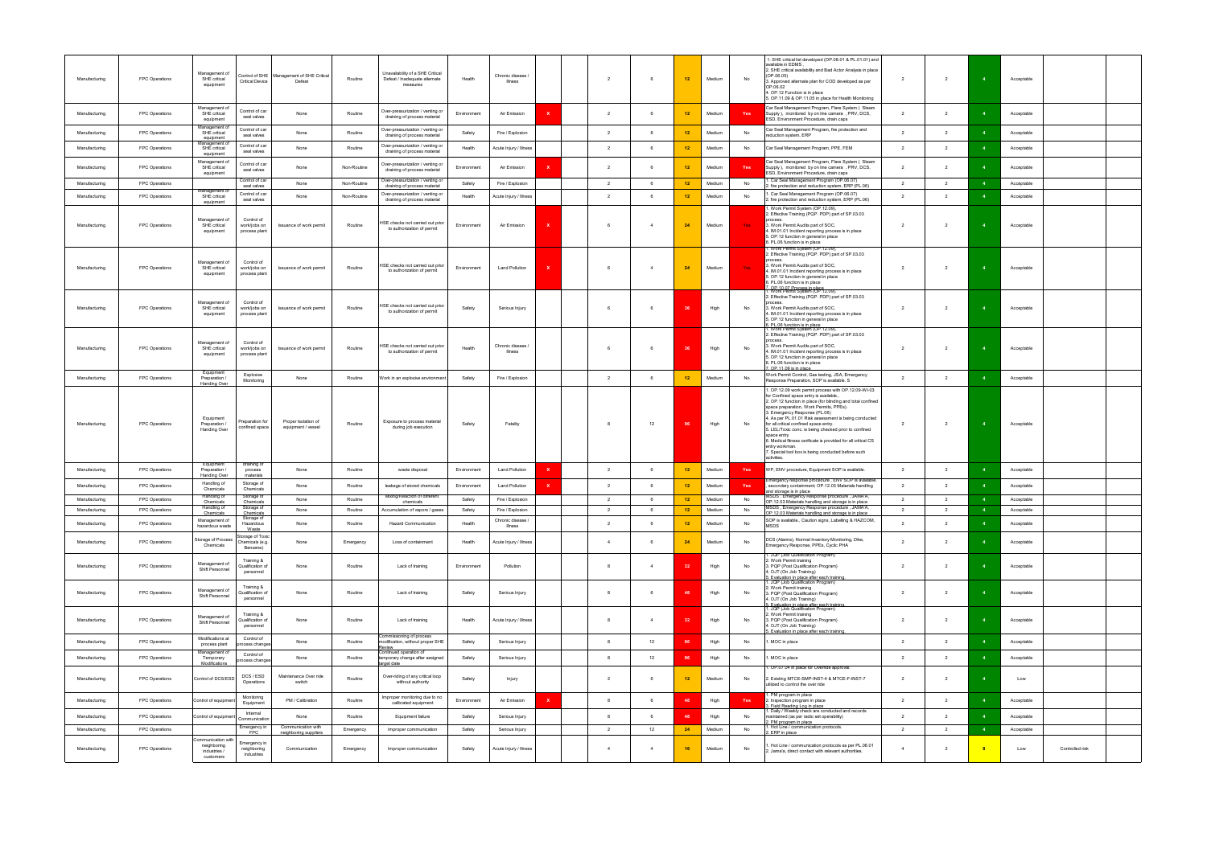| Manufacturing | FPC Operations | Management of SHE critical equipment | Control of SHE Critical Device | Management of SHE Critical Defeat | Routine | Unavailability of a SHE Critical Defeat / Inadequate alternate measures | Health | Chronic disease / Illness | | | 2 | 6 | 12 | Medium | No | 1. SHE critical list developed (OP.08.01 & PL.01.01) and available in EDMS , 2. SHE critical availability and Bad Actor Analysis in place (OP.06.05) 3. Approved alternate plan for COD developed as per OP.06.02 4. OP.12 Function is in place 5. OP.11.09 & OP.11.05 in place for Health Monitoring | 2 | 2 | 4 | Acceptable | | |
|---|---|---|---|---|---|---|---|---|---|---|---|---|---|---|---|---|---|---|---|---|---|---|
| Manufacturing | FPC Operations | Management of SHE critical equipment | Control of car seal valves | None | Routine | Over-pressurization / venting or draining of process material | Environment | Air Emission | X | | 2 | 6 | 12 | Medium | Yes | Car Seal Management Program, Flare System ( Steam Supply ), monitored by on line camera , PRV, DCS, ESD, Environment Procedure, drain caps | 2 | 2 | 4 | Acceptable | | |
| Manufacturing | FPC Operations | Management of SHE critical equipment | Control of car seal valves | None | Routine | Over-pressurization / venting or draining of process material | Safety | Fire / Explosion | | | 2 | 6 | 12 | Medium | No | Car Seal Management Program, fire protection and reduction system, ERP | 2 | 2 | 4 | Acceptable | | |
| Manufacturing | FPC Operations | Management of SHE critical equipment | Control of car seal valves | None | Routine | Over-pressurization / venting or draining of process material | Health | Acute Injury / Illness | | | 2 | 6 | 12 | Medium | No | Car Seal Management Program, PPE, FEM | 2 | 2 | 4 | Acceptable | | |
| Manufacturing | FPC Operations | Management of SHE critical equipment | Control of car seal valves | None | Non-Routine | Over-pressurization / venting or draining of process material | Environment | Air Emission | X | | 2 | 6 | 12 | Medium | Yes | Car Seal Management Program, Flare System ( Steam Supply ), monitored by on line camera , PRV, DCS, ESD, Environment Procedure, drain caps | 2 | 2 | 4 | Acceptable | | |
| Manufacturing | FPC Operations | Management of SHE critical equipment | Control of car seal valves | None | Non-Routine | Over-pressurization / venting or draining of process material | Safety | Fire / Explosion | | | 2 | 6 | 12 | Medium | No | 1. Car Seal Management Program (OP.06.07) 2. fire protection and reduction system, ERP (PL.06) | 2 | 2 | 4 | Acceptable | | |
| Manufacturing | FPC Operations | Management of SHE critical equipment | Control of car seal valves | None | Non-Routine | Over-pressurization / venting or draining of process material | Health | Acute Injury / Illness | | | 2 | 6 | 12 | Medium | No | 1. Car Seal Management Program (OP.06.07) 2. fire protection and reduction system, ERP (PL.06) | 2 | 2 | 4 | Acceptable | | |
| Manufacturing | FPC Operations | Management of SHE critical equipment | Control of work/jobs on process plant | Issuance of work permit | Routine | HSE checks not carried out prior to authorization of permit | Environment | Air Emission | X | | 6 | 4 | 24 | Medium | Yes | 1. Work Permit System (OP.12.09), 2. Effective Training (PQP, PDP) part of SP.03.03 process. 3. Work Permit Audits part of SOC, 4. IM.01.01 Incident reporting process is in place 5. OP.12 function in general in place 6. PL.06 function is in place | 2 | 2 | 4 | Acceptable | | |
| Manufacturing | FPC Operations | Management of SHE critical equipment | Control of work/jobs on process plant | Issuance of work permit | Routine | HSE checks not carried out prior to authorization of permit | Environment | Land Pollution | X | | 6 | 4 | 24 | Medium | Yes | 1. Work Permit System (OP.12.09), 2. Effective Training (PQP, PDP) part of SP.03.03 process. 3. Work Permit Audits part of SOC, 4. IM.01.01 Incident reporting process is in place 5. OP.12 function in general in place 6. PL.06 function is in place 7. OP.10.07 Process in place | 2 | 2 | 4 | Acceptable | | |
| Manufacturing | FPC Operations | Management of SHE critical equipment | Control of work/jobs on process plant | Issuance of work permit | Routine | HSE checks not carried out prior to authorization of permit | Safety | Serious Injury | | | 6 | 6 | 36 | High | No | 1. Work Permit System (OP.12.09), 2. Effective Training (PQP, PDP) part of SP.03.03 process. 3. Work Permit Audits part of SOC, 4. IM.01.01 Incident reporting process is in place 5. OP.12 function in general in place 6. PL.06 function is in place | 2 | 2 | 4 | Acceptable | | |
| Manufacturing | FPC Operations | Management of SHE critical equipment | Control of work/jobs on process plant | Issuance of work permit | Routine | HSE checks not carried out prior to authorization of permit | Health | Chronic disease / Illness | | | 6 | 6 | 36 | High | No | 1. Work Permit System (OP.12.09), 2. Effective Training (PQP, PDP) part of SP.03.03 process. 3. Work Permit Audits part of SOC, 4. IM.01.01 Incident reporting process is in place 5. OP.12 function in general in place 6. PL.06 function is in place 7. OP.11.09 is in place | 2 | 2 | 4 | Acceptable | | |
| Manufacturing | FPC Operations | Equipment Preparation / Handing Over | Explosive Monitoring | None | Routine | Work in an explosive environment | Safety | Fire / Explosion | | | 2 | 6 | 12 | Medium | No | Work Permit Control, Gas testing, JSA, Emergency Response Preparation, SOP is available. S | 2 | 2 | 4 | Acceptable | | |
| Manufacturing | FPC Operations | Equipment Preparation / Handing Over | Preparation for confined space | Proper isolation of equipment / vessel | Routine | Exposure to process material during job execution | Safety | Fatality | | | 8 | 12 | 96 | High | No | 1. OP.12.09 work permit process with OP.12.09-WI-03 for Confined space entry is available. 2. OP.12 function in place (for blinding and total confined space preparation, Work Permits, PPEs). 3. Emergency Response (PL.06) 4. As per PL.01.01 Risk assessment is being conducted for all critical confined space entry. 5. LEL/Toxic conc. is being checked prior to confined space entry. 6. Medical fitness certificate is provided for all critical CS entry workman. 7. Special tool box is being conducted before such activities. | 2 | 2 | 4 | Acceptable | | |
| Manufacturing | FPC Operations | Equipment Preparation / Handing Over | Draining of process materials | None | Routine | waste disposal | Environment | Land Pollution | X | | 2 | 6 | 12 | Medium | Yes | WP, ENV procedure, Equipment SOP is available. | 2 | 2 | 4 | Acceptable | | |
| Manufacturing | FPC Operations | Handling of Chemicals | Storage of Chemicals | None | Routine | leakage of stored chemicals | Environment | Land Pollution | X | | 2 | 6 | 12 | Medium | Yes | Emergency response procedure , ENV SOP is available. , secondary containment, OP.12.03 Materials handling and storage is in place | 2 | 2 | 4 | Acceptable | | |
| Manufacturing | FPC Operations | Handling of Chemicals | Storage of Chemicals | None | Routine | Mixing/reaction of different chemicals | Safety | Fire / Explosion | | | 2 | 6 | 12 | Medium | No | MSDS , Emergency Response procedure , JAMA A, OP.12.03 Materials handling and storage is in place | 2 | 2 | 4 | Acceptable | | |
| Manufacturing | FPC Operations | Handling of Chemicals | Storage of Chemicals | None | Routine | Accumulation of vapors / gases | Safety | Fire / Explosion | | | 2 | 6 | 12 | Medium | No | MSDS , Emergency Response procedure , JAMA A, OP.12.03 Materials handling and storage is in place | 2 | 2 | 4 | Acceptable | | |
| Manufacturing | FPC Operations | Management of hazardous waste | Storage of Hazardous Waste | None | Routine | Hazard Communication | Health | Chronic disease / Illness | | | 2 | 6 | 12 | Medium | No | SOP is available, Caution signs, Labelling & HAZCOM, MSDS | 2 | 2 | 4 | Acceptable | | |
| Manufacturing | FPC Operations | Storage of Process Chemicals | Storage of Toxic Chemicals (e.g. Benzene) | None | Emergency | Loss of containment | Health | Acute Injury / Illness | | | 4 | 6 | 24 | Medium | No | DCS (Alarms), Normal Inventory Monitoring, Dike, Emergency Response, PPEs, Cyclic PHA | 2 | 2 | 4 | Acceptable | | |
| Manufacturing | FPC Operations | Management of Shift Personnel | Training & Qualification of personnel | None | Routine | Lack of training | Environment | Pollution | | | 8 | 4 | 32 | High | No | 1. JQP (Job Qualification Program) 2. Work Permit training 3. PQP (Post Qualification Program) 4. OJT (On Job Training) 5. Evaluation in place after each training. | 2 | 2 | 4 | Acceptable | | |
| Manufacturing | FPC Operations | Management of Shift Personnel | Training & Qualification of personnel | None | Routine | Lack of training | Safety | Serious Injury | | | 8 | 6 | 48 | High | No | 1. JQP (Job Qualification Program) 2. Work Permit training 3. PQP (Post Qualification Program) 4. OJT (On Job Training) 5. Evaluation in place after each training. | 2 | 2 | 4 | Acceptable | | |
| Manufacturing | FPC Operations | Management of Shift Personnel | Training & Qualification of personnel | None | Routine | Lack of training | Health | Acute Injury / Illness | | | 8 | 4 | 32 | High | No | 1. JQP (Job Qualification Program) 2. Work Permit training 3. PQP (Post Qualification Program) 4. OJT (On Job Training) 5. Evaluation in place after each training. | 2 | 2 | 4 | Acceptable | | |
| Manufacturing | FPC Operations | Modifications at process plant | Control of process changes | None | Routine | Commissioning of process modification, without proper SHE Review | Safety | Serious Injury | | | 8 | 12 | 96 | High | No | 1. MOC in place | 2 | 2 | 4 | Acceptable | | |
| Manufacturing | FPC Operations | Management of Temporary Modifications | Control of process changes | None | Routine | Continued operation of temporary change after assigned target date | Safety | Serious Injury | | | 8 | 12 | 96 | High | No | 1. MOC in place | 2 | 2 | 4 | Acceptable | | |
| Manufacturing | FPC Operations | Control of DCS/ESD | DCS / ESD Operations | Maintenance Over ride switch | Routine | Over-riding of any critical loop without authority | Safety | Injury | | | 2 | 6 | 12 | Medium | No | 1. OP.07.04 in place for Override approval. 2. Existing MTCE-SMP-INST-4 & MTCE-F-INST-7 utilized to control the over ride | 2 | 2 | 4 | Low | | |
| Manufacturing | FPC Operations | Control of equipment | Monitoring Equipment | PM / Calibration | Routine | Improper monitoring due to no calibrated equipment | Environment | Air Emission | X | | 8 | 6 | 48 | High | Yes | 1. PM program in place 2. Inspection program in place 3. Field Reading Log in place | 2 | 2 | 4 | Acceptable | | |
| Manufacturing | FPC Operations | Control of equipment | Internal Communication | None | Routine | Equipment failure | Safety | Serious Injury | | | 8 | 6 | 48 | High | No | 1. Daily / Weekly check are conducted and records maintained (as per radio set operability) 2. PM program in place | 2 | 2 | 4 | Acceptable | | |
| Manufacturing | FPC Operations | | Emergency in FPC | Communication with neighboring suppliers | Emergency | Improper communication | Safety | Serious Injury | | | 2 | 12 | 24 | Medium | No | 1. Hot Line / communication protocols. 2. ERP in place | 2 | 2 | 4 | Acceptable | | |
| Manufacturing | FPC Operations | Communication with neighboring industries / customers | Emergency in neighboring industries | Communication | Emergency | Improper communication | Safety | Acute Injury / Illness | | | 4 | 4 | 16 | Medium | No | 1. Hot Line / communication protocols as per PL.06.01 2. Jama's, direct contact with relevant authorities. | 4 | 2 | 8 | Low | Controlled risk | |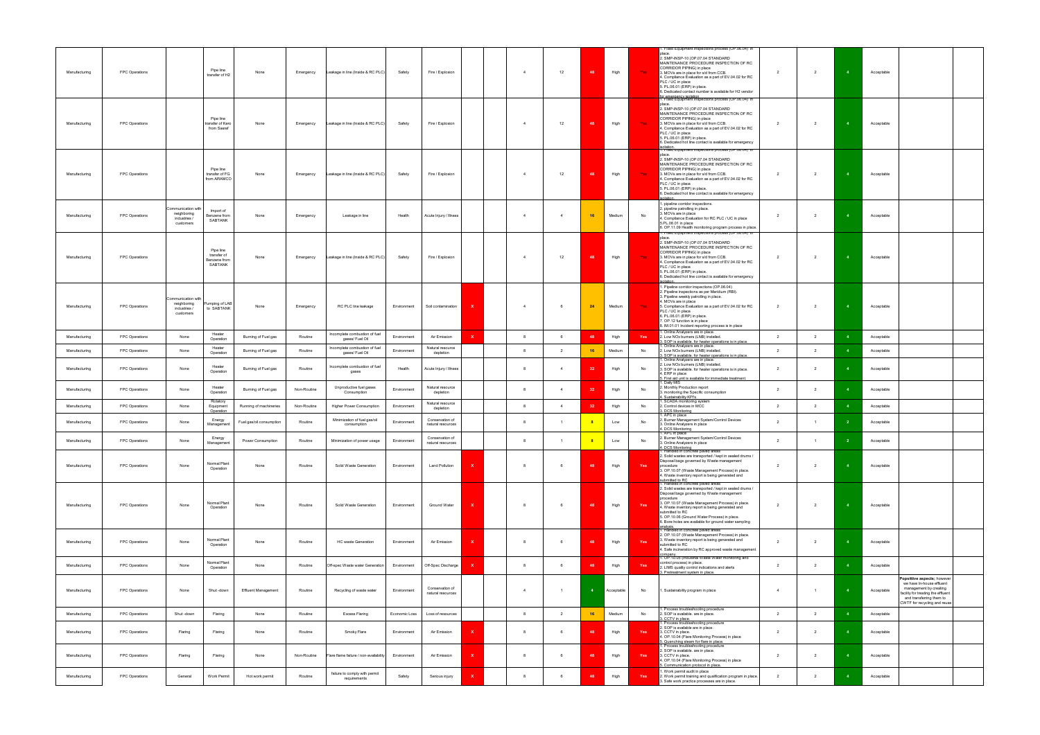| | | | | | | | | | | | | | | | | | | | | | | |
|---|---|---|---|---|---|---|---|---|---|---|---|---|---|---|---|---|---|---|---|---|---|---|
| Manufacturing | FPC Operations | | Pipe line transfer of H2 | None | Emergency | Leakage in line (Inside & RC PLC) | Safety | Fire / Explosion | | | 4 | 12 | 48 | High | Yes | 1. Field Equipment inspections process (OP.06.04) in place.<br>2. SMP-INSP-10 (OP.07.04 STANDARD MAINTENANCE PROCEDURE INSPECTION OF RC CORRIDOR PIPING) in place<br>3. MOVs are in place for isl from CCB.<br>4. Compliance Evaluation as a part of EV.04.02 for RC PLC / UC in place<br>5. PL.06.01 (ERP) in place.<br>6. Dedicated contact number is available for H2 vendor for emergency isolation | 2 | 2 | 4 | Acceptable | | |
| Manufacturing | FPC Operations | | Pipe line transfer of Kero from Saaref | None | Emergency | Leakage in line (Inside & RC PLC) | Safety | Fire / Explosion | | | 4 | 12 | 48 | High | Yes | 1. Field Equipment inspections process (OP.06.04) in place.<br>2. SMP-INSP-10 (OP.07.04 STANDARD MAINTENANCE PROCEDURE INSPECTION OF RC CORRIDOR PIPING) in place<br>3. MOVs are in place for isl from CCB.<br>4. Compliance Evaluation as a part of EV.04.02 for RC PLC / UC in place<br>5. PL.06.01 (ERP) in place.<br>6. Dedicated hot line contact is available for emergency isolation. | 2 | 2 | 4 | Acceptable | | |
| Manufacturing | FPC Operations | | Pipe line transfer of FG from ARAMCO | None | Emergency | Leakage in line (Inside & RC PLC) | Safety | Fire / Explosion | | | 4 | 12 | 48 | High | Yes | 1. Field Equipment inspections process (OP.06.04) in place.<br>2. SMP-INSP-10 (OP.07.04 STANDARD MAINTENANCE PROCEDURE INSPECTION OF RC CORRIDOR PIPING) in place<br>3. MOVs are in place for isl from CCB.<br>4. Compliance Evaluation as a part of EV.04.02 for RC PLC / UC in place<br>5. PL.06.01 (ERP) in place.<br>6. Dedicated hot line contact is available for emergency isolation. | 2 | 2 | 4 | Acceptable | | |
| Manufacturing | FPC Operations | Communication with neighboring industries / customers | Import of Benzene from SABTANK | None | Emergency | Leakage in line | Health | Acute Injury / Illness | | | 4 | 4 | 16 | Medium | No | 1. pipeline corridor inspections.<br>2. pipeline patrolling in place.<br>3. MOVs are in place<br>4. Compliance Evaluation for RC PLC / UC in place<br>5.PL.06.01 in place<br>6. OP.11.09 Health monitoring program process in place. | 2 | 2 | 4 | Acceptable | | |
| Manufacturing | FPC Operations | | Pipe line transfer of Benzene from SABTANK | None | Emergency | Leakage in line (Inside & RC PLC) | Safety | Fire / Explosion | | | 4 | 12 | 48 | High | Yes | 1. Field Equipment inspections process (OP.06.04) in place.<br>2. SMP-INSP-10 (OP.07.04 STANDARD MAINTENANCE PROCEDURE INSPECTION OF RC CORRIDOR PIPING) in place<br>3. MOVs are in place for isl from CCB.<br>4. Compliance Evaluation as a part of EV.04.02 for RC PLC / UC in place<br>5. PL.06.01 (ERP) in place.<br>6. Dedicated hot line contact is available for emergency isolation. | 2 | 2 | 4 | Acceptable | | |
| Manufacturing | FPC Operations | Communication with neighboring industries / customers | Pumping of LAB to SABTANK | None | Emergency | RC PLC line leakage | Environment | Soil contamination | X | | 4 | 6 | 24 | Medium | Yes | 1. Pipeline corridor inspections (OP.06.04)<br>2. Pipeline inspections as per Meridium (RBI).<br>3. Pipeline weekly patrolling in place.<br>4. MOVs are in place<br>5. Compliance Evaluation as a part of EV.04.02 for RC PLC / UC in place<br>6. PL.06.01 (ERP) in place.<br>7. OP.12 function is in place<br>8. IM.01.01 Incident reporting process is in place | 2 | 2 | 4 | Acceptable | | |
| Manufacturing | FPC Operations | None | Heater Operation | Burning of Fuel gas | Routine | Incomplete combustion of fuel gases/ Fuel Oil | Environment | Air Emission | X | | 8 | 6 | 48 | High | Yes | 1. Online Analyzers are in place.<br>2. Low NOx burners (LNB) installed.<br>3. SOP is available. for heater operations is in place. | 2 | 2 | 4 | Acceptable | | |
| Manufacturing | FPC Operations | None | Heater Operation | Burning of Fuel gas | Routine | Incomplete combustion of fuel gases/ Fuel Oil | Environment | Natural resource depletion | | | 8 | 2 | 16 | Medium | No | 1. Online Analyzers are in place.<br>2. Low NOx burners (LNB) installed.<br>3. SOP is available. for heater operations is in place. | 2 | 2 | 4 | Acceptable | | |
| Manufacturing | FPC Operations | None | Heater Operation | Burning of Fuel gas | Routine | Incomplete combustion of fuel gases | Health | Acute Injury / Illness | | | 8 | 4 | 32 | High | No | 1. Online Analyzers are in place.<br>2. Low NOx burners (LNB) installed.<br>3. SOP is available. for heater operations is in place.<br>4. ERP in place<br>5. First aid unit is available for immediate treatment. | 2 | 2 | 4 | Acceptable | | |
| Manufacturing | FPC Operations | None | Heater Operation | Burning of Fuel gas | Non-Routine | Unproductive fuel gases Consumption | Environment | Natural resource depletion | | | 8 | 4 | 32 | High | No | 1. Daily MB<br>2. Monthly Production report<br>3. monitoring the Specific consumption<br>4. Sustainability KPTs | 2 | 2 | 4 | Acceptable | | |
| Manufacturing | FPC Operations | None | Rotatory Equipment Operation | Running of machineries | Non-Routine | Higher Power Consumption | Environment | Natural resource depletion | | | 8 | 4 | 32 | High | No | 1. SCADA monitoring system<br>2. Control devices in MCC<br>3. DCS Monitoring | 2 | 2 | 4 | Acceptable | | |
| Manufacturing | FPC Operations | None | Energy Management | Fuel gas/oil consumption | Routine | Minimization of fuel gas/oil consumption | Environment | Conservation of natural resources | | | 8 | 1 | 8 | Low | No | 1. APC in place<br>2. Burner Management System/Control Devices<br>3. Online Analyzers in place<br>4. DCS Monitoring | 2 | 1 | 2 | Acceptable | | |
| Manufacturing | FPC Operations | None | Energy Management | Power Consumption | Routine | Minimization of power usage | Environment | Conservation of natural resources | | | 8 | 1 | 8 | Low | No | 1. APC in place<br>2. Burner Management System/Control Devices<br>3. Online Analyzers in place<br>4. DCS Monitoring | 2 | 1 | 2 | Acceptable | | |
| Manufacturing | FPC Operations | None | Normal Plant Operation | None | Routine | Solid Waste Generation | Environment | Land Pollution | X | | 8 | 6 | 48 | High | Yes | 1. Handled in concrete paved areas<br>2. Solid wastes are transported / kept in sealed drums / Disposal bags governed by Waste management procedure<br>3. OP.10.07 (Waste Management Process) in place.<br>4. Waste inventory report is being generated and submitted to RC | 2 | 2 | 4 | Acceptable | | |
| Manufacturing | FPC Operations | None | Normal Plant Operation | None | Routine | Solid Waste Generation | Environment | Ground Water | X | | 8 | 6 | 48 | High | Yes | 1. Handled in concrete paved areas<br>2. Solid wastes are transported / kept in sealed drums / Disposal bags governed by Waste management procedure<br>3. OP.10.07 (Waste Management Process) in place.<br>4. Waste inventory report is being generated and submitted to RC<br>5. OP.10.08 (Ground Water Process) in place.<br>6. Bore holes are available for ground water sampling analysis. | 2 | 2 | 4 | Acceptable | | |
| Manufacturing | FPC Operations | None | Normal Plant Operation | None | Routine | HC waste Generation | Environment | Air Emission | X | | 8 | 6 | 48 | High | Yes | 1. Handled in concrete paved areas<br>2. OP.10.07 (Waste Management Process) in place.<br>3. Waste inventory report is being generated and submitted to RC<br>4. Safe incineration by RC approved waste management company. | 2 | 2 | 4 | Acceptable | | |
| Manufacturing | FPC Operations | None | Normal Plant Operation | None | Routine | Off-spec Waste water Generation | Environment | Off-Spec Discharge | X | | 8 | 6 | 48 | High | Yes | 1. OP.10.05 (Industrial Waste Water monitoring and control process) in place.<br>2. LIMS quality control indications and alerts<br>3. Pretreatment system in place. | 2 | 2 | 4 | Acceptable | | |
| Manufacturing | FPC Operations | None | Shut -down | Effluent Management | Routine | Recycling of waste water | Environment | Conservation of natural resources | | | 4 | 1 | 4 | Acceptable | No | 1. Sustainability program in place | 4 | 1 | 4 | Acceptable | Popsitive aspects; however we have In-house effluent management by creating facility for treating the effluent and transferring them to CWTF for recycling and reuse | |
| Manufacturing | FPC Operations | Shut -down | Flaring | None | Routine | Excess Flaring | Economic Loss | Loss of resources | | | 8 | 2 | 16 | Medium | No | 1. Process troubleshooting procedure<br>2. SOP is available. are in place.<br>3. CCTV in place. | 2 | 2 | 4 | Acceptable | | |
| Manufacturing | FPC Operations | Flaring | Flaring | None | Routine | Smoky Flare | Environment | Air Emission | X | | 8 | 6 | 48 | High | Yes | 1. Process troubleshooting procedure<br>2. SOP is available are in place.<br>3. CCTV in place.<br>4. OP.10.04 (Flare Monitoring Process) in place<br>5. Quenching steam for flare in place. | 2 | 2 | 4 | Acceptable | | |
| Manufacturing | FPC Operations | Flaring | Flaring | None | Non-Routine | Flare flame failure / non-availability | Environment | Air Emission | X | | 8 | 6 | 48 | High | Yes | 1. Process troubleshooting procedure<br>2. SOP is available. are in place.<br>3. CCTV in place.<br>4. OP.10.04 (Flare Monitoring Process) in place<br>5. Communication protocol in place. | 2 | 2 | 4 | Acceptable | | |
| Manufacturing | FPC Operations | General | Work Permit | Hot work permit | Routine | failure to comply with permit requirements | Safety | Serious injury | X | | 8 | 6 | 48 | High | Yes | 1. Work permit audit in place<br>2. Work permit training and qualification program in place.<br>3. Safe work practice processes are in place. | 2 | 2 | 4 | Acceptable | | |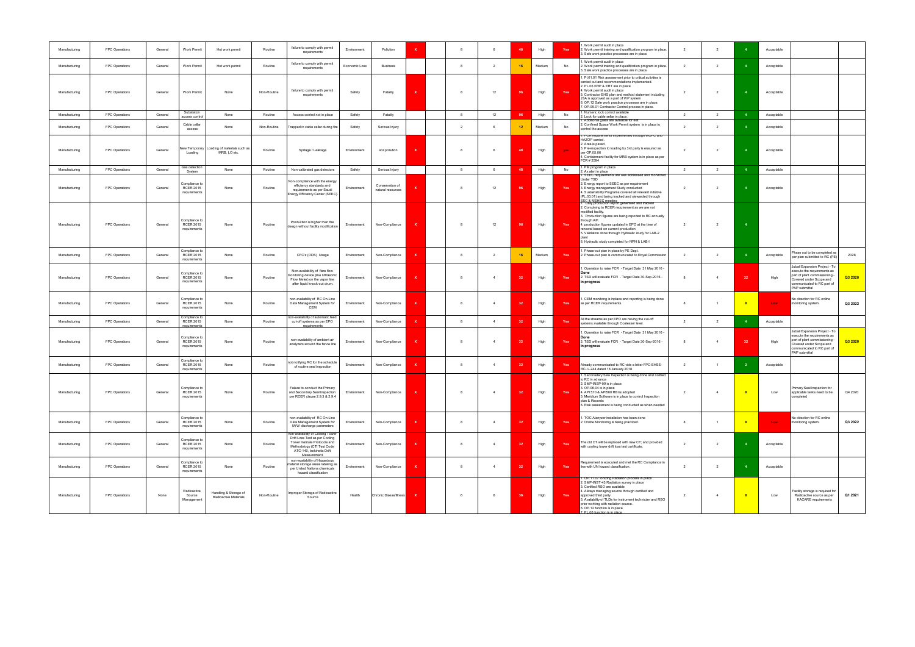| Manufacturing | FPC Operations | General | Work Permit | Hot work permit | Routine | failure to comply with permit requirements | Environment | Pollution | X | | 8 | 6 | 48 | High | Yes | 1. Work permit audit in place<br>2. Work permit training and qualification program in place.<br>3. Safe work practice processes are in place. | 2 | 2 | 4 | Acceptable | | |
|---|---|---|---|---|---|---|---|---|---|---|---|---|---|---|---|---|---|---|---|---|---|---|
| Manufacturing | FPC Operations | General | Work Permit | Hot work permit | Routine | failure to comply with permit requirements | Economic Loss | Business | | | 8 | 2 | 16 | Medium | No | 1. Work permit audit in place<br>2. Work permit training and qualification program in place.<br>3. Safe work practice processes are in place. | 2 | 2 | 4 | Acceptable | | |
| Manufacturing | FPC Operations | General | Work Permit | None | Non-Routine | failure to comply with permit requirements | Safety | Fatality | X | | 8 | 12 | 96 | High | Yes | 1. P101.01 Risk assessment prior to critical activities is carried out and recommendations implemented.<br>2. PL.06 ERP & ERT are in place<br>4. Work permit audit in place<br>5. Contractor EHS plan and method statement including JSA is approved as a part of WP system<br>6. OP.12 Safe work practice processes are in place.<br>7. OP.09.01 Contractor Control process in place. | 2 | 2 | 4 | Acceptable | | |
| Manufacturing | FPC Operations | General | Substation access control | None | Routine | Access control not in place | Safety | Fatality | | | 8 | 12 | 96 | High | No | 1. Numeric lock control available<br>2. Lock for cable cellar in place. | 2 | 2 | 4 | Acceptable | | |
| Manufacturing | FPC Operations | General | Cable cellar access | None | Non-Routine | Trapped in cable cellar during fire | Safety | Serious Injury | | | 2 | 6 | 12 | Medium | No | 1. Additional gates are available for exit<br>2. Confined Space Work Permit system is in place to control the access | 2 | 2 | 4 | Acceptable | | |
| Manufacturing | FPC Operations | General | New Temporary Loading | Loading of materials such as MRB, LO etc. | Routine | Spillage / Leakage | Environment | soil pollution | X | | 8 | 6 | 48 | High | yes | 1. FCR requirements implemented through MOFC and HAZOP carried.<br>2. Area is paved.<br>3. Pre-inspection to loading by 3rd party is ensured as per OP.05.06<br>4. Containment facility for MRB system is in place as per FCR # 2504 | 2 | 2 | 4 | Acceptable | | |
| Manufacturing | FPC Operations | General | Gas detection System | None | Routine | Non-calibrated gas detectors | Safety | Serious Injury | | | 8 | 6 | 48 | High | No | 1. PM program in place<br>2. As alert in place | 2 | 2 | 4 | Acceptable | | |
| Manufacturing | FPC Operations | General | Compliance to RCER 2015 requirements | None | Routine | Non-compliance with the energy efficiency standards and requirements as per Saudi Energy Efficiency Center (SEEC). | Environment | Conservation of natural resources | X | | 8 | 12 | 96 | High | Yes | 1. SEEC requirements are well addressed and monitored Under TSD<br>2. Energy report to SEEC as per requirement<br>3. Energy management Study conducted<br>4. Sustainability Programs covered all relevant initiative (PL.03.01) and being tracked and stewarded through PSC & MSHEC meeting | 2 | 2 | 4 | Acceptable | | |
| Manufacturing | FPC Operations | General | Compliance to RCER 2015 requirements | None | Routine | Production is higher than the design without facility modification | Environment | Non-Compliance | X | | 8 | 12 | 96 | High | Yes | 1. Daily production report generated and tracked<br>2. Complying to RCER requirement as we are not modified facility.<br>3.. Production figures are being reported to RC annually through AIF.<br>4. production figures updated in EPO at the time of renewal based on current production<br>5. Validation done through Hydraulic study for LAB-2 plant<br>6. Hydraulic study completed for NPN & LAB-I | 2 | 2 | 4 | | | |
| Manufacturing | FPC Operations | General | Compliance to RCER 2015 requirements | None | Routine | CFC's (ODS) Usage | Environment | Non-Compliance | X | | 8 | 2 | 16 | Medium | Yes | 1. Phase-out plan in place by PE Dept.<br>2. Phase-out plan is communicated to Royal Commission | 2 | 2 | 4 | Acceptable | Phase out to be completed as per plan submitted to RC (PE) | 2028 |
| Manufacturing | FPC Operations | General | Compliance to RCER 2015 requirements | None | Routine | Non-availability of flare flow monitoring device (like Ultrasonic Flow Meter) on the vapor line after liquid knock-out drum. | Environment | Non-Compliance | X | | 8 | 4 | 32 | High | Yes | 1. Operation to raise FCR - Target Date 31 May 2016 - **Done**<br>2. TSD will evaluate FCR - Target Date 30-Sep-2016 - **In progress** | 8 | 4 | 32 | High | Jubail Expansion Project - To execute the requirements as part of plant commissioning - Covered under Scope and communicated to RC part of PAP submittal | Q3 2020 |
| Manufacturing | FPC Operations | General | Compliance to RCER 2015 requirements | None | Routine | non-availability of RC On-Line Data Management System for CEM | Environment | Non-Compliance | X | | 8 | 4 | 32 | High | Yes | 1. CEM monitoring is inplace and reporting is being done as per RCER requirements. | 8 | 1 | 8 | Low | No direction for RC online monitoring system. | Q3 2022 |
| Manufacturing | FPC Operations | General | Compliance to RCER 2015 requirements | None | Routine | non-availability of automatic feed cut-off systems as per EPO requirements | Environment | Non-Compliance | X | | 8 | 4 | 32 | High | Yes | All the streams as per EPO are having the cut-off systems available through Coalesser level. | 2 | 2 | 4 | Acceptable | | |
| Manufacturing | FPC Operations | General | Compliance to RCER 2015 requirements | None | Routine | non-availability of ambient air analyzers around the fence line | Environment | Non-Compliance | X | | 8 | 4 | 32 | High | Yes | 1. Operation to raise FCR - Target Date 31 May 2016 - **Done**<br>2. TSD will evaluate FCR - Target Date 30-Sep-2016 - **In progress** | 8 | 4 | 32 | High | Jubail Expansion Project - To execute the requirements as part of plant commissioning - Covered under Scope and communicated to RC part of PAP submittal | Q3 2020 |
| Manufacturing | FPC Operations | General | Compliance to RCER 2015 requirements | None | Routine | not notifying RC for the schedule of routine seal inspection | Environment | Non-Compliance | X | | 8 | 4 | 32 | High | Yes | Already communicated to RC vide a letter FPC-EHSS-RC- L-244 dated 18 January 2018 | 2 | 1 | 2 | Acceptable | | |
| Manufacturing | FPC Operations | General | Compliance to RCER 2015 requirements | None | Routine | Failure to conduct the Primary and Secondary Seal Inspection per RCER clause 2.9.3 & 2.9.4 | Environment | Non-Compliance | X | | 8 | 4 | 32 | High | Yes | 1. Seconadary Seals Inspection is being done and notified to RC in advance<br>2. SMP-INSP-09 is in place<br>3. OP.06.04 is in place<br>4. API 570 & API580 RBI is adopted<br>5. Meridium Software is in place to control Inspection plan & Records<br>6. Risk assessment is being conducted as when needed | 2 | 4 | 8 | Low | Primary Seal Inspection for applicable tanks need to be completed | Q4 2020 |
| Manufacturing | FPC Operations | General | Compliance to RCER 2015 requirements | None | Routine | non-availability of RC On-Line Data Management System for IWW discharge parameters | Environment | Non-Compliance | X | | 8 | 4 | 32 | High | Yes | 1. TOC Alanyzer installation has been done<br>2. Online Monitoring is being practiced. | 8 | 1 | 8 | Low | No direction for RC online monitoring system. | Q3 2022 |
| Manufacturing | FPC Operations | General | Compliance to RCER 2015 requirements | None | Routine | non-availability of Cooling Tower Drift Loss Test as per Cooling Tower Institute Protocols and Methodology (CTI Test Code ATC-140, Isokinetic Drift Measurement). | Environment | Non-Compliance | X | | 8 | 4 | 32 | High | Yes | The old CT will be replaced with new CT; and provided with cooling tower drift loss test certificate. | 2 | 2 | 4 | Acceptable | | |
| Manufacturing | FPC Operations | General | Compliance to RCER 2015 requirements | None | Routine | non-availability of Hazardous material storage areas labeling as per United Nations chemicals hazard classification | Environment | Non-Compliance | X | | 8 | 4 | 32 | High | Yes | Requirement is executed and met the RC Compliance in line with UN hazard classification. | 2 | 2 | 4 | Acceptable | | |
| Manufacturing | FPC Operations | None | Radioactive Source Management | Handling & Storage of Radioactive Materials | Non-Routine | Improper Storage of Radioactive Source | Health | Chronic Disease/Illness | X | | 6 | 6 | 36 | High | Yes | 1. OP.11.07 Ionizing Radiation process in place<br>2. SMP-INST-43 Radiation survey in place<br>3. Certified RSO are available<br>4. Always managing source through certified and approved third party<br>5. Availability of TLDs for instrument technician and RSO prior working with radiation source.<br>6. OP.12 function is in place<br>7. PL.06 function is in place | 2 | 4 | 8 | Low | Facility storage is required for Radioactive source as per KACARE requirements | Q1 2021 |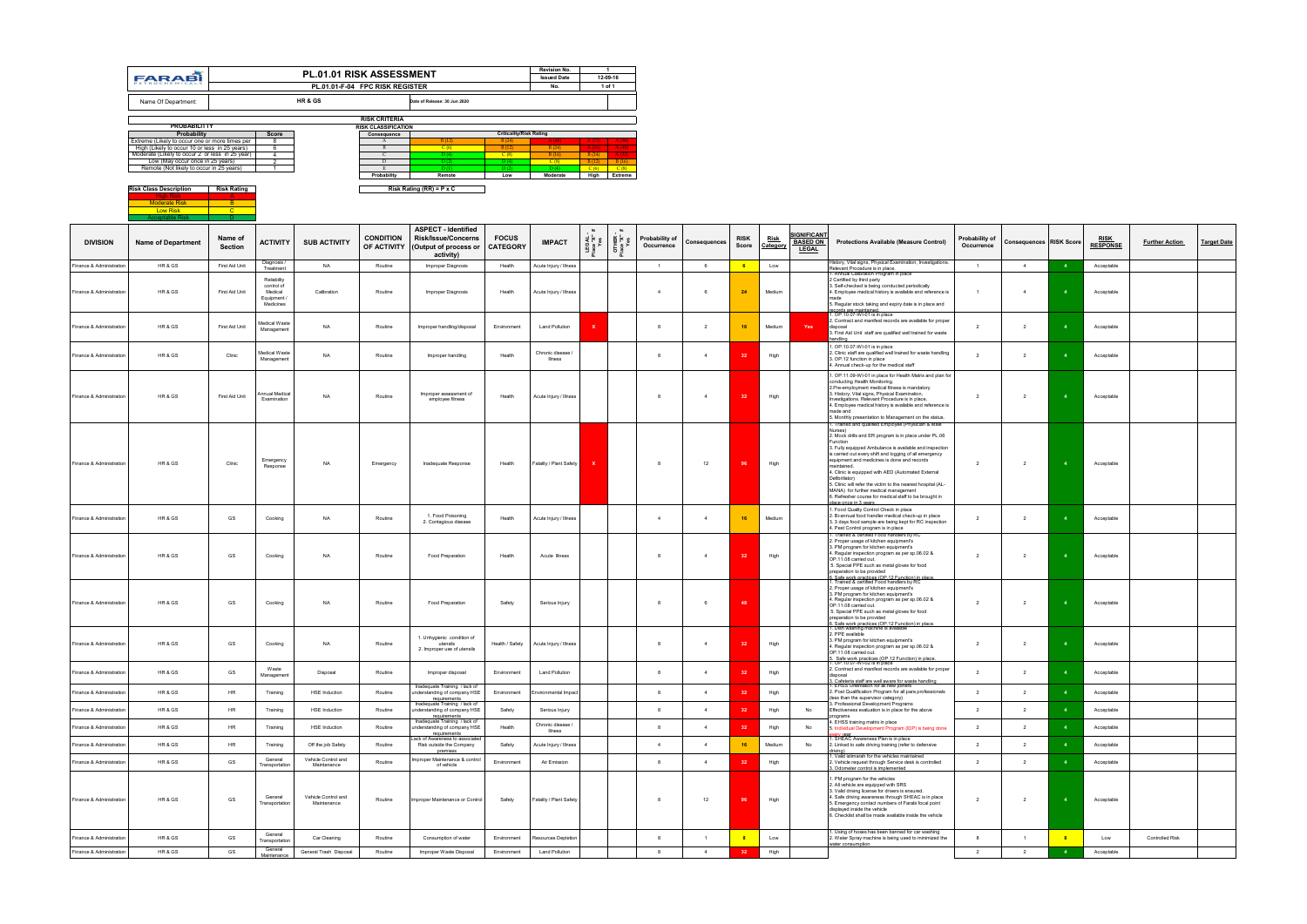| FARABI | PL.01.01 RISK ASSESSMENT | Revision No. | 1 |
|---|---|---|---|
| | PL.01.01-F-04 FPC RISK REGISTER | Issued Date | 12-09-18 |
| | | No. | 1 of 1 |

Name Of Department: **HR & GS** Date of Release: 30 Jun 2020

**PROBABILITY**

| Probability | Score |
|---|---|
| Extreme (Likely to occur one or more times per | 8 |
| High (Likely to occur 10 or less in 25 years) | 6 |
| Moderate (Likely to occur 2 or less in 25 year) | 4 |
| Low (May occur once in 25 years) | 2 |
| Remote (Not likely to occur in 25 years) | 1 |

**RISK CRITERIA**

**RISK CLASSIFICATION**

| Consequence | Criticality/Risk Rating | | | | |
|---|---|---|---|---|---|
| A | B (12) | B (24) | A (48) | A (72) | A (96) |
| B | C (4) | B (12) | B (24) | A (36) | A (48) |
| C | D (4) | C (8) | B (16) | B (24) | A (32) |
| D | D (2) | D (4) | C (8) | B (12) | B (16) |
| E | D (1) | D (2) | D (4) | C (6) | C (8) |
| Probability | Remote | Low | Moderate | High | Extreme |

Risk Rating (RR) = P x C

| Risk Class Description | Risk Rating |
|---|---|
| High Risk | A |
| Moderate Risk | B |
| Low Risk | C |
| Acceptable Risk | D |

| DIVISION | Name of Department | Name of Section | ACTIVITY | SUB ACTIVITY | CONDITION OF ACTIVITY | ASPECT - Identified Risk/Issue/Concerns (Output of process or activity) | FOCUS CATEGORY | IMPACT | LEGAL - Place "X" if Yes | OTHER - Place "X" if Yes | Probability of Occurrence | Consequences | RISK Score | Risk Category | SIGNIFICANT BASED ON LEGAL | Protections Available (Measure Control) | Probability of Occurrence | Consequences | RISK Score | RISK RESPONSE | Further Action | Target Date |
|---|---|---|---|---|---|---|---|---|---|---|---|---|---|---|---|---|---|---|---|---|---|---|
| Finance & Administration | HR & GS | First Aid Unit | Diagnosis / Treatment | NA | Routine | Improper Diagnosis | Health | Acute Injury / Illness | | | 1 | 6 | 6 | Low | | History, Vital signs, Physical Examination, Investigations, Relevant Procedure is in place | 1 | 4 | 4 | Acceptable | | |
| Finance & Administration | HR & GS | First Aid Unit | Reliability control of Medical Equipment / Medicines | Calibration | Routine | Improper Diagnosis | Health | Acute Injury / Illness | | | 4 | 6 | 24 | Medium | | 1. Annual Calibration Program in place 2.Certified by third party 3. Self-checked is being conducted periodically 4. Employee medical history is available and reference is made 5. Regular stock taking and expiry date is in place and records are maintained | 1 | 4 | 4 | Acceptable | | |
| Finance & Administration | HR & GS | First Aid Unit | Medical Waste Management | NA | Routine | Improper handling/disposal | Environment | Land Pollution | X | | 8 | 2 | 16 | Medium | Yes | 1. OP.10.07-WI-01 is in place 2. Contract and manifest records are available for proper disposal 3. First Aid Unit staff are qualified well trained for waste handling | 2 | 2 | 4 | Acceptable | | |
| Finance & Administration | HR & GS | Clinic | Medical Waste Management | NA | Routine | Improper handling | Health | Chronic disease / Illness | | | 8 | 4 | 32 | High | | 1. OP.10.07-WI-01 is in place 2. Clinic staff are qualified well trained for waste handling 3. OP.12 function in place 4. Annual check-up for the medical staff | 2 | 2 | 4 | Acceptable | | |
| Finance & Administration | HR & GS | First Aid Unit | Annual Medical Examination | NA | Routine | Improper assessment of employee illness | Health | Acute Injury / Illness | | | 8 | 4 | 32 | High | | 1. OP.11.09-WI-01 in place for Health Matrix and plan for conducting Health Monitoring. 2.Pre-employment medical fitness is mandatory 3. History, Vital signs, Physical Examination, Investigations, Relevant Procedure is in place. 4. Employee medical history is available and reference is made and 5. Monthly presentation to Management on the status. | 2 | 2 | 4 | Acceptable | | |
| Finance & Administration | HR & GS | Clinic | Emergency Response | NA | Emergency | Inadequate Response | Health | Fatality / Plant Safety | X | | 8 | 12 | 96 | High | | 1. Trained and qualified Employee (Physician & Male Nurses) 2. Mock drills and ER program is in place under PL.06 Function 3. Fully equipped Ambulance is available and inspection is carried out every shift and logging of all emergency equipment and medicines is done and records maintained. 4. Clinic is equipped with AED (Automated External Defibrillator) 5. Clinic will refer the victim to the nearest hospital (AL-MANA) for further medical management 6. Refresher course for medical staff to be brought in place once in 3 years | 2 | 2 | 4 | Acceptable | | |
| Finance & Administration | HR & GS | GS | Cooking | NA | Routine | 1. Food Poisoning 2. Contagious disease | Health | Acute Injury / Illness | | | 4 | 4 | 16 | Medium | | 1. Food Quality Control Check in place 2. Bi-annual food handler medical check-up in place 3. 3 days food sample are being kept for RC inspection 4. Pest Control program is in place | 2 | 2 | 4 | Acceptable | | |
| Finance & Administration | HR & GS | GS | Cooking | NA | Routine | Food Preparation | Health | Acute Illness | | | 8 | 4 | 32 | High | | 1. Trained & certified Food handlers by RC 2. Proper usage of kitchen equipment's 3. PM program for kitchen equipment's 4. Regular inspection program as per sp.06.02 & OP.11.08 carried out. 5. Special PPE such as metal gloves for food preparation to be provided 6. Safe work practices (OP.12 Function) in place | 2 | 2 | 4 | Acceptable | | |
| Finance & Administration | HR & GS | GS | Cooking | NA | Routine | Food Preparation | Safety | Serious Injury | | | 8 | 6 | 48 | | | 1. Trained & certified Food handlers by RC 2. Proper usage of kitchen equipment's 3. PM program for kitchen equipment's 4. Regular inspection program as per sp.06.02 & OP.11.08 carried out. 5. Special PPE such as metal gloves for food preparation to be provided 6. Safe work practices (OP.12 Function) in place | 2 | 2 | 4 | Acceptable | | |
| Finance & Administration | HR & GS | GS | Cooking | NA | Routine | 1. Unhygienic condition of utensils 2. Improper use of utensils | Health / Safety | Acute Injury / Illness | | | 8 | 4 | 32 | High | | 1. Dish washing machine is available 2. PPE available 3. PM program for kitchen equipment's 4. Regular inspection program as per sp.06.02 & OP.11.08 carried out. 5. Safe work practices (OP.12 Function) in place | 2 | 2 | 4 | Acceptable | | |
| Finance & Administration | HR & GS | GS | Waste Management | Disposal | Routine | Improper disposal | Environment | Land Pollution | | | 8 | 4 | 32 | High | | 1. OP.10.07-WI-01 is in place 2. Contract and manifest records are available for proper disposal 3. Cafeteria staff are well aware for waste handling | 2 | 2 | 4 | Acceptable | | |
| Finance & Administration | HR & GS | HR | Training | HSE Induction | Routine | Inadequate Training / lack of understanding of company HSE requirements | Environment | Environmental Impact | | | 8 | 4 | 32 | High | | 1. EHSS Orientation for all new joiners 2. Post Qualification Program for all para professionals (less than the supervisor category) 3. Professional Development Programs | 2 | 2 | 4 | Acceptable | | |
| Finance & Administration | HR & GS | HR | Training | HSE Induction | Routine | Inadequate Training / lack of understanding of company HSE requirements | Safety | Serious Injury | | | 8 | 4 | 32 | High | No | Effectiveness evaluation is in place for the above programs | 2 | 2 | 4 | Acceptable | | |
| Finance & Administration | HR & GS | HR | Training | HSE Induction | Routine | Inadequate Training / lack of understanding of company HSE requirements | Health | Chronic disease / Illness | | | 8 | 4 | 32 | High | No | 4. EHSS training matrix in place 5. Individual Development Program (IDP) is being done every year | 2 | 2 | 4 | Acceptable | | |
| Finance & Administration | HR & GS | HR | Training | Off the job Safety | Routine | Lack of Awareness to associated Risk outside the Company premises | Safety | Acute Injury / Illness | | | 4 | 4 | 16 | Medium | No | 1. SHEAC Awareness Plan is in place 2. Linked to safe driving training (refer to defensive driving) | 2 | 2 | 4 | Acceptable | | |
| Finance & Administration | HR & GS | GS | General Transportation | Vehicle Control and Maintenance | Routine | Improper Maintenance & control of vehicle | Environment | Air Emission | | | 8 | 4 | 32 | High | | 1. Valid istimarah for the vehicles maintained 2. Vehicle request through Service desk is controlled 3. Odometer control is implemented | 2 | 2 | 4 | Acceptable | | |
| Finance & Administration | HR & GS | GS | General Transportation | Vehicle Control and Maintenance | Routine | Improper Maintenance or Control | Safety | Fatality / Plant Safety | | | 8 | 12 | 96 | High | | 1. PM program for the vehicles 2. All vehicle are equipped with SRS 3. Valid driving license for drivers is ensured. 4. Safe driving awareness through SHEAC is in place 5. Emergency contact numbers of Farabi focal point displayed inside the vehicle 6. Checklist shall be made available inside the vehicle | 2 | 2 | 4 | Acceptable | | |
| Finance & Administration | HR & GS | GS | General Transportation | Car Cleaning | Routine | Consumption of water | Environment | Resources Depletion | | | 8 | 1 | 8 | Low | | 1. Using of hoses has been banned for car washing 2. Water Spray machine is being used to minimized the water consumption | 8 | 1 | 8 | Low | Controlled Risk | |
| Finance & Administration | HR & GS | GS | General Maintenance | General Trash Disposal | Routine | Improper Waste Disposal | Environment | Land Pollution | | | 8 | 4 | 32 | High | | | 2 | 2 | 4 | Acceptable | | |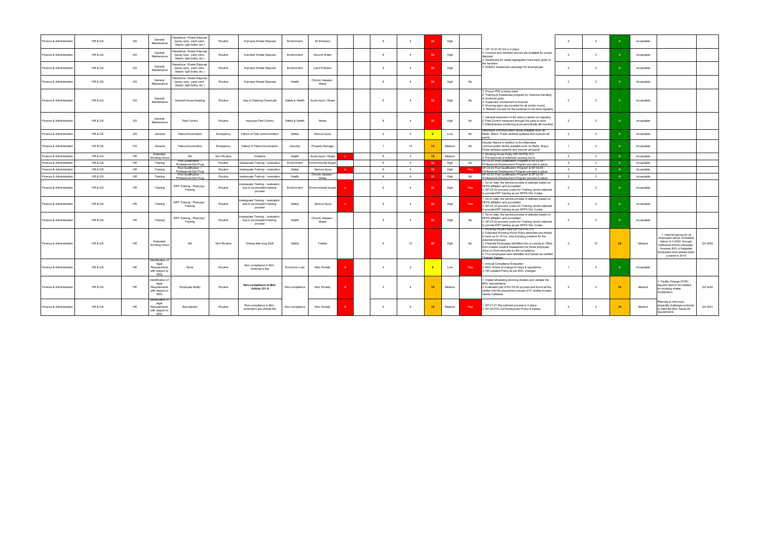| Finance & Administration | HR & GS | GS | General Maintenance | Hazardous Waste Disposal (spray cans, paint cans, bleach, light bulbs, etc.) | Routine | Improper Waste Disposal | Environment | Air Emission | | | 8 | 4 | 32 | High | | 1. OP.10.07-WI-02 is in place<br>2. Contract and manifest records are available for proper disposal<br>3. Awareness for waste segregation have been given to the handlers<br>4. SHEAC Awareness campaign for all employee | 2 | 2 | 4 | Acceptable | | |
|---|---|---|---|---|---|---|---|---|---|---|---|---|---|---|---|---|---|---|---|---|---|---|
| Finance & Administration | HR & GS | GS | General Maintenance | Hazardous Waste Disposal (spray cans, paint cans, bleach, light bulbs, etc.) | Routine | Improper Waste Disposal | Environment | Ground Water | | | 8 | 4 | 32 | High | | | 2 | 2 | 4 | Acceptable | | |
| Finance & Administration | HR & GS | GS | General Maintenance | Hazardous Waste Disposal (spray cans, paint cans, bleach, light bulbs, etc.) | Routine | Improper Waste Disposal | Environment | Land Pollution | | | 8 | 4 | 32 | High | | | 2 | 2 | 4 | Acceptable | | |
| Finance & Administration | HR & GS | GS | General Maintenance | Hazardous Waste Disposal (spray cans, paint cans, bleach, light bulbs, etc.) | Routine | Improper Waste Disposal | Health | Chronic disease / Illness | | | 8 | 4 | 32 | High | No | | 2 | 2 | 4 | Acceptable | | |
| Finance & Administration | HR & GS | GS | General Maintenance | General House Keeping | Routine | Use of Cleaning Chemicals | Safety & Health | Acute Injury / Illness | | | 8 | 4 | 32 | High | No | 1. Proper PPE is being Used<br>2. Training & Awareness program for chemical handling to workmen given<br>3. Supervisor involvement is ensured.<br>4. Warning signs are provided for all Janitor rooms<br>5. Refresh courses for the workmen to be done regularly | 2 | 2 | 4 | Acceptable | | |
| Finance & Administration | HR & GS | GS | General Maintenance | Pest Control | Routine | Improper Pest Control | Safety & Health | Illness | | | 8 | 4 | 32 | High | No | 1. General inspection of the area is carried out regularly.<br>2. Pest Control measures through 3rd party is done<br>3. Effectiveness monitoring done periodically (Bi-monthly) | 2 | 2 | 4 | Acceptable | | |
| Finance & Administration | HR & GS | GS | General | Telecommunication | Emergency | Failure of Tele communication | Safety | Serious Injury | | | 2 | 4 | 8 | Low | No | Alternative communication facility available such as Radio, Bravo, Public address systems and manual call points | 2 | 2 | 4 | Acceptable | | |
| Finance & Administration | HR & GS | GS | General | Telecommunication | Emergency | Failure of Telecommunication | Security | Property Damage | | | 1 | 12 | 12 | Medium | No | Intruder Alarms in addition to the Alternative communication facility available such as Radio, Bravo, Public address systems and manual call points | 1 | 4 | 4 | Acceptable | | |
| Finance & Administration | HR & GS | HR | Extended Working Hours | NA | Non-Routine | Overtime | Health | Acute Injury / Illness | x | | 8 | 2 | 16 | Medium | | 1. Working Hours Policy (SP.02-POL-01)<br>2. Pre-approval of extended working hours | 2 | 2 | 4 | Acceptable | | |
| Finance & Administration | HR & GS | HR | Training | Post Qualification / Professional Dev Prog | Routine | Inadequate Training / evaluation | Environment | Environmental Impact | | | 8 | 4 | 32 | High | No | SP.03.02 Post Qualification Program & SP.03.04 - Professional Development Program process in place. | 2 | 2 | 4 | Acceptable | | |
| Finance & Administration | HR & GS | HR | Training | Post Qualification / Professional Dev Prog | Routine | Inadequate Training / evaluation | Safety | Serious Injury | x | | 8 | 4 | 32 | High | Yes | SP.03.02 Post Qualification Program & SP.03.04 - Professional Development Program process in place. | 2 | 2 | 4 | Acceptable | | |
| Finance & Administration | HR & GS | HR | Training | Post Qualification / Professional Dev Prog | Routine | Inadequate Training / evaluation | Health | Chronic disease / Illness | | | 8 | 4 | 32 | High | No | SP.03.02 Post Qualification Program & SP.03.04 - Professional Development Program process in place. | 2 | 2 | 4 | Acceptable | | |
| Finance & Administration | HR & GS | HR | Training | ERT Training - Planning / Training | Routine | Inadequate Training / evaluation due to incompetent training provider | Environment | Environmental Impact | x | | 8 | 4 | 32 | High | Yes | 1. As on date, the service provider is selected based on NFPA affiliation and accredited,<br>2. SP.03.03 process covers for Training vendor selected to provide ERT training as per NFPA Std. Codes | 2 | 2 | 4 | Acceptable | | |
| Finance & Administration | HR & GS | HR | Training | ERT Training - Planning / Training | Routine | Inadequate Training / evaluation due to incompetent training provider | Safety | Serious Injury | x | | 8 | 4 | 32 | High | Yes | 1. As on date, the service provider is selected based on NFPA affiliation and accredited,<br>2. SP.03.03 process covers for Training vendor selected to provide ERT training as per NFPA Std. Codes | 2 | 2 | 4 | Acceptable | | |
| Finance & Administration | HR & GS | HR | Training | ERT Training - Planning / Training | Routine | Inadequate Training / evaluation due to incompetent training provider | Health | Chronic disease / Illness | | | 8 | 4 | 32 | High | No | 1. As on date, the service provider is selected based on NFPA affiliation and accredited,<br>2. SP.03.03 process covers for Training vendor selected to provide ERT training as per NFPA Std. Codes | 2 | 2 | 4 | Acceptable | | |
| Finance & Administration | HR & GS | HR | Extended Working Hours | NA | Non-Routine | Driving after long Shift | Safety | Fatality | | | 8 | 12 | 96 | High | No | 1. Working Hours Policy (SP.02-POL-01)<br>2. Extended Working Hours Policy amended and limited to work up to 12 hrs. max including overtime for the potential employee.<br>3. Potential Employees identified who is coming to Office from outside Jubail & Assessment for those employee done on Semi-annually for the compliance<br>4. Four employees were identified and trained as certified (Trained Trainer) | 2 | 12 | 24 | Medium | 1. Internal training for all employees will be completed before Q-4 2020 through Defensive driving campaign. However 80% of targetted employees have already been covered in 2019. | Q4 2020 |
| Finance & Administration | HR & GS | HR | Identification of legal Requirements with respect to MOL | None | Routine | Non-compliance to MoL workman's law | Economic Loss | MoL Penalty | X | | 4 | 2 | 8 | Low | Yes | 1. Annual Compliance Evaluation<br>2. MOL Notice of change for laws & regulations<br>3. HR updated Policy as per MOL changes | 1 | 2 | 2 | Acceptable | | |
| Finance & Administration | HR & GS | HR | Identification of legal Requirements with respect to MOL | Employee facility | Routine | **Non-compliance to MoL Article-121 A** | Non-compliance | MoL Penalty | X | | 4 | 4 | 16 | Medium | | 1. Visited all existing smoking shelters and validate the MOL requirements.<br>2. Evaluated part of EV.04.02 process and found all the shelter met the requirement except of 01 shelter located nearby Cafeteria. | 4 | 4 | 16 | Medium | 1. Facility Change (FCR) request need to be initiated for smoking shelter modification. | Q4 2020 |
| Finance & Administration | HR & GS | HR | Identification of legal Requirements with respect to MOL | Recruitment | Routine | Non-compliance to MoL workman's law (Article-28) | Non-compliance | MoL Penalty | X | | 4 | 4 | 16 | Medium | Yes | 1. SP.01.01 Recruitment process is in place<br>2. SP.02-POL-02 Employment Policy is inplace | 4 | 4 | 16 | Medium | Planning to hire more physically challenge workman to meet the MoL Article-28 requirements | Q4 2021 |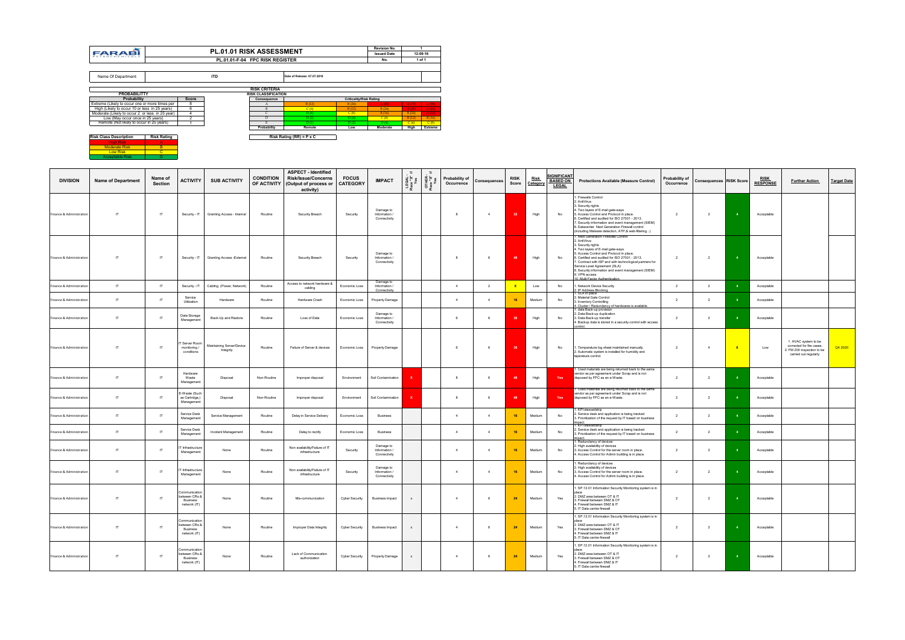| FARABI PETROCHEMICALS | PL.01.01 RISK ASSESSMENT | Revision No. | 1 |
|---|---|---|---|
| | | Issued Date | 12-09-16 |
| | PL.01.01-F-04 FPC RISK REGISTER | No. | 1 of 1 |

| Name Of Department: | ITD | Date of Release: 07.07.2018 |
|---|---|---|

**RISK CRITERIA**

| PROBABILITTY | |
|---|---|
| Probability | Score |
| Extreme (Likely to occur one or more times per | 8 |
| High (Likely to occur 10 or less in 25 years) | 6 |
| Moderate (Likely to occur 2 or less in 25 year) | 4 |
| Low (May occur once in 25 years) | 2 |
| Remote (Not likely to occur in 25 years) | 1 |

**RISK CLASSIFICATION**

| Consequence | Criticality/Risk Rating | | | | |
|---|---|---|---|---|---|
| A | B (12) | B (24) | A (48) | A (72) | A (96) |
| B | C (6) | B (12) | B (24) | A (36) | A (48) |
| C | D (4) | C (8) | B (16) | B (24) | A (32) |
| D | D (2) | D (4) | C (8) | B (12) | B (16) |
| E | D (1) | D (2) | D (4) | C (6) | C (8) |
| Probability | Remote | Low | Moderate | High | Extreme |

Risk Rating (RR) = P x C

| Risk Class Description | Risk Rating |
|---|---|
| High Risk | A |
| Moderate Risk | B |
| Low Risk | C |
| Acceptable Risk | D |

| DIVISION | Name of Department | Name of Section | ACTIVITY | SUB ACTIVITY | CONDITION OF ACTIVITY | ASPECT - Identified Risk/Issue/Concerns (Output of process or activity) | FOCUS CATEGORY | IMPACT | LEGAL - Place "x" if Yes | OTHER - Place "x" if Yes | Probability of Occurrence | Consequences | RISK Score | Risk Category | SIGNIFICANT BASED ON LEGAL | Protections Available (Measure Control) | Probability of Occurrence | Consequences | RISK Score | RISK RESPONSE | Further Action | Target Date |
|---|---|---|---|---|---|---|---|---|---|---|---|---|---|---|---|---|---|---|---|---|---|---|
| Finance & Administration | IT | IT | Security - IT | Granting Access - Internal | Routine | Security Breach | Security | Damage to Information / Connectivity | | | 8 | 4 | 32 | High | No | 1. Firewalls Control 2. AntiVirus 3. Security rights 4. Two layers of E-mail gate-ways 5. Access Control and Protocol in place. 6. Certified and audited for ISO 27001 - 2013. 7. Security information and event management (SIEM) 8. Datacenter Next Generation Firewall control. (including Malware detection, ATP & web-filtering...) | 2 | 2 | 4 | Acceptable | | |
| Finance & Administration | IT | IT | Security - IT | Granting Access -External | Routine | Security Breach | Security | Damage to Information / Connectivity | | | 8 | 6 | 48 | High | No | 1. Next Generation Firewalls Control 2. AntiVirus 3. Security rights 4. Two layers of E-mail gate-ways 5. Access Control and Protocol in place. 6. Certified and audited for ISO 27001 - 2013. 7. Contract with ISP and with technological partners for Service Level Agreement (SLA) 8. Security information and event management (SIEM) 9. VPN access. 10. Multi Factor Authentication. | 2 | 2 | 4 | Acceptable | | |
| Finance & Administration | IT | IT | Security - IT | Cabling (Power, Network) | Routine | Access to network hardware & cabling | Economic Loss | Damage to Information / Connectivity | | | 4 | 2 | 8 | Low | No | 1. Network Device Security 2. IP Address Blocking | 2 | 2 | 4 | Acceptable | | |
| Finance & Administration | IT | IT | Service Utilization | Hardware | Routine | Hardware Crash | Economic Loss | Property Damage | | | 4 | 4 | 16 | Medium | No | 1. SLA in place 2. Material Gate Control 3. Inventory Controlling 4. Cluster / Redundancy of hardwares is available. | 2 | 2 | 4 | Acceptable | | |
| Finance & Administration | IT | IT | Data Storage Management | Back-Up and Restore | Routine | Loss of Data | Economic Loss | Damage to Information / Connectivity | | | 6 | 6 | 36 | High | No | 1. data Back-up provision 2. Data Back-up duplication 3. Data Back-up transfer 4. Backup data is stored in a security control with access control. | 2 | 2 | 4 | Acceptable | | |
| Finance & Administration | IT | IT | IT Server Room monitoring / conditions | Maintaining Server/Device Integrity | Routine | Failure of Server & devices | Economic Loss | Property Damage | | | 6 | 6 | 36 | High | No | 1. Temperature log sheet maintained manually. 2. Automatic system is installed for humidity and teperature control. | 2 | 4 | 8 | Low | 1. HVAC system to be corrected for fire cases. 2. FM 200 inspection to be carried out regularly. | Q4 2020 |
| Finance & Administration | IT | IT | Hardware Waste Management | Disposal | Non-Routine | Improper disposal | Environment | Soil Contamination | X | | 8 | 6 | 48 | High | Yes | 1. Used materials are being returned back to the same vendor as per agreement under Scrap and is not disposed by FPC as an e-Waste. | 2 | 2 | 4 | Acceptable | | |
| Finance & Administration | IT | IT | E-Waste (Such as Cartridge,) Management | Disposal | Non-Routine | Improper disposal | Environment | Soil Contamination | X | | 8 | 6 | 48 | High | Yes | 1. Used materials are being returned back to the same vendor as per agreement under Scrap and is not disposed by FPC as an e-Waste. | 2 | 2 | 4 | Acceptable | | |
| Finance & Administration | IT | IT | Service Desk Management | Service Management | Routine | Delay in Service Delivery | Economic Loss | Business | | | 4 | 4 | 16 | Medium | No | 1. KPI stewardship 2. Service desk and application is being tracked 3. Prioritization of the request by IT based on business impact. | 2 | 2 | 4 | Acceptable | | |
| Finance & Administration | IT | IT | Service Desk Management | Incident Management | Routine | Delay to rectify | Economic Loss | Business | | | 4 | 4 | 16 | Medium | No | 1. KPI stewardship 2. Service desk and application is being tracked 3. Prioritization of the request by IT based on business impact. | 2 | 2 | 4 | Acceptable | | |
| Finance & Administration | IT | IT | IT Infrastructure Management | None | Routine | Non availability/Failure of IT infrastructure | Security | Damage to Information / Connectivity | | | 4 | 4 | 16 | Medium | No | 1. Redundancy of devices 2. High availability of devices 3. Access Control for the server room in place. 4. Access Control for Admin building is in place. | 2 | 2 | 4 | Acceptable | | |
| Finance & Administration | IT | IT | IT Infrastructure Management | None | Routine | Non availability/Failure of IT infrastructure | Security | Damage to Information / Connectivity | | | 4 | 4 | 16 | Medium | No | 1. Redundancy of devices 2. High availability of devices 3. Access Control for the server room in place. 4. Access Control for Admin building is in place. | 2 | 2 | 4 | Acceptable | | |
| Finance & Administration | IT | IT | Communication between CRs & Business network (IT) | None | Routine | Mis-communication | Cyber Security | Business Impact | x | | 4 | 6 | 24 | Medium | Yes | 1. SP.12.01 Information Security Monitoring system is in place 2. DMZ area between OT & IT 3. Firewall between DMZ & OT 4. Firewall between DMZ & IT 5. IT Data centre firewall | 2 | 2 | 4 | Acceptable | | |
| Finance & Administration | IT | IT | Communication between CRs & Business network (IT) | None | Routine | Improper Data Integrity | Cyber Security | Business Impact | x | | 4 | 6 | 24 | Medium | Yes | 1. SP.12.01 Information Security Monitoring system is in place 2. DMZ area between OT & IT 3. Firewall between DMZ & OT 4. Firewall between DMZ & IT 5. IT Data centre firewall | 2 | 2 | 4 | Acceptable | | |
| Finance & Administration | IT | IT | Communication between CRs & Business network (IT) | None | Routine | Lack of Communication authorization | Cyber Security | Property Damage | x | | 4 | 6 | 24 | Medium | Yes | 1. SP.12.01 Information Security Monitoring system is in place 2. DMZ area between OT & IT 3. Firewall between DMZ & OT 4. Firewall between DMZ & IT 5. IT Data centre firewall | 2 | 2 | 4 | Acceptable | | |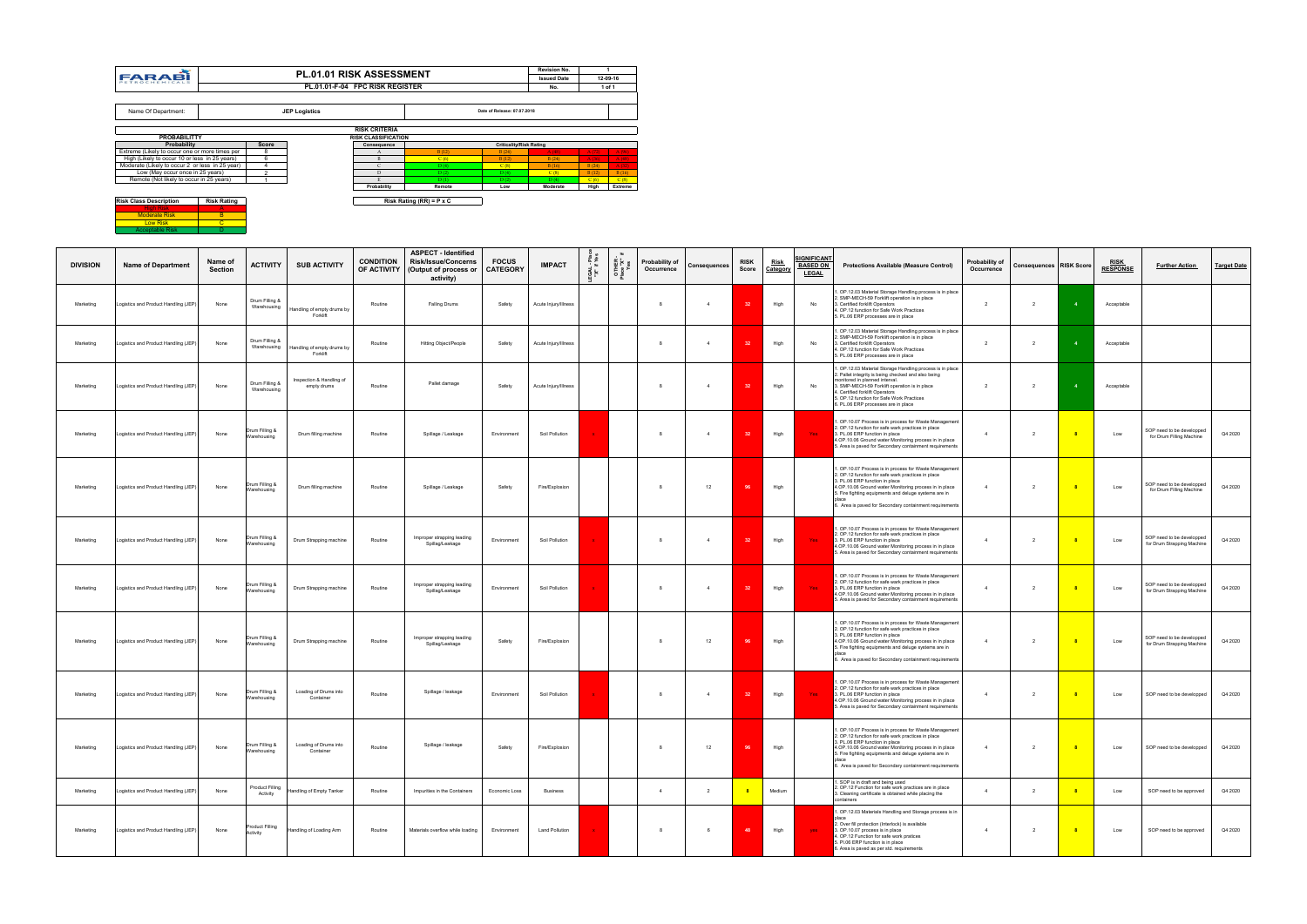| FARABI PETROCHEMICALS | PL.01.01 RISK ASSESSMENT | Revision No. | 1 |
|---|---|---|---|
| | | Issued Date | 12-09-16 |
| | PL.01.01-F-04 FPC RISK REGISTER | No. | 1 of 1 |

| Name Of Department: | JEP Logistics | Date of Release: 07.07.2018 |
|---|---|---|

**RISK CRITERIA**

| PROBABILITY | |
|---|---|
| Probability | Score |
| Extreme (Likely to occur one or more times per | 8 |
| High (Likely to occur 10 or less in 25 years) | 6 |
| Moderate (Likely to occur 2 or less in 25 year) | 4 |
| Low (May occur once in 25 years) | 2 |
| Remote (Not likely to occur in 25 years) | 1 |

**RISK CLASSIFICATION**

| Consequence | Criticality/Risk Rating | | | | |
|---|---|---|---|---|---|
| A | B (12) | B (24) | A (48) | A (72) | A (96) |
| B | C (6) | B (12) | B (24) | A (36) | A (48) |
| C | D (4) | C (8) | B (16) | B (24) | A (32) |
| D | D (2) | D (4) | C (8) | B (12) | B (16) |
| E | D (1) | D (2) | D (4) | C (6) | C (8) |
| Probability | Remote | Low | Moderate | High | Extreme |

Risk Rating (RR) = P x C

| Risk Class Description | Risk Rating |
|---|---|
| High Risk | A |
| Moderate Risk | B |
| Low Risk | C |
| Acceptable Risk | D |

| DIVISION | Name of Department | Name of Section | ACTIVITY | SUB ACTIVITY | CONDITION OF ACTIVITY | ASPECT - Identified Risk/Issue/Concerns (Output of process or activity) | FOCUS CATEGORY | IMPACT | LEGAL - Place "X" if Yes | OTHER - Place "X" if Yes | Probability of Occurrence | Consequences | RISK Score | Risk Category | SIGNIFICANT BASED ON LEGAL | Protections Available (Measure Control) | Probability of Occurrence | Consequences | RISK Score | RISK RESPONSE | Further Action | Target Date |
|---|---|---|---|---|---|---|---|---|---|---|---|---|---|---|---|---|---|---|---|---|---|---|
| Marketing | Logistics and Product Handling (JEP) | None | Drum Filling & Warehousing | Handling of empty drums by Forklift | Routine | Falling Drums | Safety | Acute Injury/Illness | | | 8 | 4 | 32 | High | No | 1. OP.12.03 Material Storage Handling process is in place 2. SMP-MECH-59 Forklift operation is in place 3. Certified forklift Operators 4. OP.12 function for Safe Work Practices 5. PL.06 ERP processes are in place | 2 | 2 | 4 | Acceptable | | |
| Marketing | Logistics and Product Handling (JEP) | None | Drum Filling & Warehousing | Handling of empty drums by Forklift | Routine | Hitting Object/People | Safety | Acute Injury/Illness | | | 8 | 4 | 32 | High | No | 1. OP.12.03 Material Storage Handling process is in place 2. SMP-MECH-59 Forklift operation is in place 3. Certified forklift Operators 4. OP.12 function for Safe Work Practices 5. PL.06 ERP processes are in place | 2 | 2 | 4 | Acceptable | | |
| Marketing | Logistics and Product Handling (JEP) | None | Drum Filling & Warehousing | Inspection & Handling of empty drums | Routine | Pallet damage | Safety | Acute Injury/Illness | | | 8 | 4 | 32 | High | No | 1. OP.12.03 Material Storage Handling process is in place 2. Pallet integrity is being checked and also being monitored in planned interval. 3. SMP-MECH-59 Forklift operation is in place 4. Certified forklift Operators 5. OP.12 function for Safe Work Practices 6. PL.06 ERP processes are in place | 2 | 2 | 4 | Acceptable | | |
| Marketing | Logistics and Product Handling (JEP) | None | Drum Filling & Warehousing | Drum filling machine | Routine | Spillage / Leakage | Environment | Soil Pollution | x | | 8 | 4 | 32 | High | Yes | 1. OP.10.07 Process is in process for Waste Management 2. OP.12 function for safe work practices in place 3. PL.06 ERP function in place 4.OP.10.06 Ground water Monitoring process in in place 5. Area is paved for Secondary containment requirements | 4 | 2 | 8 | Low | SOP need to be developped for Drum Filling Machine | Q4 2020 |
| Marketing | Logistics and Product Handling (JEP) | None | Drum Filling & Warehousing | Drum filling machine | Routine | Spillage / Leakage | Safety | Fire/Explosion | | | 8 | 12 | 96 | High | | 1. OP.10.07 Process is in process for Waste Management 2. OP.12 function for safe work practices in place 3. PL.06 ERP function in place 4.OP.10.06 Ground water Monitoring process in in place 5. Fire fighting equipments and deluge systems are in place 6. Area is paved for Secondary containment requirements | 4 | 2 | 8 | Low | SOP need to be developped for Drum Filling Machine | Q4 2020 |
| Marketing | Logistics and Product Handling (JEP) | None | Drum Filling & Warehousing | Drum Strapping machine | Routine | Improper strapping leading Spillag/Leakage | Environment | Soil Pollution | x | | 8 | 4 | 32 | High | Yes | 1. OP.10.07 Process is in process for Waste Management 2. OP.12 function for safe work practices in place 3. PL.06 ERP function in place 4.OP.10.06 Ground water Monitoring process in in place 5. Area is paved for Secondary containment requirements | 4 | 2 | 8 | Low | SOP need to be developped for Drum Strapping Machine | Q4 2020 |
| Marketing | Logistics and Product Handling (JEP) | None | Drum Filling & Warehousing | Drum Strapping machine | Routine | Improper strapping leading Spillag/Leakage | Environment | Soil Pollution | x | | 8 | 4 | 32 | High | Yes | 1. OP.10.07 Process is in process for Waste Management 2. OP.12 function for safe work practices in place 3. PL.06 ERP function in place 4.OP.10.06 Ground water Monitoring process in in place 5. Area is paved for Secondary containment requirements | 4 | 2 | 8 | Low | SOP need to be developped for Drum Strapping Machine | Q4 2020 |
| Marketing | Logistics and Product Handling (JEP) | None | Drum Filling & Warehousing | Drum Strapping machine | Routine | Improper strapping leading Spillag/Leakage | Safety | Fire/Explosion | | | 8 | 12 | 96 | High | | 1. OP.10.07 Process is in process for Waste Management 2. OP.12 function for safe work practices in place 3. PL.06 ERP function in place 4.OP.10.06 Ground water Monitoring process in in place 5. Fire fighting equipments and deluge systems are in place 6. Area is paved for Secondary containment requirements | 4 | 2 | 8 | Low | SOP need to be developped for Drum Strapping Machine | Q4 2020 |
| Marketing | Logistics and Product Handling (JEP) | None | Drum Filling & Warehousing | Loading of Drums into Container | Routine | Spillage / leakage | Environment | Soil Pollution | x | | 8 | 4 | 32 | High | Yes | 1. OP.10.07 Process is in process for Waste Management 2. OP.12 function for safe work practices in place 3. PL.06 ERP function in place 4.OP.10.06 Ground water Monitoring process in in place 5. Area is paved for Secondary containment requirements | 4 | 2 | 8 | Low | SOP need to be developped | Q4 2020 |
| Marketing | Logistics and Product Handling (JEP) | None | Drum Filling & Warehousing | Loading of Drums into Container | Routine | Spillage / leakage | Safety | Fire/Explosion | | | 8 | 12 | 96 | High | | 1. OP.10.07 Process is in process for Waste Management 2. OP.12 function for safe work practices in place 3. PL.06 ERP function in place 4.OP.10.06 Ground water Monitoring process in in place 5. Fire fighting equipments and deluge systems are in place 6. Area is paved for Secondary containment requirements | 4 | 2 | 8 | Low | SOP need to be developped | Q4 2020 |
| Marketing | Logistics and Product Handling (JEP) | None | Product Filling Activity | Handling of Empty Tanker | Routine | Impurities in the Containers | Economic Loss | Business | | | 4 | 2 | 8 | Medium | | 1. SOP is in draft and being used 2. OP.12 Function for safe work practices are in place 3. Cleaning certificate is obtained while placing the containers | 4 | 2 | 8 | Low | SOP need to be approved | Q4 2020 |
| Marketing | Logistics and Product Handling (JEP) | None | Product Filling Activity | Handling of Loading Arm | Routine | Materials overflow while loading | Environment | Land Pollution | x | | 8 | 6 | 48 | High | yes | 1. OP.12.03 Materials Handling and Storage process is in place 2. Over fill protection (Interlock) is available 3. OP.10.07 process is in place 4. OP.12 Function for safe work practices 5. Pl.06 ERP function is in place 6. Area is paved as per std. requirements | 4 | 2 | 8 | Low | SOP need to be approved | Q4 2020 |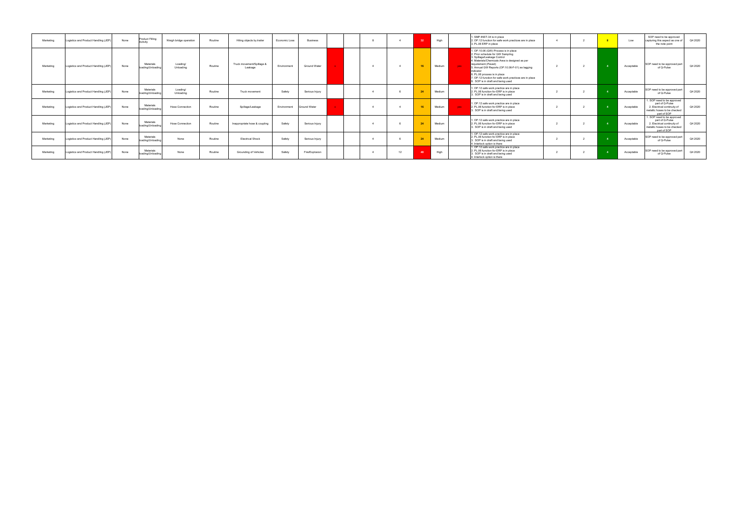| Marketing | Logistics and Product Handling (JEP) | None | Product Filling Activity | Weigh bridge operation | Routine | Hitting objects by trailer | Economic Loss | Business | | | 8 | 4 | 32 | High | | 1. SMP-INST-34 is in place<br>2. OP.12 function for safe work practices are in place<br>3. PL.06 ERP in place | 4 | 2 | 8 | Low | SOP need to be approved capturing this aspect as one of the note point | Q4 2020 |
|---|---|---|---|---|---|---|---|---|---|---|---|---|---|---|---|---|---|---|---|---|---|---|
| Marketing | Logistics and Product Handling (JEP) | None | Materials loading/Unloading | Loading/ Unloading | Routine | Truck movement/Spillage & Leakage | Environment | Ground Water | x | | 4 | 4 | 16 | Medium | yes | 1. OP.10.06 (GW) Process is in place<br>2. Prior schedule for GW Sampling<br>3. Spillage/Leakage Control<br>4. Materials/Chemicals Area is designed as per requirement (Paved)<br>5. Annual GW Reports (OP.10.06-F-01) as lagging indicator<br>6. PL.06 process is in place<br>7. OP.12 function for safe work practices are in place<br>8. SOP is in draft and being used | 2 | 2 | 4 | Acceptable | SOP need to be approved part of Q-Pulse | Q4 2020 |
| Marketing | Logistics and Product Handling (JEP) | None | Materials loading/Unloading | Loading/ Unloading | Routine | Truck movement | Safety | Serious Injury | | | 4 | 6 | 24 | Medium | | 1. OP.12 safe work practice are in place<br>2. PL.06 function for ERP is in place<br>3. SOP is in draft and being used | 2 | 2 | 4 | Acceptable | SOP need to be approved part of Q-Pulse | Q4 2020 |
| Marketing | Logistics and Product Handling (JEP) | None | Materials loading/Unloading | Hose Connection | Routine | Spillage/Leakage | Environment | Ground Water | x | | 4 | 4 | 16 | Medium | yes | 1. OP.12 safe work practice are in place<br>2. PL.06 function for ERP is in place<br>3. SOP is in draft and being used | 2 | 2 | 4 | Acceptable | 1. SOP need to be approved part of Q-Pulse<br>2. Electrical continuity of metallic hoses to be checked part of SOP | Q4 2020 |
| Marketing | Logistics and Product Handling (JEP) | None | Materials loading/Unloading | Hose Connection | Routine | Inappropriate hose & coupling | Safety | Serious Injury | | | 4 | 6 | 24 | Medium | | 1. OP.12 safe work practice are in place<br>2. PL.06 function for ERP is in place<br>3. SOP is in draft and being used | 2 | 2 | 4 | Acceptable | 1. SOP need to be approved part of Q-Pulse<br>2. Electrical continuity of metallic hoses to be checked part of SOP | Q4 2020 |
| Marketing | Logistics and Product Handling (JEP) | None | Materials loading/Unloading | None | Routine | Electrical Shock | Safety | Serious Injury | | | 4 | 6 | 24 | Medium | | 1. OP.12 safe work practice are in place<br>2. PL.06 function for ERP is in place<br>3. SOP is in draft and being used<br>4. Interlock option is there | 2 | 2 | 4 | Acceptable | SOP need to be approved part of Q-Pulse | Q4 2020 |
| Marketing | Logistics and Product Handling (JEP) | None | Materials loading/Unloading | None | Routine | Grounding of Vehicles | Safety | Fire/Explosion | | | 4 | 12 | 48 | High | | 1. OP.12 safe work practice are in place<br>2. PL.06 function for ERP is in place<br>3. SOP is in draft and being used<br>4. Interlock option is there | 2 | 2 | 4 | Acceptable | SOP need to be approved part of Q-Pulse | Q4 2020 |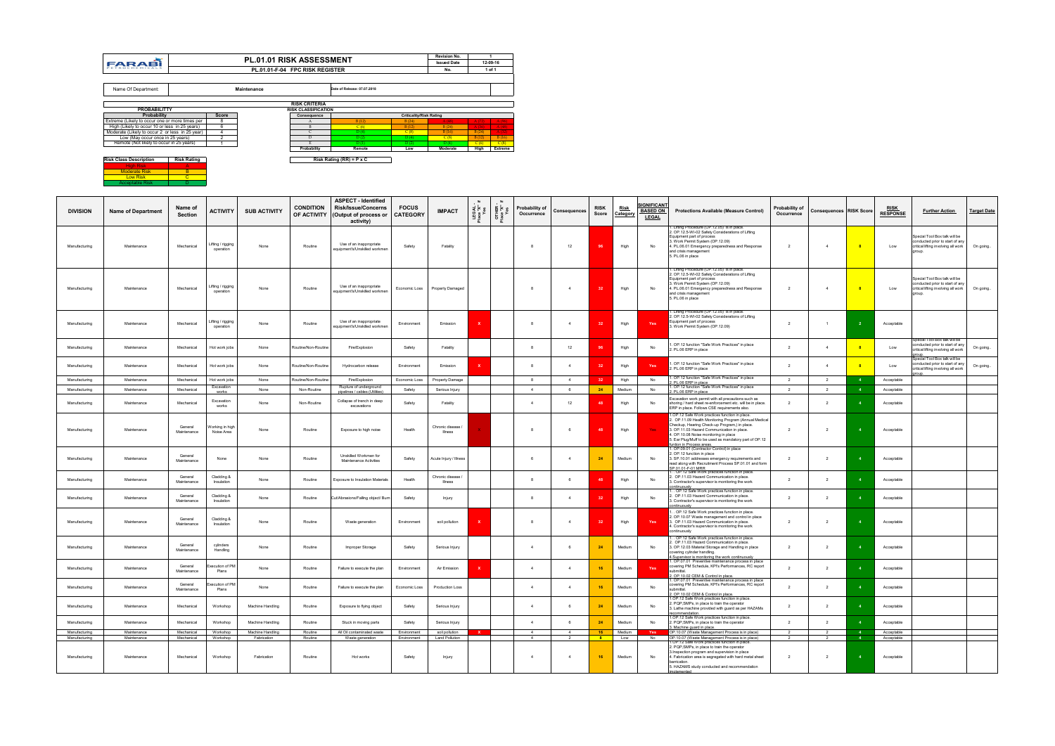# PL.01.01 RISK ASSESSMENT

## PL.01.01-F-04 FPC RISK REGISTER

| Revision No. | 1 |
|---|---|
| Issued Date | 12-09-16 |
| No. | 1 of 1 |

Name Of Department: **Maintenance** — Date of Release: 07.07.2018

### RISK CRITERIA

| PROBABILITTY | |
|---|---|
| **Probability** | **Score** |
| Extreme (Likely to occur one or more times per | 8 |
| High (Likely to occur 10 or less in 25 years) | 6 |
| Moderate (Likely to occur 2 or less in 25 year) | 4 |
| Low (May occur once in 25 years) | 2 |
| Remote (Not likely to occur in 25 years) | 1 |

RISK CLASSIFICATION

| Consequence | Criticality/Risk Rating | | | | |
|---|---|---|---|---|---|
| A | B (12) | B (24) | A (48) | A (72) | A (96) |
| B | C (6) | B (12) | B (24) | A (36) | A (48) |
| C | D (4) | C (8) | B (16) | B (24) | A (32) |
| D | D (2) | D (4) | C (8) | B (12) | B (16) |
| E | D (1) | D (2) | D (4) | C (6) | C (8) |
| Probability | Remote | Low | Moderate | High | Extreme |

Risk Rating (RR) = P x C

| Risk Class Description | Risk Rating |
|---|---|
| High Risk | A |
| Moderate Risk | B |
| Low Risk | C |
| Acceptable Risk | D |

| DIVISION | Name of Department | Name of Section | ACTIVITY | SUB ACTIVITY | CONDITION OF ACTIVITY | ASPECT - Identified Risk/Issue/Concerns (Output of process or activity) | FOCUS CATEGORY | IMPACT | LEGAL - Place "X" if Yes | OTHER - Place "X" if Yes | Probability of Occurrence | Consequences | RISK Score | Risk Category | SIGNIFICANT BASED ON LEGAL | Protections Available (Measure Control) | Probability of Occurrence | Consequences | Risk Score | RISK RESPONSE | Further Action | Target Date |
|---|---|---|---|---|---|---|---|---|---|---|---|---|---|---|---|---|---|---|---|---|---|---|
| Manufacturing | Maintenance | Mechanical | Lifting / rigging operation | None | Routine | Use of an inappropriate equipment's/Unskilled workmen | Safety | Fatality | | | 8 | 12 | 96 | High | No | 1. Lifting Procedure (OP.12.05) is in place. 2. OP.12.5-WI-02 Safety Considerations of Lifting Equipment part of process 3. Work Permit System (OP.12.09) 4. PL.06.01 Emergency preparedness and Response and crisis management 5. PL.06 in place | 2 | 4 | 8 | Low | Special Tool Box talk will be conducted prior to start of any critical lifting involving all work group. | On going.. |
| Manufacturing | Maintenance | Mechanical | Lifting / rigging operation | None | Routine | Use of an inappropriate equipment's/Unskilled workmen | Economic Loss | Property Damaged | | | 8 | 4 | 32 | High | No | 1. Lifting Procedure (OP.12.05) is in place. 2. OP.12.5-WI-02 Safety Considerations of Lifting Equipment part of process 3. Work Permit System (OP.12.09) 4. PL.06.01 Emergency preparedness and Response and crisis management 5. PL.06 in place | 2 | 4 | 8 | Low | Special Tool Box talk will be conducted prior to start of any critical lifting involving all work group. | On going.. |
| Manufacturing | Maintenance | Mechanical | Lifting / rigging operation | None | Routine | Use of an inappropriate equipment's/Unskilled workmen | Environment | Emission | X | | 8 | 4 | 32 | High | Yes | 1. Lifting Procedure (OP.12.05) is in place. 2. OP.12.5-WI-02 Safety Considerations of Lifting Equipment part of process 3. Work Permit System (OP.12.09) | 2 | 1 | 2 | Acceptable | | |
| Manufacturing | Maintenance | Mechanical | Hot work jobs | None | Routine/Non-Routine | Fire/Explosion | Safety | Fatality | | | 8 | 12 | 96 | High | No | 1. OP.12 function "Safe Work Practices" in place 2. PL.06 ERP in place | 2 | 4 | 8 | Low | Special Tool Box talk will be conducted prior to start of any critical lifting involving all work group. | On going.. |
| Manufacturing | Maintenance | Mechanical | Hot work jobs | None | Routine/Non-Routine | Hydrocarbon release | Environment | Emission | X | | 8 | 4 | 32 | High | Yes | 1. OP.12 function "Safe Work Practices" in place 2. PL.06 ERP in place | 2 | 4 | 8 | Low | Special Tool Box talk will be conducted prior to start of any critical lifting involving all work group. | On going.. |
| Manufacturing | Maintenance | Mechanical | Hot work jobs | None | Routine/Non-Routine | Fire/Explosion | Economic Loss | Property Damage | | | 8 | 4 | 32 | High | No | 1. OP.12 function "Safe Work Practices" in place 2. PL.06 ERP in place | 2 | 2 | 4 | Acceptable | | |
| Manufacturing | Maintenance | Mechanical | Excavation works | None | Non-Routine | Rupture of underground pipelines / cables (Utilities) | Safety | Serious Injury | | | 4 | 6 | 24 | Medium | No | 1. OP.12 function "Safe Work Practices" in place 2. PL.06 ERP in place | 2 | 2 | 4 | Acceptable | | |
| Manufacturing | Maintenance | Mechanical | Excavation works | None | Non-Routine | Collapse of trench in deep excavations | Safety | Fatality | | | 4 | 12 | 48 | High | No | Excavation work permit with all precautions such as shoring / hard sheet re-enforcement etc. will be in place ERP in place. Follows CSE requirements also. | 2 | 2 | 4 | Acceptable | | |
| Manufacturing | Maintenance | General Maintenance | Working in high Noise Area | None | Routine | Exposure to high noise | Health | Chronic disease / Illness | X | | 8 | 6 | 48 | High | Yes | 1.OP.12 Safe Work practices function in place. 2. OP.11.09 Health Monitoring Program (Annual Medical Checkup, Hearing Check-up Program,) in place. 3. OP.11.03 Hazard Communication in place. 4. OP.10.08 Noise monitoring in place 5. Ear Plug/Muff to be used as mandatory part of OP.12 funtion in Process areas. | 2 | 2 | 4 | Acceptable | | |
| Manufacturing | Maintenance | General Maintenance | None | None | Routine | Unskilled Workman for Maintenance Activities | Safety | Acute Injury / Illness | | | 6 | 4 | 24 | Medium | No | 1. OP.09.01 (Contractor Control) in place 2. OP.12 function in place 3. SP.10.01 addresses emergency requirements and read along with Recruitment Process SP.01.01 and form SP.01.01-F-01 MRR | 2 | 2 | 4 | Acceptable | | |
| Manufacturing | Maintenance | General Maintenance | Cladding & Insulation | None | Routine | Exposure to Insulation Materials | Health | Chronic disease / Illness | | | 8 | 6 | 48 | High | No | 1. OP.12 Safe Work practices function in place. 2. OP.11.03 Hazard Communication in place. 3. Contractor's supervisor is monitoring the work continuously | 2 | 2 | 4 | Acceptable | | |
| Manufacturing | Maintenance | General Maintenance | Cladding & Insulation | None | Routine | Cut/Abrasions/Falling object/ Burn | Safety | Injury | | | 8 | 4 | 32 | High | No | 1. OP.12 Safe Work practices function in place. 2. OP.11.03 Hazard Communication in place. 3. Contractor's supervisor is monitoring the work continuously | 2 | 2 | 4 | Acceptable | | |
| Manufacturing | Maintenance | General Maintenance | Cladding & Insulation | None | Routine | Waste generation | Environment | soil pollution | X | | 8 | 4 | 32 | High | Yes | 1. OP.12 Safe Work practices function in place. 2. OP.10.07 Waste management and control in place 3. OP.11.03 Hazard Communication in place. 4. Contractor's supervisor is monitoring the work continuously | 2 | 2 | 4 | Acceptable | | |
| Manufacturing | Maintenance | General Maintenance | cylinders Handling | None | Routine | Improper Storage | Safety | Serious Injury | | | 4 | 6 | 24 | Medium | No | 1. OP.12 Safe Work practices function in place. 2. OP.11.03 Hazard Communication in place 3. OP.12.03 Material Storage and Handling in place covering cylinder handling. 4.Supervisor is monitoring the work continuously | 2 | 2 | 4 | Acceptable | | |
| Manufacturing | Maintenance | General Maintenance | Execution of PM Plans | None | Routine | Failure to execute the plan | Environment | Air Emission | X | | 4 | 4 | 16 | Medium | Yes | 1. OP.07.01 Preventive maintenance process in place covering PM Schedule, KPI's Performances, RC report submittal. 2. OP.10.02 CEM & Control in place. | 2 | 2 | 4 | Acceptable | | |
| Manufacturing | Maintenance | General Maintenance | Execution of PM Plans | None | Routine | Failure to execute the plan | Economic Loss | Production Loss | | | 4 | 4 | 16 | Medium | No | 1. OP.07.01 Preventive maintenance process in place covering PM Schedule, KPI's Performances, RC report submittal. 2. OP.10.02 CEM & Control in place. | 2 | 2 | 4 | Acceptable | | |
| Manufacturing | Maintenance | Mechanical | Workshop | Machine Handling | Routine | Exposure to flying object | Safety | Serious Injury | | | 4 | 6 | 24 | Medium | No | 1.OP.12 Safe Work practices function in place. 2. PQP,SMPs, in place to train the operator 3. Lathe machine provided with guard as per HAZAMs recommendation | 2 | 2 | 4 | Acceptable | | |
| Manufacturing | Maintenance | Mechanical | Workshop | Machine Handling | Routine | Stuck in moving parts | Safety | Serious Injury | | | 4 | 6 | 24 | Medium | No | 1.OP.12 Safe Work practices function in place. 2. PQP,SMPs, in place to train the operator 3. Machine guard in place. | 2 | 2 | 4 | Acceptable | | |
| Manufacturing | Maintenance | Mechanical | Workshop | Machine Handling | Routine | All Oil contaminated waste | Environment | soil pollution | X | | 4 | 4 | 16 | Medium | Yes | OP.10.07 (Waste Management Process is in place) | 2 | 2 | 4 | Acceptable | | |
| Manufacturing | Maintenance | Mechanical | Workshop | Fabrication | Routine | Waste generation | Environment | Land Pollution | | | 4 | 2 | 8 | Low | No | OP.10.07 (Waste Management Process is in place) | 2 | 2 | 4 | Acceptable | | |
| Manufacturing | Maintenance | Mechanical | Workshop | Fabrication | Routine | Hot works | Safety | Injury | | | 4 | 4 | 16 | Medium | No | 1.OP.12 Safe Work practices function in place. 2. PQP,SMPs, in place to train the operator 3.Inspection program and supervision in place 4. Fabrication area is segregated with hard metal sheet barrication. 5. HAZAMS study conducted and recommendation implemented | 2 | 2 | 4 | Acceptable | | |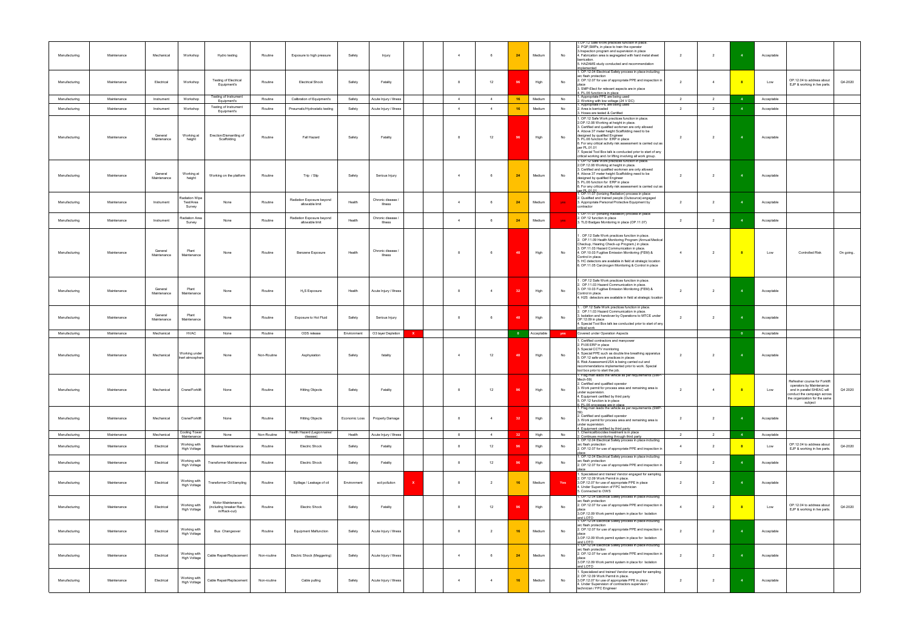| | | | | | | | | | | | | | | | | | | | | | | |
|---|---|---|---|---|---|---|---|---|---|---|---|---|---|---|---|---|---|---|---|---|---|---|
| Manufacturing | Maintenance | Mechanical | Workshop | Hydro testing | Routine | Exposure to high pressure | Safety | Injury | | | 4 | 6 | 24 | Medium | No | 1.OP.12 Safe Work practices function in place.<br>2. PQP,SMPs in place to train the operator<br>3.Inspection program and supervision in place<br>4. Fabrication area is segregated with hard metal sheet barrication<br>5. HAZAMS study conducted and recommendation implemented | 2 | 2 | 4 | Acceptable | | |
| Manufacturing | Maintenance | Electrical | Workshop | Testing of Electrical Equipment's | Routine | Electrical Shock | Safety | Fatality | | | 8 | 12 | 96 | High | No | 1. OP.12.04 Electrical Safety process in place including arc flash protection<br>2. OP.12.07 for use of appropriate PPE and inspection in place<br>3. SMP-Elect for relevant aspects are in place<br>4. PL.06 function is in place | 2 | 4 | 8 | Low | OP.12.04 to address about EJP & working in live parts. | Q4-2020 |
| Manufacturing | Maintenance | Instrument | Workshop | Testing of Instrument Equipment's | Routine | Calibration of Equipment's | Safety | Acute Injury / Illness | | | 4 | 4 | 16 | Medium | No | 1. Appropriate PPE are being used<br>2. Working with low voltage (24 V DC) | 2 | 2 | 4 | Acceptable | | |
| Manufacturing | Maintenance | Instrument | Workshop | Testing of Instrument Equipment's | Routine | Pneumatic/Hydrostatic testing | Safety | Acute Injury / Illness | | | 4 | 4 | 16 | Medium | No | 1. Appropriate PPE are being used<br>2. Area is barricaded<br>3. Hoses are tested & Certified | 2 | 2 | 4 | Acceptable | | |
| Manufacturing | Maintenance | General Maintenance | Working at height | Erection/Dismantling of Scaffolding | Routine | Fall Hazard | Safety | Fatality | | | 8 | 12 | 96 | High | No | 1. OP.12 Safe Work practices function in place.<br>2.OP.12.08 Working at height in place.<br>3. Certified and qualified workmen are only allowed<br>4. Above 37 meter height Scaffolding need to be designed by qualified Engineer<br>5. PL.06 function for ERP in place<br>6. For any critical activity risk assessment is carried out as per PL.01.01<br>7. Special Tool Box talk is conducted prior to start of any critical working and /or lifting involving all work group. | 2 | 2 | 4 | Acceptable | | |
| Manufacturing | Maintenance | General Maintenance | Working at height | Working on the platform | Routine | Trip / Slip | Safety | Serious Injury | | | 4 | 6 | 24 | Medium | No | 1. OP.12 Safe Work practices function in place.<br>2.OP.12.08 Working at height in place.<br>3. Certified and qualified workmen are only allowed<br>4. Above 37 meter height Scaffolding need to be designed by qualified Engineer<br>5. PL.06 function for ERP in place<br>6. For any critical activity risk assessment is carried out as per PL.01.01 | 2 | 2 | 4 | Acceptable | | |
| Manufacturing | Maintenance | Instrument | Radiation Wipe Test/Area Survey | None | Routine | Radiation Exposure beyond allowable limit | Health | Chronic disease / Illness | | | 4 | 6 | 24 | Medium | yes | 1. OP.11.07 (Ionizing Radiation) process in place<br>2. Qualified and trained people (Outsource) engaged<br>3. Appropriate Personal Protective Equipment by contractor | 2 | 2 | 4 | Acceptable | | |
| Manufacturing | Maintenance | Instrument | Radiation Area Survey | None | Routine | Radiation Exposure beyond allowable limit | Health | Chronic disease / Illness | | | 4 | 6 | 24 | Medium | yes | 1. OP.11.07 (Ionizing Radiation) process in place<br>2. OP.12 function in place<br>3. TLD Badges Monitoring in place (OP.11.07) | 2 | 2 | 4 | Acceptable | | |
| Manufacturing | Maintenance | General Maintenance | Plant Maintenance | None | Routine | Benzene Exposure | Health | Chronic disease / Illness | | | 8 | 6 | 48 | High | No | 1. OP.12 Safe Work practices function in place.<br>2. OP.11.09 Health Monitoring Program (Annual Medical Checkup, Hearing Check-up Program,) in place.<br>3. OP.11.03 Hazard Communication in place.<br>4. OP.10.03 Fugitive Emission Monitoring (FEM) & Control in place<br>5. HC detectors are available in field at strategic location<br>6. OP.11.05 Carcinogen Monitoring & Control in place | 4 | 2 | 8 | Low | Controlled Risk | On going.. |
| Manufacturing | Maintenance | General Maintenance | Plant Maintenance | None | Routine | $H_2S$ Exposure | Health | Acute Injury / Illness | | | 8 | 4 | 32 | High | No | 1. OP.12 Safe Work practices function in place.<br>2. OP.11.03 Hazard Communication in place<br>3. OP.10.03 Fugitive Emission Monitoring (FEM) & Control in place.<br>4. H2S detectors are available in field at strategic location | 2 | 2 | 4 | Acceptable | | |
| Manufacturing | Maintenance | General Maintenance | Plant Maintenance | None | Routine | Exposure to Hot Fluid | Safety | Serious Injury | | | 8 | 6 | 48 | High | No | 1. OP.12 Safe Work practices function in place.<br>2. OP.11.03 Hazard Communication in place.<br>3. Isolation and handover by Operations to MTCE under OP.12.09 in place<br>4. Special Tool Box talk ise conducted prior to start of any critical work | 2 | 2 | 4 | Acceptable | | |
| Manufacturing | Maintenance | Mechanical | HVAC | None | Routine | ODS release | Environment | O3 layer Depletion | X | | | | 0 | Acceptable | yes | Covered under Operation Aspects | | | 0 | Acceptable | | |
| Manufacturing | Maintenance | Mechanical | Working under Inert atmosphere | None | Non-Routine | Asphyxiation | Safety | fatality | | | 4 | 12 | 48 | High | No | 1. Certified contractors and manpower<br>2. PI.06 ERP in place<br>3. Special CCTV monitoring<br>4. Special PPE such as double line breathing apparatus<br>5. OP.12 safe work practices in places<br>6. Risk Assessment/JSA is being carried out and recommendations implemented prior to work. Special tool box prior to start the job. | 2 | 2 | 4 | Acceptable | | |
| Manufacturing | Maintenance | Mechanical | Crane/Forklift | None | Routine | Hitting Objects | Safety | Fatality | | | 8 | 12 | 96 | High | No | 1. Flag man leads the vehicle as per requirements (SMP-Mech-59)<br>2. Certified and qualified operator<br>3. Work permit for process area and remaining area is under supervision.<br>4. Equipment certified by third party<br>5. OP.12 function is in place<br>6. PL.06 processes are in place | 2 | 4 | 8 | Low | Refresher course for Forklift operators by Maintenance and in parallel SHEAC will conduct the campaign across the organization for the same subject | Q4 2020 |
| Manufacturing | Maintenance | Mechanical | Crane/Forklift | None | Routine | Hitting Objects | Economic Loss | Property Damage | | | 8 | 4 | 32 | High | No | 1. Flag man leads the vehicle as per requirements (SMP-59)<br>2. Certified and qualified operator<br>3. Work permit for process area and remaining area is under supervision.<br>4. Equipment certified by third party | 2 | 2 | 4 | Acceptable | | |
| Manufacturing | Maintenance | Mechanical | Cooling Tower Maintenance | None | Non-Routine | Health Hazard (Legionnaires' disease) | Health | Acute Injury / Illness | | | 8 | 4 | 32 | High | No | 1. Chemical/biocides treatment is in place<br>2. Continues monitoring through third party | 2 | 2 | 4 | Acceptable | | |
| Manufacturing | Maintenance | Electrical | Working with High Voltage | Breaker Maintenance | Routine | Electric Shock | Safety | Fatality | | | 8 | 12 | 96 | High | No | 1. OP.12.04 Electrical Safety process in place including arc flash protection<br>2. OP.12.07 for use of appropriate PPE and inspection in place | 4 | 2 | 8 | Low | OP.12.04 to address about EJP & working in live parts. | Q4-2020 |
| Manufacturing | Maintenance | Electrical | Working with High Voltage | Transformer Maintenance | Routine | Electric Shock | Safety | Fatality | | | 8 | 12 | 96 | High | No | 1. OP.12.04 Electrical Safety process in place including arc flash protection<br>2. OP.12.07 for use of appropriate PPE and inspection in place | 2 | 2 | 4 | Acceptable | | |
| Manufacturing | Maintenance | Electrical | Working with High Voltage | Transformer Oil Sampling | Routine | Spillage / Leakage of oil | Environment | soil pollution | X | | 8 | 2 | 16 | Medium | Yes | 1. Specialized and trained Vendor engaged for sampling.<br>2. OP.12.09 Work Permit in place.<br>3.OP.12.07 for use of appropriate PPE in place<br>4. Under Supervision of FPC technician<br>5. Connected to OWS | 2 | 2 | 4 | Acceptable | | |
| Manufacturing | Maintenance | Electrical | Working with High Voltage | Motor Maintenance (including breaker Rack-in/Rack-out) | Routine | Electric Shock | Safety | Fatality | | | 8 | 12 | 96 | High | No | 1. OP.12.04 Electrical Safety process in place including arc flash protection<br>2. OP.12.07 for use of appropriate PPE and inspection in place<br>3.OP.12.09 Work permit system in place for Isolation and LOTO | 4 | 2 | 8 | Low | OP.12.04 to address about EJP & working in live parts. | Q4-2020 |
| Manufacturing | Maintenance | Electrical | Working with High Voltage | Bus Changeover | Routine | Equipment Malfunction | Safety | Acute Injury / Illness | | | 8 | 2 | 16 | Medium | No | 1. OP.12.04 Electrical Safety process in place including arc flash protection<br>2. OP.12.07 for use of appropriate PPE and inspection in place<br>3.OP.12.09 Work permit system in place for Isolation and LOTO | 2 | 2 | 4 | Acceptable | | |
| Manufacturing | Maintenance | Electrical | Working with High Voltage | Cable Repair/Replacement | Non-routine | Electric Shock (Meggering) | Safety | Acute Injury / Illness | | | 4 | 6 | 24 | Medium | No | 1. OP.12.04 Electrical Safety process in place including arc flash protection<br>2. OP.12.07 for use of appropriate PPE and inspection in place<br>3.OP.12.09 Work permit system in place for Isolation and LOTO | 2 | 2 | 4 | Acceptable | | |
| Manufacturing | Maintenance | Electrical | Working with High Voltage | Cable Repair/Replacement | Non-routine | Cable pulling | Safety | Acute Injury / Illness | | | 4 | 4 | 16 | Medium | No | 1. Specialized and trained Vendor engaged for sampling.<br>2. OP.12.09 Work Permit in place.<br>3.OP.12.07 for use of appropriate PPE in place<br>4. Under Supervision of contractors supervisor / technician / FPC Engineer | 2 | 2 | 4 | Acceptable | | |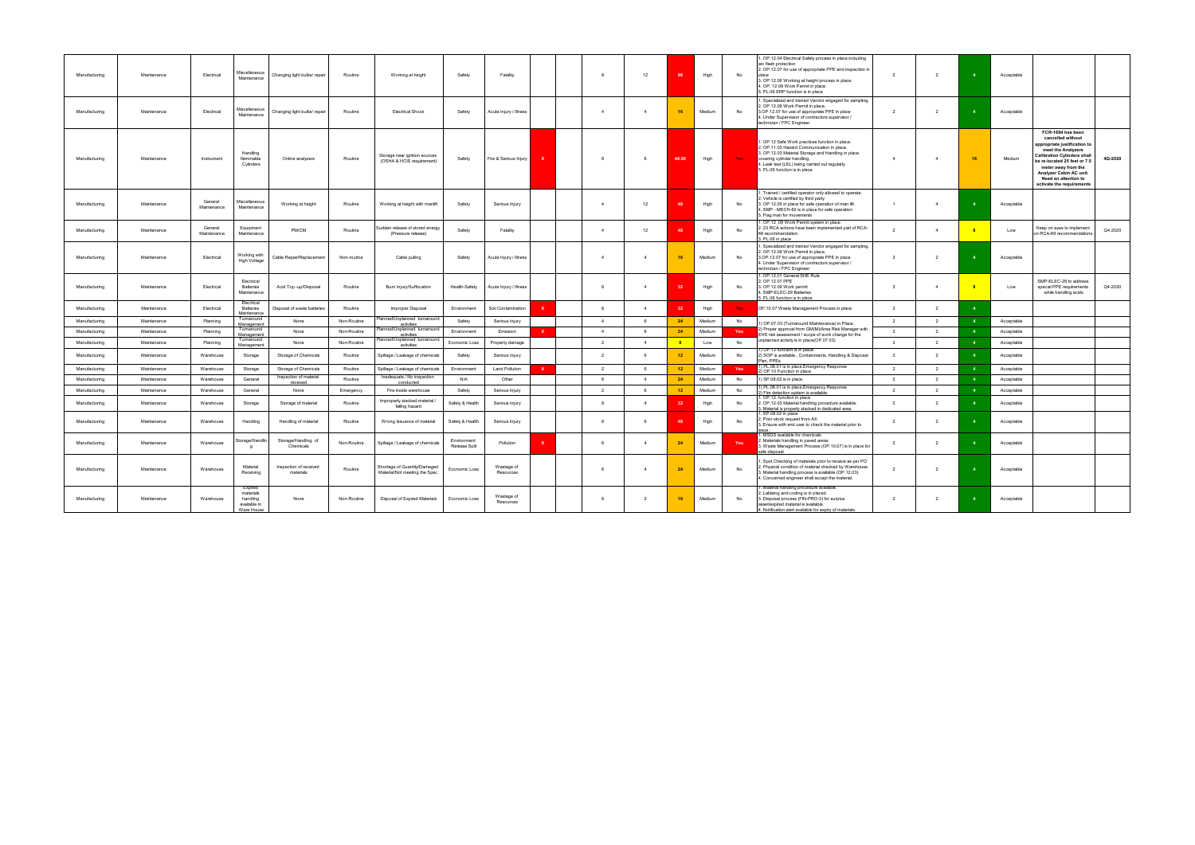| | | | | | | | | | | | | | | | | | | | | | | |
|---|---|---|---|---|---|---|---|---|---|---|---|---|---|---|---|---|---|---|---|---|---|---|
| Manufacturing | Maintenance | Electrical | Miscellaneous Maintenance | Changing light bulbs/ repair | Routine | Working at height | Safety | Fatality | | | 8 | 12 | 96 | High | No | 1. OP.12.04 Electrical Safety process in place including arc flash protection 2. OP.12.07 for use of appropriate PPE and inspection in place 3. OP.12.06 Working at height process in place. 4. OP. 12.09 Work Permit in place. 5. PL.06 ERP function is in place | 2 | 2 | 4 | Acceptable | | |
| Manufacturing | Maintenance | Electrical | Miscellaneous Maintenance | Changing light bulbs/ repair | Routine | Electrical Shock | Safety | Acute Injury / Illness | | | 4 | 4 | 16 | Medium | No | 1. Specialized and trained Vendor engaged for sampling. 2. OP.12.09 Work Permit in place. 3.OP.12.07 for use of appropriate PPE in place 4. Under Supervision of contractors supervisor / technician / FPC Engineer | 2 | 2 | 4 | Acceptable | | |
| Manufacturing | Maintenance | Instrument | Handling flammable Cylinders | Online analyzers | Routine | Storage near ignition sources (OSHA & HCIS requirement) | Safety | Fire & Serious Injury | X | | 8 | 6 | 48.00 | High | Yes | 1. OP.12 Safe Work practices function in place. 2. OP.11.03 Hazard Communication in place. 3. OP.12.03 Material Storage and Handling in place covering cylinder handling. 4. Leak test (LEL) being carried out regularly 5. PL.06 function is in place | 4 | 4 | 16 | Medium | FCR-1694 has been cancelled without appropriate justification to meet the Analyzers Calibration Cylinders shall be re-located 25 feet or 7.5 meter away from the Analyzer Cabin AC unit. Need an attention to activate the requirements | 4Q-2020 |
| Manufacturing | Maintenance | General Maintenance | Miscellaneous Maintenance | Working at height | Routine | Working at height with manlift | Safety | Serious Injury | | | 4 | 12 | 48 | High | No | 1. Trained / certified operator only allowed to operate. 2. Vehicle is certified by third party 3. OP.12.05 in place for safe operation of man lift. 4. SMP - MECH-52 is in place for safe operation 5. Flag man for movements | 1 | 4 | 4 | Acceptable | | |
| Manufacturing | Maintenance | General Maintenance | Equipment Maintenance | PM/CM | Routine | Sudden release of stored energy (Pressure release) | Safety | Fatality | | | 4 | 12 | 48 | High | No | 1. OP.12 .09 Work Permit system in place 2. 23 RCA actions have been implemented part of RCA-69 recommendation. 3. PL.06 in place | 2 | 4 | 8 | Low | Keep on eyes to implement on RCA-69 recommendations | Q4 2020 |
| Manufacturing | Maintenance | Electrical | Working with High Voltage | Cable Repair/Replacement | Non-routine | Cable pulling | Safety | Acute Injury / Illness | | | 4 | 4 | 16 | Medium | No | 1. Specialized and trained Vendor engaged for sampling. 2. OP.12.09 Work Permit in place. 3.OP.12.07 for use of appropriate PPE in place 4. Under Supervision of contractors supervisor / technician / FPC Engineer | 2 | 2 | 4 | Acceptable | | |
| Manufacturing | Maintenance | Electrical | Electrical Batteries Maintenance | Acid Top -up/Disposal | Routine | Burn Injury/Suffocation | Health-Safety | Acute Injury / Illness | | | 8 | 4 | 32 | High | No | 1. OP.12.01 General SHE Rule 2. OP.12.07 PPE 3. OP.12.09 Work permit 4. SMP-ELEC-29 Batteries 5. PL.06 function is in place | 2 | 4 | 8 | Low | SMP-ELEC-29 to address special PPE requirements while handling acids | Q4-2020 |
| Manufacturing | Maintenance | Electrical | Electrical Batteries Maintenance | Disposal of waste batteries | Routine | Improper Disposal | Environment | Soil Contamination | X | | 8 | 4 | 32 | High | Yes | OP.10.07 Waste Management Process in place | 2 | 2 | 4 | | | |
| Manufacturing | Maintenance | Planning | Turnaround Management | None | Non-Routine | Planned/Unplanned turnaround activities | Safety | Serious Injury | | | 4 | 6 | 24 | Medium | No | 1) OP.07.03 (Turnaround Maintenance) in Place. | 2 | 2 | 4 | Acceptable | | |
| Manufacturing | Maintenance | Planning | Turnaround Management | None | Non-Routine | Planned/Unplanned turnaround activities | Environment | Emission | X | | 4 | 6 | 24 | Medium | Yes | 2) Proper approval from GM(M)/Area Risk Manager with EHS risk assessment / scope of work change for the | 2 | 2 | 4 | Acceptable | | |
| Manufacturing | Maintenance | Planning | Turnaround Management | None | Non-Routine | Planned/Unplanned turnaround activities | Economic Loss | Property damage | | | 2 | 4 | 8 | Low | No | unplanned activity is in place(OP.07.03) | 2 | 2 | 4 | Acceptable | | |
| Manufacturing | Maintenance | Warehouse | Storage | Storage of Chemicals | Routine | Spillage / Leakage of chemicals | Safety | Serious Injury | | | 2 | 6 | 12 | Medium | No | 1) OP.12 function is in place. 2) SOP is available , Containments, Handling & Disposal Plan, PPEs | 2 | 2 | 4 | Acceptable | | |
| Manufacturing | Maintenance | Warehouse | Storage | Storage of Chemicals | Routine | Spillage / Leakage of chemicals | Environment | Land Pollution | X | | 2 | 6 | 12 | Medium | Yes | 1) PL.06.01 is in place.Emergency Response 2) OP.10 Function in place. | 2 | 2 | 4 | Acceptable | | |
| Manufacturing | Maintenance | Warehouse | General | Inspection of material received | Routine | Inadequate / No inspection conducted | N/A | Other | | | 6 | 4 | 24 | Medium | No | 1) SP.08.02 is in place. | 2 | 2 | 4 | Acceptable | | |
| Manufacturing | Maintenance | Warehouse | General | None | Emergency | Fire inside warehouse | Safety | Serious Injury | | | 2 | 6 | 12 | Medium | No | 1) PL.06.01 is in place.Emergency Response 2) Fire detection system is available. | 2 | 2 | 4 | Acceptable | | |
| Manufacturing | Maintenance | Warehouse | Storage | Storage of material | Routine | Improperly stacked material / falling hazard | Safety & Health | Serious Injury | | | 8 | 4 | 32 | High | No | 1. OP.12. function in place 2. OP.12.03 Material handling procedure available. 3. Material is properly stacked in dedicated area | 2 | 2 | 4 | Acceptable | | |
| Manufacturing | Maintenance | Warehouse | Handling | Handling of material | Routine | Wrong issuance of material | Safety & Health | Serious Injury | | | 8 | 6 | 48 | High | No | 1. SP.08.02 in place 2. Prior stock request from AX 3. Ensure with end user to check the material prior to issue. | 2 | 2 | 4 | Acceptable | | |
| Manufacturing | Maintenance | Warehouse | Storage/Handling | Storage/Handling of Chemicals | Non-Routine | Spillage / Leakage of chemicals | Environment Release Spill | Pollution | X | | 6 | 4 | 24 | Medium | Yes | 1. MSDS available for chemicals 2. Materials handling in paved areas 3. Waste Management Process (OP.10.07) is in place for safe disposal | 2 | 2 | 4 | Acceptable | | |
| Manufacturing | Maintenance | Warehouse | Material Receiving | Inspection of received materials | Routine | Shortage of Quantity/Damaged Material/Not meeting the Spec. | Economic Loss | Wastage of Resources | | | 6 | 4 | 24 | Medium | No | 1. Spot Checking of materials prior to receive as per PO 2. Physical condition of material checked by Warehouse 3. Material handling process is available (OP. 12.03) 4. Concerned engineer shall accept the material. | 2 | 2 | 4 | Acceptable | | |
| Manufacturing | Maintenance | Warehouse | Expired materials handling available in Ware House | None | Non-Routine | Disposal of Expired Materials | Economic Loss | Wastage of Resources | | | 8 | 2 | 16 | Medium | No | 1. Material handling procedure available. 2. Labeling and coding is in placed. 3. Disposal process (FIN-PRO-3) for surplus used/expired material is available. 4. Notification alert available for expiry of materials. | 2 | 2 | 4 | Acceptable | | |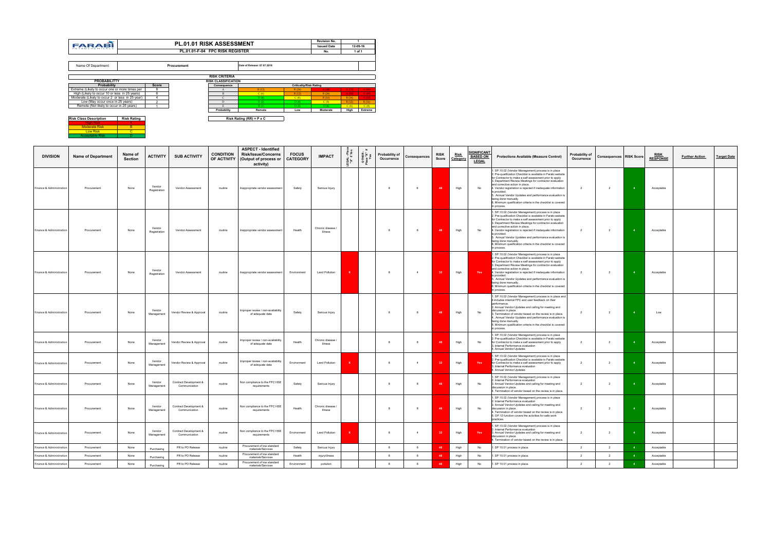| FARABI PETROCHEMICALS | PL.01.01 RISK ASSESSMENT | Revision No. | 1 |
|---|---|---|---|
| | | Issued Date | 12-09-16 |
| | PL.01.01-F-04 FPC RISK REGISTER | No. | 1 of 1 |

| Name Of Department: | Procurement | Date of Release: 07.07.2018 |
|---|---|---|

**RISK CRITERIA**

| PROBABILITTY | |
|---|---|
| **Probability** | **Score** |
| Extreme (Likely to occur one or more times per | 8 |
| High (Likely to occur 10 or less in 25 years) | 6 |
| Moderate (Likely to occur 2 or less in 25 year) | 4 |
| Low (May occur once in 25 years) | 2 |
| Remote (Not likely to occur in 25 years) | 1 |

RISK CLASSIFICATION

| Consequence | Criticality/Risk Rating | | | | |
|---|---|---|---|---|---|
| A | B (12) | B (24) | A (48) | A (72) | A (96) |
| B | C (6) | B (12) | B (24) | A (36) | A (48) |
| C | D (4) | C (8) | B (16) | B (24) | A (32) |
| D | D (2) | D (4) | C (8) | B (12) | B (16) |
| E | D (1) | D (2) | D (4) | C (6) | C (8) |
| Probability | Remote | Low | Moderate | High | Extreme |

| Risk Class Description | Risk Rating |
|---|---|
| High Risk | A |
| Moderate Risk | B |
| Low Risk | C |
| Acceptable Risk | D |

Risk Rating (RR) = P x C

| DIVISION | Name of Department | Name of Section | ACTIVITY | SUB ACTIVITY | CONDITION OF ACTIVITY | ASPECT - Identified Risk/Issue/Concerns (Output of process or activity) | FOCUS CATEGORY | IMPACT | LEGAL - Place "X" if Yes | OTHER - Place "X" if Yes | Probability of Occurrence | Consequences | RISK Score | Risk Category | SIGNIFICANT BASED ON LEGAL | Protections Available (Measure Control) | Probability of Occurrence | Consequences | RISK Score | RISK RESPONSE | Further Action | Target Date |
|---|---|---|---|---|---|---|---|---|---|---|---|---|---|---|---|---|---|---|---|---|---|---|
| Finance & Administration | Procurement | None | Vendor Registration | Vendor Assessment | routine | Inappropriate vendor assessment | Safety | Serious Injury | | | 8 | 6 | 48 | High | No | 1. SP.10.02 (Vendor Management) process is in place 2. Pre-qualification Checklist is available in Farabi website for Contractor to make a self assessment prior to apply 3. Department Review Meetings for contractor evaluation and corrective action in place. 4. Vendor registration is rejected if inadequate information is provided. 5. Annual Vendor Updates and performance evaluation is being done manually. 6. Minimum qualification criteria in the checklist is covered in process. | 2 | 2 | 4 | Acceptable | | |
| Finance & Administration | Procurement | None | Vendor Registration | Vendor Assessment | routine | Inappropriate vendor assessment | Health | Chronic disease / Illness | | | 8 | 6 | 48 | High | No | 1. SP.10.02 (Vendor Management) process is in place 2. Pre-qualification Checklist is available in Farabi website for Contractor to make a self assessment prior to apply 3. Department Review Meetings for contractor evaluation and corrective action in place. 4. Vendor registration is rejected if inadequate information is provided. 5. Annual Vendor Updates and performance evaluation is being done manually. 6. Minimum qualification criteria in the checklist is covered in process. | 2 | 2 | 4 | Acceptable | | |
| Finance & Administration | Procurement | None | Vendor Registration | Vendor Assessment | routine | Inappropriate vendor assessment | Environment | Land Pollution | X | | 8 | 4 | 32 | High | Yes | 1. SP.10.02 (Vendor Management) process is in place 2. Pre-qualification Checklist is available in Farabi website for Contractor to make a self assessment prior to apply 3. Department Review Meetings for contractor evaluation and corrective action in place. 4. Vendor registration is rejected if inadequate information is provided. 5. Annual Vendor Updates and performance evaluation is being done manually. 6. Minimum qualification criteria in the checklist is covered in process. | 2 | 2 | 4 | Acceptable | | |
| Finance & Administration | Procurement | None | Vendor Management | Vendor Review & Approval | routine | Improper review / non-availability of adequate data | Safety | Serious Injury | | | 8 | 6 | 48 | High | No | 1. SP.10.02 (Vendor Management) process is in place and it includes internal FPC and user feedback on their performance. 2. Annual Vendor Updates and calling for meeting and discussion in place. 3. Termination of vendor based on the review is in place. 4. Annual Vendor Updates and performance evaluation is being done manually. 5. Minimum qualification criteria in the checklist is covered in process. | 2 | 2 | 4 | Low | | |
| Finance & Administration | Procurement | None | Vendor Management | Vendor Review & Approval | routine | Improper review / non-availability of adequate data | Health | Chronic disease / Illness | | | 8 | 6 | 48 | High | No | 1. SP.10.02 (Vendor Management) process is in place 2. Pre-qualification Checklist is available in Farabi website for Contractor to make a self assessment prior to apply 3. Internal Performance evaluation 4. Annual Vendor Updates | 2 | 2 | 4 | Acceptable | | |
| Finance & Administration | Procurement | None | Vendor Management | Vendor Review & Approval | routine | Improper review / non-availability of adequate data | Environment | Land Pollution | X | | 8 | 4 | 32 | High | Yes | 1. SP.10.02 (Vendor Management) process is in place 2. Pre-qualification Checklist is available in Farabi website for Contractor to make a self assessment prior to apply 3. Internal Performance evaluation 4. Annual Vendor Updates | 2 | 2 | 4 | Acceptable | | |
| Finance & Administration | Procurement | None | Vendor Management | Contract Development & Communication | routine | Non compliance to the FPC HSE requirements | Safety | Serious Injury | | | 8 | 6 | 48 | High | No | 1. SP.10.02 (Vendor Management) process is in place 2. Internal Performance evaluation 3. Annual Vendor Updates and calling for meeting and discussion in place. 4. Termination of vendor based on the review is in place. | 2 | 2 | 4 | Acceptable | | |
| Finance & Administration | Procurement | None | Vendor Management | Contract Development & Communication | routine | Non compliance to the FPC HSE requirements | Health | Chronic disease / Illness | | | 8 | 6 | 48 | High | No | 1. SP.10.02 (Vendor Management) process is in place 2. Internal Performance evaluation 3. Annual Vendor Updates and calling for meeting and discussion in place. 4. Termination of vendor based on the review is in place. 5. OP.12 function covers the activities for safe work practices. | 2 | 2 | 4 | Acceptable | | |
| Finance & Administration | Procurement | None | Vendor Management | Contract Development & Communication | routine | Non compliance to the FPC HSE requirements | Environment | Land Pollution | X | | 8 | 4 | 32 | High | Yes | 1. SP.10.02 (Vendor Management) process is in place 2. Internal Performance evaluation 3. Annual Vendor Updates and calling for meeting and discussion in place. 4. Termination of vendor based on the review is in place. | 2 | 2 | 4 | Acceptable | | |
| Finance & Administration | Procurement | None | Purchasing | PR to PO Release | routine | Procurement of low standard materials/Services | Safety | Serious Injury | | | 8 | 6 | 48 | High | No | 1. SP 10.01 process in place. | 2 | 2 | 4 | Acceptable | | |
| Finance & Administration | Procurement | None | Purchasing | PR to PO Release | routine | Procurement of low standard materials/Services | Health | Injury/illness | | | 8 | 6 | 48 | High | No | 1. SP 10.01 process in place. | 2 | 2 | 4 | Acceptable | | |
| Finance & Administration | Procurement | None | Purchasing | PR to PO Release | routine | Procurement of low standard materials/Services | Environment | pollution | | | 8 | 6 | 48 | High | No | 1. SP 10.01 process in place. | 2 | 2 | 4 | Acceptable | | |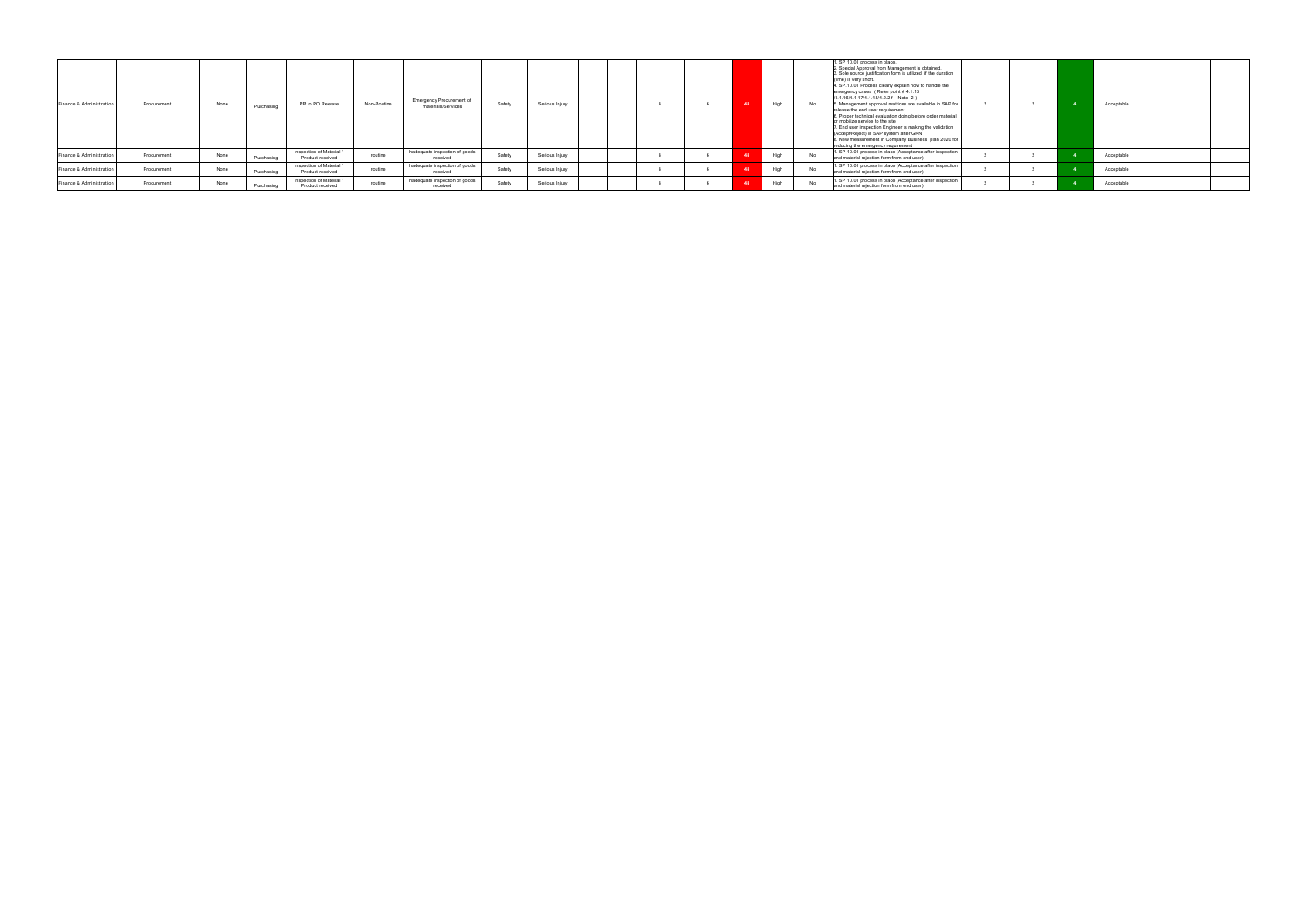| | | | | | | | | | | | | | | | | | | | | | | | |
|---|---|---|---|---|---|---|---|---|---|---|---|---|---|---|---|---|---|---|---|---|---|---|---|
| Finance & Administration | Procurement | None | Purchasing | PR to PO Release | Non-Routine | Emergency Procurement of materials/Services | Safety | Serious Injury | | | 8 | 6 | 48 | High | No | 1. SP 10.01 process in place. 2. Special Approval from Management is obtained. 3. Sole source justification form is utilized if the duration (time) is very short. 4. SP.10.01 Process clearly explain how to handle the emergency cases ( Refer point # 4.1.13 /4.1.16/4.1.17/4.1.18/4.2.2.f – Note -2 ) 5. Management approval matrices are available in SAP for release the end user requirement 6. Proper technical evaluation doing before order material or mobilize service to the site 7. End user inspection Engineer is making the validation (Accept/Reject) in SAP system after GRN 8. New measurement in Company Business plan 2020 for reducing the emergency requirement | 2 | 2 | 4 | Acceptable | | |
| Finance & Administration | Procurement | None | Purchasing | Inspection of Material / Product received | routine | Inadequate inspection of goods received | Safety | Serious Injury | | | 8 | 6 | 48 | High | No | 1. SP 10.01 process in place (Acceptance after inspection and material rejection form from end user) | 2 | 2 | 4 | Acceptable | | |
| Finance & Administration | Procurement | None | Purchasing | Inspection of Material / Product received | routine | Inadequate inspection of goods received | Safety | Serious Injury | | | 8 | 6 | 48 | High | No | 1. SP 10.01 process in place (Acceptance after inspection and material rejection form from end user) | 2 | 2 | 4 | Acceptable | | |
| Finance & Administration | Procurement | None | Purchasing | Inspection of Material / Product received | routine | Inadequate inspection of goods received | Safety | Serious Injury | | | 8 | 6 | 48 | High | No | 1. SP 10.01 process in place (Acceptance after inspection and material rejection form from end user) | 2 | 2 | 4 | Acceptable | | |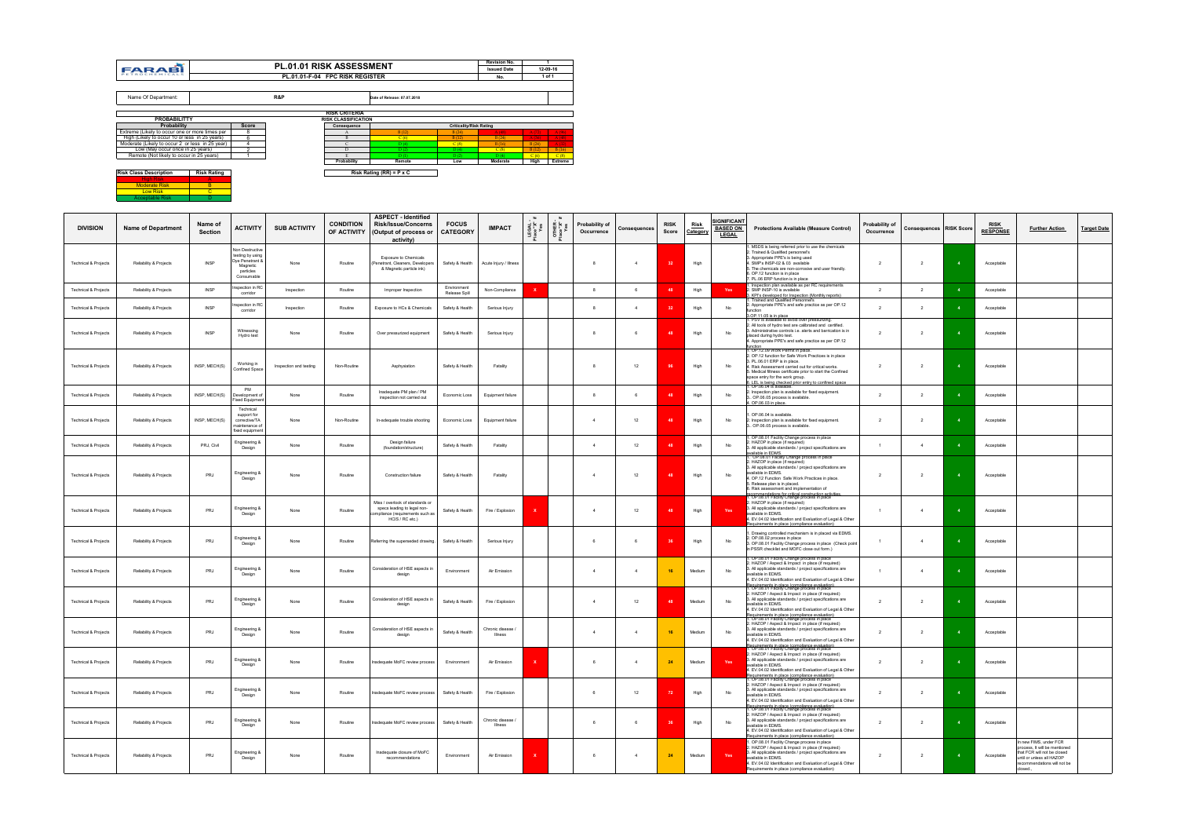| FARABI PETROCHEMICALS | PL.01.01 RISK ASSESSMENT | Revision No. | 1 |
|---|---|---|---|
| | PL.01.01-F-04 FPC RISK REGISTER | Issued Date | 12-09-16 |
| | | No. | 1 of 1 |

Name Of Department: R&P — Date of Release: 07.07.2019

**RISK CRITERIA**

| PROBABILITY | |
|---|---|
| Probability | Score |
| Extreme (Likely to occur one or more times per | 8 |
| High (Likely to occur 10 or less in 25 years) | 6 |
| Moderate (Likely to occur 2 or less in 25 year) | 4 |
| Low (May occur once in 25 years) | 2 |
| Remote (Not likely to occur in 25 years) | 1 |

**RISK CLASSIFICATION**

| Consequence | Criticality/Risk Rating | | | | |
|---|---|---|---|---|---|
| A | B (32) | B (24) | A (48) | A (72) | A (96) |
| B | C (6) | B (32) | B (24) | A (36) | A (48) |
| C | D (4) | C (8) | B (16) | B (24) | C (32) |
| D | D (2) | D (4) | C (8) | B (12) | B (16) |
| E | D (1) | D (2) | D (4) | C (6) | C (8) |
| Probability | Remote | Low | Moderate | High | Extreme |

Risk Rating (RR) = P x C

| Risk Class Description | Risk Rating |
|---|---|
| High Risk | A |
| Moderate Risk | B |
| Low Risk | C |
| Acceptable Risk | D |

| DIVISION | Name of Department | Name of Section | ACTIVITY | SUB ACTIVITY | CONDITION OF ACTIVITY | ASPECT - Identified Risk/Issue/Concerns (Output of process or activity) | FOCUS CATEGORY | IMPACT | LEGAL Place "x" if Yes | OTHER Place "x" if Yes | Probability of Occurrence | Consequences | RISK Score | Risk Category | SIGNIFICANT BASED ON LEGAL | Protections Available (Measure Control) | Probability of Occurrence | Consequences | RISK Score | RISK RESPONSE | Further Action | Target Date |
|---|---|---|---|---|---|---|---|---|---|---|---|---|---|---|---|---|---|---|---|---|---|---|
| Technical & Projects | Reliability & Projects | INSP | Non Destructive testing by using Dye Penetrant & Magnetic particles Consumable | None | Routine | Exposure to Chemicals (Penetrant, Cleaners, Developers & Magnetic particle ink) | Safety & Health | Acute Injury / Illness | | | 8 | 4 | 32 | High | | 1. MSDS is being referred prior to use the chemicals 2. Trained & Qualified personnel's 3. Appropriate PPE's is being used 4. SMP's INSP-02 & 03 available 5. The chemicals are non-corrosive and user friendly. 6. OP.12 function is in place 7. PL.06 ERP function is in place | 2 | 2 | 4 | Acceptable | | |
| Technical & Projects | Reliability & Projects | INSP | Inspection in RC corridor | Inspection | Routine | Improper Inspection | Environment Release Spill | Non-Compliance | X | | 8 | 6 | 48 | High | Yes | 1. Inspection plan available as per RC requirements 2. SMP INSP-10 is available 3. KPI's developed for Inspection (Monthly reports) | 2 | 2 | 4 | Acceptable | | |
| Technical & Projects | Reliability & Projects | INSP | Inspection in RC corridor | Inspection | Routine | Exposure to HCs & Chemicals | Safety & Health | Serious Injury | | | 8 | 4 | 32 | High | No | 1. Trained and Qualified Personnel's 2. Appropriate PPE's and safe practice as per OP.12 function 3.OP.11.05 is in place | 2 | 2 | 4 | Acceptable | | |
| Technical & Projects | Reliability & Projects | INSP | Witnessing Hydro test | None | Routine | Over pressurized equipment | Safety & Health | Serious Injury | | | 8 | 6 | 48 | High | No | 1. PSV is available to avoid over pressurizing. 2. All tools of hydro test are calibrated and certified. 3. Administrative controls i.e. alerts and barrication is in placed during hydro test. 4. Appropriate PPE's and safe practice as per OP.12 function | 2 | 2 | 4 | Acceptable | | |
| Technical & Projects | Reliability & Projects | INSP, MECH(S) | Working in Confined Space | Inspection and testing | Non-Routine | Asphyxiation | Safety & Health | Fatality | | | 8 | 12 | 96 | High | No | 1. OP.12 for Work Permit in place. 2. OP.12 function for Safe Work Practices is in place 3. PL.06.01 ERP is in place. 4. Risk Assessment carried out for critical works. 5. Medical fitness certificate prior to start the Confined space entry for the work group. 6. LEL is being checked prior entry to confined space | 2 | 2 | 4 | Acceptable | | |
| Technical & Projects | Reliability & Projects | INSP, MECH(S) | PM Development of Fixed Equipment | None | Routine | Inadequate PM plan / PM inspection not carried out | Economic Loss | Equipment failure | | | 8 | 6 | 48 | High | No | 1. OP.06.04 is available 2. Inspection plan is available for fixed equipment. 3. OP.06.05 process is available. 4. OP.06.03 in place. | 2 | 2 | 4 | Acceptable | | |
| Technical & Projects | Reliability & Projects | INSP, MECH(S) | Technical support for corrective/TA maintenance of fixed equipment | None | Non-Routine | In-adequate trouble shooting | Economic Loss | Equipment failure | | | 4 | 12 | 48 | High | No | 1. OP.06.04 is available. 2. Inspection plan is available for fixed equipment. 3. OP.06.05 process is available. | 2 | 2 | 4 | Acceptable | | |
| Technical & Projects | Reliability & Projects | PRJ, Civil | Engineering & Design | None | Routine | Design failure (foundation/structure) | Safety & Health | Fatality | | | 4 | 12 | 48 | High | No | 1. OP.08.01 Facility Change process in place 2. HAZOP in place (If required) 3. All applicable standards / project specifications are available in EDMS. | 1 | 4 | 4 | Acceptable | | |
| Technical & Projects | Reliability & Projects | PRJ | Engineering & Design | None | Routine | Construction failure | Safety & Health | Fatality | | | 4 | 12 | 48 | High | No | 1. OP.08.01 Facility Change process in place 2. HAZOP in place (If required) 3. All applicable standards / project specifications are available in EDMS. 4. OP.12 Function Safe Work Practices in place. 5. Release plan is in placed. 6. Risk assessment and implementation of recommendations for critical construction activities. | 2 | 2 | 4 | Acceptable | | |
| Technical & Projects | Reliability & Projects | PRJ | Engineering & Design | None | Routine | Miss / overlook of standards or specs leading to legal non-compliance (requirements such as HCIS / RC etc.) | Safety & Health | Fire / Explosion | X | | 4 | 12 | 48 | High | Yes | 1. OP.08.01 Facility Change process in place 2. HAZOP in place (If required) 3. All applicable standards / project specifications are available in EDMS. 4. EV.04.02 Identification and Evaluation of Legal & Other Requirements in place (compliance evaluation) | 1 | 4 | 4 | Acceptable | | |
| Technical & Projects | Reliability & Projects | PRJ | Engineering & Design | None | Routine | Referring the superseded drawing | Safety & Health | Serious Injury | | | 6 | 6 | 36 | High | No | 1. Drawing controlled mechanism is in placed via EDMS. 2. OP.08.02 process in place 3. OP.08.01 Facility Change process in place (Check point in PSSR checklist and MOFC close out form.) | 1 | 4 | 4 | Acceptable | | |
| Technical & Projects | Reliability & Projects | PRJ | Engineering & Design | None | Routine | Consideration of HSE aspects in design | Environment | Air Emission | | | 4 | 4 | 16 | Medium | No | 1. OP.08.01 Facility Change process in place 2. HAZOP / Aspect & Impact in place (If required) 3. All applicable standards / project specifications are available in EDMS. 4. EV.04.02 Identification and Evaluation of Legal & Other Requirements in place (compliance evaluation) | 1 | 4 | 4 | Acceptable | | |
| Technical & Projects | Reliability & Projects | PRJ | Engineering & Design | None | Routine | Consideration of HSE aspects in design | Safety & Health | Fire / Explosion | | | 4 | 12 | 48 | Medium | No | 1. OP.08.01 Facility Change process in place 2. HAZOP / Aspect & Impact in place (If required) 3. All applicable standards / project specifications are available in EDMS. 4. EV.04.02 Identification and Evaluation of Legal & Other Requirements in place (compliance evaluation) | 2 | 2 | 4 | Acceptable | | |
| Technical & Projects | Reliability & Projects | PRJ | Engineering & Design | None | Routine | Consideration of HSE aspects in design | Safety & Health | Chronic disease / Illness | | | 4 | 4 | 16 | Medium | No | 1. OP.08.01 Facility Change process in place 2. HAZOP / Aspect & Impact in place (If required) 3. All applicable standards / project specifications are available in EDMS. 4. EV.04.02 Identification and Evaluation of Legal & Other Requirements in place (compliance evaluation) | 2 | 2 | 4 | Acceptable | | |
| Technical & Projects | Reliability & Projects | PRJ | Engineering & Design | None | Routine | Inadequate MoFC review process | Environment | Air Emission | X | | 6 | 4 | 24 | Medium | Yes | 1. OP.08.01 Facility Change process in place 2. HAZOP / Aspect & Impact in place (If required) 3. All applicable standards / project specifications are available in EDMS. 4. EV.04.02 Identification and Evaluation of Legal & Other Requirements in place (compliance evaluation) | 2 | 2 | 4 | Acceptable | | |
| Technical & Projects | Reliability & Projects | PRJ | Engineering & Design | None | Routine | Inadequate MoFC review process | Safety & Health | Fire / Explosion | | | 6 | 12 | 72 | High | No | 1. OP.08.01 Facility Change process in place 2. HAZOP / Aspect & Impact in place (If required) 3. All applicable standards / project specifications are available in EDMS. 4. EV.04.02 Identification and Evaluation of Legal & Other Requirements in place (compliance evaluation) | 2 | 2 | 4 | Acceptable | | |
| Technical & Projects | Reliability & Projects | PRJ | Engineering & Design | None | Routine | Inadequate MoFC review process | Safety & Health | Chronic disease / Illness | | | 6 | 6 | 36 | High | No | 1. OP.08.01 Facility Change process in place 2. HAZOP / Aspect & Impact in place (If required) 3. All applicable standards / project specifications are available in EDMS. 4. EV.04.02 Identification and Evaluation of Legal & Other Requirements in place (compliance evaluation) | 2 | 2 | 4 | Acceptable | | |
| Technical & Projects | Reliability & Projects | PRJ | Engineering & Design | None | Routine | Inadequate closure of MoFC recommendations | Environment | Air Emission | X | | 6 | 4 | 24 | Medium | Yes | 1. OP.08.01 Facility Change process in place 2. HAZOP / Aspect & Impact in place (If required) 3. All applicable standards / project specifications are available in EDMS. 4. EV.04.02 Identification and Evaluation of Legal & Other Requirements in place (compliance evaluation) | 2 | 2 | 4 | Acceptable | In new FIMS, under FCR process, it will be mentioned that FCR will not be closed until or unless all HAZOP recommendations will not be closed. | |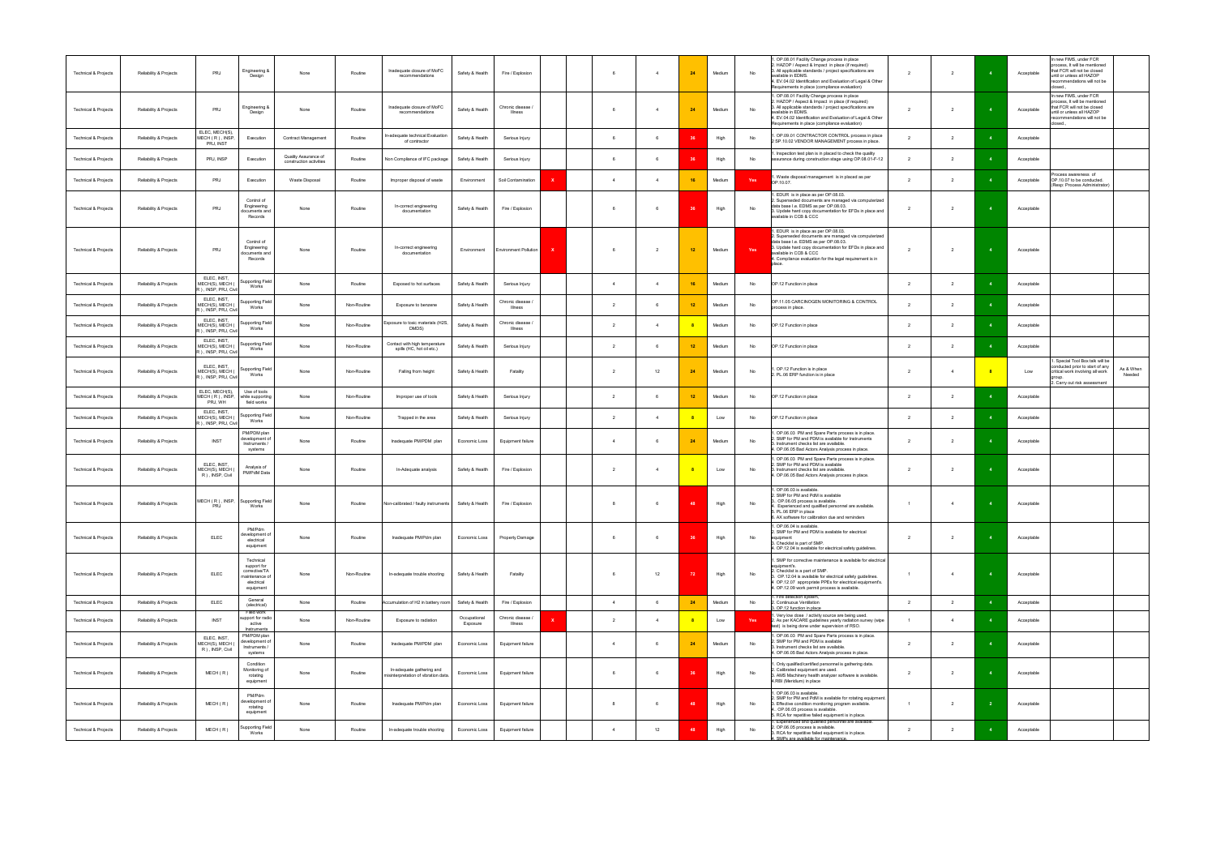| | | | | | | | | | | | | | | | | | | | | | | |
|---|---|---|---|---|---|---|---|---|---|---|---|---|---|---|---|---|---|---|---|---|---|---|
| Technical & Projects | Reliability & Projects | PRJ | Engineering & Design | None | Routine | Inadequate closure of MoFC recommendations | Safety & Health | Fire / Explosion | | | 6 | 4 | 24 | Medium | No | 1. OP.08.01 Facility Change process in place<br>2. HAZOP / Aspect & Impact in place (if required)<br>3. All applicable standards / project specifications are available in EDMS.<br>4. EV.04.02 Identification and Evaluation of Legal & Other Requirements in place (compliance evaluation) | 2 | 2 | 4 | Acceptable | In new FIMS, under FCR process, it will be mentioned that FCR will not be closed until or unless all HAZOP recommendations will not be closed . | |
| Technical & Projects | Reliability & Projects | PRJ | Engineering & Design | None | Routine | Inadequate closure of MoFC recommendations | Safety & Health | Chronic disease / Illness | | | 6 | 4 | 24 | Medium | No | 1. OP.08.01 Facility Change process in place<br>2. HAZOP / Aspect & Impact in place (if required)<br>3. All applicable standards / project specifications are available in EDMS.<br>4. EV.04.02 Identification and Evaluation of Legal & Other Requirements in place (compliance evaluation) | 2 | 2 | 4 | Acceptable | In new FIMS, under FCR process, it will be mentioned that FCR will not be closed until or unless all HAZOP recommendations will not be closed . | |
| Technical & Projects | Reliability & Projects | ELEC, MECH(S), MECH ( R ) , INSP, PRJ, INST | Execution | Contract Management | Routine | In-adequate technical Evaluation of contractor | Safety & Health | Serious Injury | | | 6 | 6 | 36 | High | No | 1. OP.09.01 CONTRACTOR CONTROL process in place<br>2.SP.10.02 VENDOR MANAGEMENT process in place. | 2 | 2 | 4 | Acceptable | | |
| Technical & Projects | Reliability & Projects | PRJ, INSP | Execution | Quality Assurance of construction activities | Routine | Non Compliance of IFC package | Safety & Health | Serious Injury | | | 6 | 6 | 36 | High | No | 1. Inspection test plan is in placed to check the quality assurance during construction stage using OP.08.01-F-12 | 2 | 2 | 4 | Acceptable | | |
| Technical & Projects | Reliability & Projects | PRJ | Execution | Waste Disposal | Routine | Improper disposal of waste | Environment | Soil Contamination | X | | 4 | 4 | 16 | Medium | Yes | 1. Waste disposal management is in placed as per OP.10.07. | 2 | 2 | 4 | Acceptable | Process awareness of OP.10.07 to be conducted. (Resp. Process Administrator) | |
| Technical & Projects | Reliability & Projects | PRJ | Control of Engineering documents and Records | None | Routine | In-correct engineering documentation | Safety & Health | Fire / Explosion | | | 6 | 6 | 36 | High | No | 1. EDUR is in place as per OP.08.03.<br>2. Superseded documents are managed via computerized data base i.e. EDMS as per OP.08.03.<br>3. Update hard copy documentation for EFDs in place and available in CCB & CCC | 2 | 2 | 4 | Acceptable | | |
| Technical & Projects | Reliability & Projects | PRJ | Control of Engineering documents and Records | None | Routine | In-correct engineering documentation | Environment | Environment Pollution | X | | 6 | 2 | 12 | Medium | Yes | 1. EDUR is in place as per OP.08.03.<br>2. Superseded documents are managed via computerized data base i.e. EDMS as per OP.08.03.<br>3. Update hard copy documentation for EFDs in place and available in CCB & CCC<br>4. Compliance evaluation for the legal requirement is in place. | 2 | 2 | 4 | Acceptable | | |
| Technical & Projects | Reliability & Projects | ELEC, INST, MECH(S), MECH ( R ) , INSP, PRJ, Civil | Supporting Field Works | None | Routine | Exposed to hot surfaces | Safety & Health | Serious Injury | | | 4 | 4 | 16 | Medium | No | OP.12 Function in place | 2 | 2 | 4 | Acceptable | | |
| Technical & Projects | Reliability & Projects | ELEC, INST, MECH(S), MECH ( R ) , INSP, PRJ, Civil | Supporting Field Works | None | Non-Routine | Exposure to benzene | Safety & Health | Chronic disease / Illness | | | 2 | 6 | 12 | Medium | No | OP.11.05 CARCINOGEN MONITORING & CONTROL process in place. | 2 | 2 | 4 | Acceptable | | |
| Technical & Projects | Reliability & Projects | ELEC, INST, MECH(S), MECH ( R ) , INSP, PRJ, Civil | Supporting Field Works | None | Non-Routine | Exposure to toxic materials (H2S, DMDS) | Safety & Health | Chronic disease / Illness | | | 2 | 4 | 8 | Medium | No | OP.12 Function in place | 2 | 2 | 4 | Acceptable | | |
| Technical & Projects | Reliability & Projects | ELEC, INST, MECH(S), MECH ( R ) , INSP, PRJ, Civil | Supporting Field Works | None | Non-Routine | Contact with high temperature spills (HC, hot oil etc.) | Safety & Health | Serious Injury | | | 2 | 6 | 12 | Medium | No | OP.12 Function in place | 2 | 2 | 4 | Acceptable | | |
| Technical & Projects | Reliability & Projects | ELEC, INST, MECH(S), MECH ( R ) , INSP, PRJ, Civil | Supporting Field Works | None | Non-Routine | Falling from height | Safety & Health | Fatality | | | 2 | 12 | 24 | Medium | No | 1. OP.12 Function is in place<br>2. PL.06 ERP function is in place | 2 | 4 | 8 | Low | 1. Special Tool Box talk will be conducted prior to start of any critical work involving all work group.<br>2. Carry out risk assessment | As & When Needed |
| Technical & Projects | Reliability & Projects | ELEC, MECH(S), MECH ( R ) , INSP, PRJ, WH | Use of tools while supporting field works | None | Non-Routine | Improper use of tools | Safety & Health | Serious Injury | | | 2 | 6 | 12 | Medium | No | OP.12 Function in place | 2 | 2 | 4 | Acceptable | | |
| Technical & Projects | Reliability & Projects | ELEC, INST, MECH(S), MECH ( R ) , INSP, PRJ, Civil | Supporting Field Works | None | Non-Routine | Trapped in the area | Safety & Health | Serious Injury | | | 2 | 4 | 8 | Low | No | OP.12 Function in place | 2 | 2 | 4 | Acceptable | | |
| Technical & Projects | Reliability & Projects | INST | PM/PDM plan development of Instruments / systems | None | Routine | Inadequate PM/PDM plan | Economic Loss | Equipment failure | | | 4 | 6 | 24 | Medium | No | 1. OP.06.03 PM and Spare Parts process is in place.<br>2. SMP for PM and PDM is available for Instruments<br>3. Instrument checks list are available.<br>4. OP.06.05 Bad Actors Analysis process in place. | 2 | 2 | 4 | Acceptable | | |
| Technical & Projects | Reliability & Projects | ELEC, INST, MECH(S), MECH ( R ) , INSP, Civil | Analysis of PM/PdM Data | None | Routine | In-Adequate analysis | Safety & Health | Fire / Explosion | | | 2 | 4 | 8 | Low | No | 1. OP.06.03 PM and Spare Parts process is in place.<br>2. SMP for PM and PDM is available<br>3. Instrument checks list are available.<br>4. OP.06.05 Bad Actors Analysis process in place. | 2 | 2 | 4 | Acceptable | | |
| Technical & Projects | Reliability & Projects | MECH ( R ) , INSP, PRJ | Supporting Field Works | None | Routine | Non-calibrated / faulty instruments | Safety & Health | Fire / Explosion | | | 8 | 6 | 48 | High | No | 1. OP.06.03 is available<br>2. SMP for PM and PdM is available<br>3. OP.06.03 process is available.<br>4. Experienced and qualified personnel are available.<br>5. PL.06 ERP in place<br>6. AX software for calibration due and reminders | 1 | 4 | 4 | Acceptable | | |
| Technical & Projects | Reliability & Projects | ELEC | PM/Pdm development of electrical equipment | None | Routine | Inadequate PM/PDm plan | Economic Loss | Property Damage | | | 6 | 6 | 36 | High | No | 1. OP.06.04 is available<br>2. SMP for PM and PDM is available for electrical equipment<br>3. Checklist is part of SMP.<br>4. OP.12.04 is available for electrical safety guidelines. | 2 | 2 | 4 | Acceptable | | |
| Technical & Projects | Reliability & Projects | ELEC | Technical support for corrective/TA maintenance of electrical equipment | None | Non-Routine | In-adequate trouble shooting | Safety & Health | Fatality | | | 6 | 12 | 72 | High | No | 1. SMP for corrective maintenance is available for electrical equipment's.<br>2. Checklist is a part of SMP.<br>3. OP.12.04 is available for electrical safety guidelines.<br>4. OP.12.07 appropriate PPEs for electrical equipment's.<br>4. OP.12.09 work permit process is available. | 1 | 4 | 4 | Acceptable | | |
| Technical & Projects | Reliability & Projects | ELEC | General (electrical) | None | Routine | Accumulation of H2 in battery room | Safety & Health | Fire / Explosion | | | 4 | 6 | 24 | Medium | No | 1. Fire detection system,<br>2. Continuous Ventilation<br>3. OP.12 function in place | 2 | 2 | 4 | Acceptable | | |
| Technical & Projects | Reliability & Projects | INST | Field work support for radio active Instruments | None | Non-Routine | Exposure to radiation | Occupational Exposure | Chronic disease / Illness | X | | 2 | 4 | 8 | Low | Yes | 1. Very low dose / activity source are being used.<br>2. As per KACARE guidelines yearly radiation survey (wipe test) is being done under supervision of RSO. | 1 | 4 | 4 | Acceptable | | |
| Technical & Projects | Reliability & Projects | ELEC, INST, MECH(S), MECH ( R ) , INSP, Civil | PM/PDM plan development of Instruments / systems | None | Routine | Inadequate PM/PDM plan | Economic Loss | Equipment failure | | | 4 | 6 | 24 | Medium | No | 1. OP.06.03 PM and Spare Parts process is in place.<br>2. SMP for PM and PDM is available<br>3. Instrument checks list are available.<br>4. OP.06.05 Bad Actors Analysis process in place. | 2 | 2 | 4 | Acceptable | | |
| Technical & Projects | Reliability & Projects | MECH ( R ) | Condition Monitoring of rotating equipment | None | Routine | In-adequate gathering and misinterpretation of vibration data. | Economic Loss | Equipment failure | | | 6 | 6 | 36 | High | No | 1. Only qualified/certified personnel is gathering data.<br>2. Calibrated equipment are used<br>3. AMS Machinery health analyzer software is available.<br>4.RBI (Meridium) in place | 2 | 2 | 4 | Acceptable | | |
| Technical & Projects | Reliability & Projects | MECH ( R ) | PM/Pdm development of rotating equipment | None | Routine | Inadequate PM/PDm plan | Economic Loss | Equipment failure | | | 8 | 6 | 48 | High | No | 1. OP.06.03 is available.<br>2. SMP for PM and PdM is available for rotating equipment.<br>3. Effective condition monitoring program available.<br>4. OP.06.03 process is available.<br>5. RCA for repetitive failed equipment is in place. | 1 | 2 | 2 | Acceptable | | |
| Technical & Projects | Reliability & Projects | MECH ( R ) | Supporting Field Works | None | Routine | In-adequate trouble shooting | Economic Loss | Equipment failure | | | 4 | 12 | 48 | High | No | 1. Experienced and qualified personnel are available.<br>2. OP.06.05 process is available.<br>3. RCA for repetitive failed equipment is in place.<br>4. SMPs are available for maintenance. | 2 | 2 | 4 | Acceptable | | |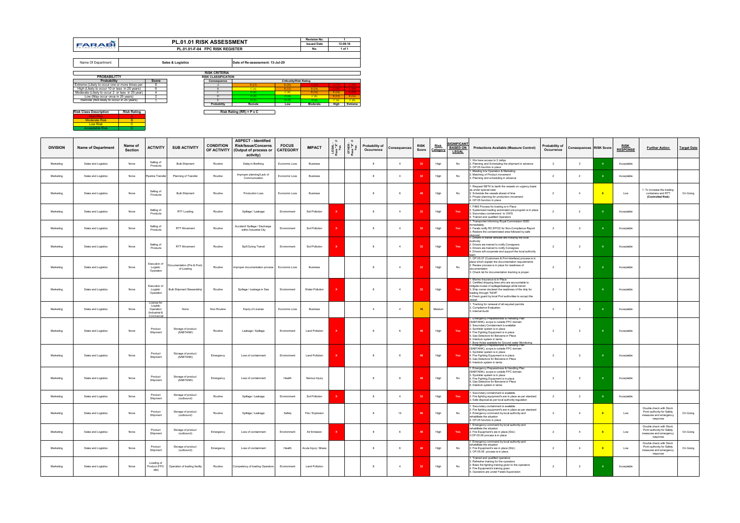| FARABI PETROCHEMICALS | PL.01.01 RISK ASSESSMENT | Revision No. | 1 |
|---|---|---|---|
| | | Issued Date | 12-09-16 |
| | PL.01.01-F-04 FPC RISK REGISTER | No. | 1 of 1 |

Name Of Department: **Sales & Logistics** Date of Re-assessment: 13-Jul-20

**RISK CRITERIA**

| PROBABILITTY | |
|---|---|
| Probability | Score |
| Extreme (Likely to occur one or more times per | 8 |
| High (Likely to occur 10 or less in 25 years) | 6 |
| Moderate (Likely to occur 2 or less in 25 year) | 4 |
| Low (May occur once in 25 years) | 2 |
| Remote (Not likely to occur in 25 years) | 1 |

**RISK CLASSIFICATION**

| Consequence | Criticality/Risk Rating | | | | |
|---|---|---|---|---|---|
| A | B (12) | B (24) | A (48) | A (72) | A (96) |
| B | C (6) | B (12) | B (24) | A (36) | A (48) |
| C | D (4) | C (8) | B (16) | B (24) | A (32) |
| D | D (2) | D (4) | C (8) | B (12) | B (16) |
| E | D (1) | D (2) | D (4) | C (6) | C (8) |
| Probability | Remote | Low | Moderate | High | Extreme |

Risk Rating (RR) = P x C

| Risk Class Description | Risk Rating |
|---|---|
| High Risk | A |
| Moderate Risk | B |
| Low Risk | C |
| Acceptable Risk | D |

| DIVISION | Name of Department | Name of Section | ACTIVITY | SUB ACTIVITY | CONDITION OF ACTIVITY | ASPECT - Identified Risk/Issue/Concerns (Output of process or activity) | FOCUS CATEGORY | IMPACT | LEGAL - Place "X" if Yes | OTHER - Place "X" if Yes | Probability of Occurrence | Consequences | RISK Score | Risk Category | SIGNIFICANT BASED ON LEGAL | Protections Available (Measure Control) | Probability of Occurrence | Consequences | RISK Score | RISK RESPONSE | Further Action | Target Date |
|---|---|---|---|---|---|---|---|---|---|---|---|---|---|---|---|---|---|---|---|---|---|---|
| Marketing | Sales and Logistics | None | Selling of Products | Bulk Shipment | Routine | Delay in Berthing | Economic Loss | Business | | | 8 | 4 | 32 | High | No | 1. We have access to 3 Jettys 2. Planning and Scheduling the shipment in advance 3. OP.05 function in place | 2 | 2 | 4 | Acceptable | | |
| Marketing | Sales and Logistics | None | Pipeline Transfer | Planning of Transfer | Routine | Improper planning/Lack of Communication | Economic Loss | Business | | | 8 | 4 | 32 | High | No | 1. Meeting b/w Operation & Marketing 2. Matching of Product movement 3. Planning and scheduling in advance | 2 | 2 | 4 | Acceptable | | |
| Marketing | Sales and Logistics | None | Selling of Products | Bulk Shipment | Routine | Production Loss | Economic Loss | Business | | | 8 | 6 | 48 | High | No | 1. Request SBTK to berth the vessels on urgency basis as under special case 2. Schedule the vessels ahead of time 3. Proper planning for production movement 4. OP.05 function in place | 2 | 4 | 8 | Low | 1. To increase the loading containers and RTT (Controlled Risk) | On Going |
| Marketing | Sales and Logistics | None | Selling of Products | RTT Loading | Routine | Spillage / Leakage | Environment | Soil Pollution | X | | 8 | 4 | 32 | High | Yes | 1. FIMS Process for loading is in Place 2. Systemized loading automated pre-program is in place 3. Secondary containment to OWS 4. Trained and qualified Operators | 2 | 2 | 4 | Acceptable | | |
| Marketing | Sales and Logistics | None | Selling of Products | RTT Movement | Routine | Accident/ Spillage / Discharge within Industrial City | Environment | Soil Pollution | X | | 8 | 4 | 32 | High | Yes | 1. Transporter informing Royal Commission ISSD immediately 2. Farabi notify RC EPCD for Non-Compliance Report 3. Restore the contaminated area followed by safe disposal | 2 | 2 | 4 | Acceptable | | |
| Marketing | Sales and Logistics | None | Selling of Products | RTT Movement | Routine | Spill During Transit | Environment | Soil Pollution | X | | 8 | 4 | 32 | High | Yes | 1. Drivers of transit vehicles are notifying the local Authority 2. Drivers are trained to notify Consignees 3. Drivers are trained to notify Consignee 4. Drivers will cooperate and support the local authority team | 2 | 2 | 4 | Acceptable | | |
| Marketing | Sales and Logistics | None | Execution of Logistic Operation | Documentation (Pre & Post) of Loading | Routine | Improper documentation process | Economic Loss | Business | | | 8 | 4 | 32 | High | No | 1. OP.05.07 (Customers & Port Interface) process is in place which explain the documentation requirements 2. Review process is in place for readiness of documentation 3. Check list for documentation tracking is proper. | 2 | 2 | 4 | Acceptable | | |
| Marketing | Sales and Logistics | None | Execution of Logistic Operation | Bulk Shipment Stewardship | Routine | Spillage / Leakage in Sea | Environment | Water Pollution | X | | 8 | 4 | 32 | High | Yes | 1. Marine Insurance is in Place 2. Certified shipping lines who are accountable to mitigate incase of spillage/leakage while transit 3. Ship owner declared the readiness of the ship for loading through "NOR" 4 Check guard by local Port authorities to accept the vessel | 2 | 2 | 4 | Acceptable | | |
| Marketing | Sales and Logistics | None | License for Logistic Operation (Industrial & Commercial | None | Non-Routine | Expiry of License | Economic Loss | Business | | | 4 | 4 | 16 | Medium | | 1. Tracking for renewal of all required permits 2. Compliance Evaluation 3. Internal Audit | 2 | 2 | 4 | Acceptable | | |
| Marketing | Sales and Logistics | None | Product Shipment | Storage of product (SABTANK) | Routine | Leakage / Spillage | Environment | Land Pollution | X | | 8 | 6 | 48 | High | Yes | 1. Emergency Preparedness & Handling Plan (SABTANK), scope is outside FPC domain. 2. Secondary Containment is available 3. Sprinkler system is in place 4. Fire Fighting Equipment is in place 5. Gas Detectors for Benzene in Place 6. Interlock system in tanks 7. Bore Holes available for Ground water Monitoring | 2 | 2 | 4 | Acceptable | | |
| Marketing | Sales and Logistics | None | Product Shipment | Storage of product (SABTANK) | Emergency | Loss of containment | Environment | Land Pollution | X | | 8 | 6 | 48 | High | Yes | 1. Emergency Preparedness & Handling Plan (SABTANK), scope is outside FPC domain. 3. Sprinkler system is in place 4. Fire Fighting Equipment is in place 5. Gas Detectors for Benzene in Place 6. Interlock system in tanks | 2 | 2 | 4 | Acceptable | | |
| Marketing | Sales and Logistics | None | Product Shipment | Storage of product (SABTANK) | Emergency | Loss of containment | Health | Serious Injury | | | 8 | 6 | 48 | High | No | 1. Emergency Preparedness & Handling Plan (SABTANK), scope is outside FPC domain. 3. Sprinkler system is in place 4. Fire Fighting Equipment is in place 5. Gas Detectors for Benzene in Place 6. Interlock system in tanks | 2 | 2 | 4 | Acceptable | | |
| Marketing | Sales and Logistics | None | Product Shipment | Storage of product (outbound) | Routine | Spillage / Leakage | Environment | Soil Pollution | X | | 8 | 4 | 32 | High | Yes | 1. Secondary containment is available 2. Fire fighting equipment's are in place as per standard 3. Safe disposal as per local authority regulation | 2 | 2 | 4 | Acceptable | | |
| Marketing | Sales and Logistics | None | Product Shipment | Storage of product (outbound) | Routine | Spillage / Leakage | Safety | Fire / Explosion | | | 8 | 12 | 96 | High | No | 1. Secondary containment is available 2. Fire fighting equipment's are in place as per standard 3. Emergency command by local authority and rehabilitate the situation 4. OP.05 function in place | 2 | 4 | 8 | Low | Double check with Stock Point authority for Safety measures and emergency response | On Going |
| Marketing | Sales and Logistics | None | Product Shipment | Storage of product (outbound) | Emergency | Loss of containment | Environment | Air Emission | X | | 8 | 6 | 48 | High | Yes | 1. Emergency command by local authority and rehabilitate the situation 2. Fire Equipment's are in place (Std.) 3.OP.05.06 process is in place | 2 | 4 | 8 | Low | Double check with Stock Point authority for Safety measures and emergency response | On Going |
| Marketing | Sales and Logistics | None | Product Shipment | Storage of product (outbound) | Emergency | Loss of containment | Health | Acute Injury / Illness | | | 8 | 6 | 48 | High | No | 1. Emergency command by local authority and rehabilitate the situation 2. Fire Equipment's are in place (Std.) 3. OP.05.06 process is in place | 2 | 4 | 8 | Low | Double check with Stock Point authority for Safety measures and emergency response | On Going |
| Marketing | Sales and Logistics | None | Loading of Product (FPC site) | Operation of loading facility | Routine | Competency of loading Operators | Environment | Land Pollution | | | 8 | 4 | 32 | High | No | 1. Trained and qualified operators 2. Refresher training for the operators 3. Basic fire fighting training given to the operators 4. Fire Equipment's training given 5. Operators are under Farabi Supervision | 2 | 2 | 4 | Acceptable | | |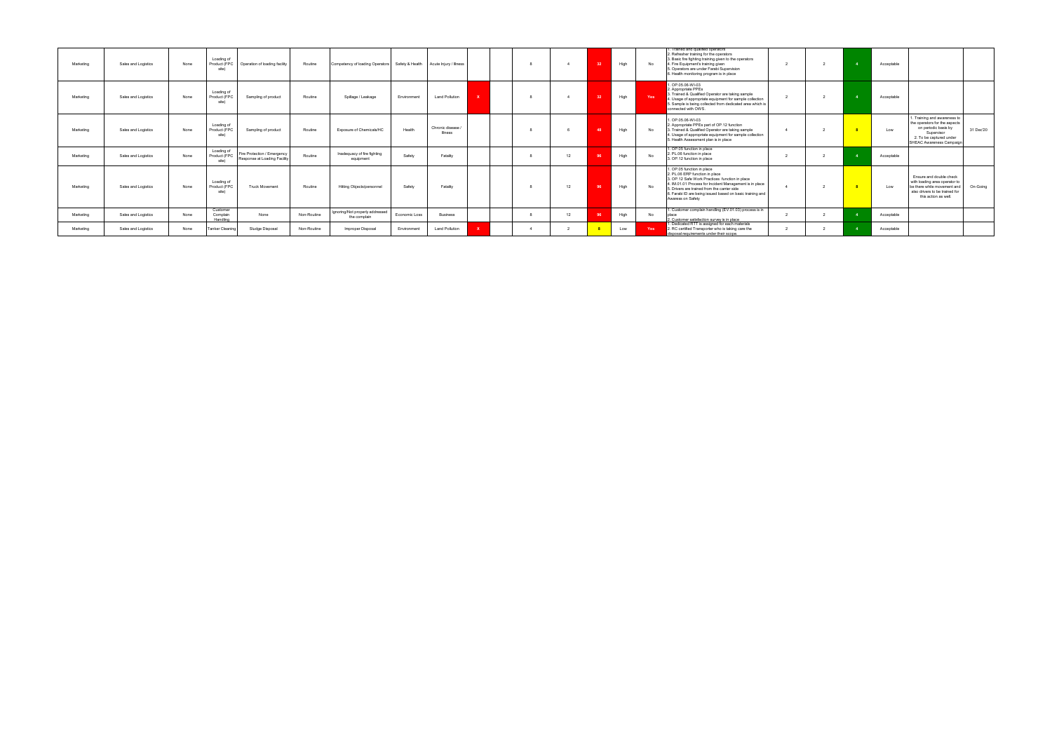| Marketing | Sales and Logistics | None | Loading of Product (FPC site) | Operation of loading facility | Routine | Competency of loading Operators | Safety & Health | Acute Injury / Illness | | | 8 | 4 | 32 | High | No | 1. Trained and qualified operators 2. Refresher training for the operators 3. Basic fire fighting training given to the operators 4. Fire Equipment's training given 5. Operators are under Farabi Supervision 6. Health monitoring program is in place | 2 | 2 | 4 | Acceptable | | |
|---|---|---|---|---|---|---|---|---|---|---|---|---|---|---|---|---|---|---|---|---|---|---|
| Marketing | Sales and Logistics | None | Loading of Product (FPC site) | Sampling of product | Routine | Spillage / Leakage | Environment | Land Pollution | X | | 8 | 4 | 32 | High | Yes | 1. OP.05.06-WI-03 2. Appropriate PPEs 3. Trained & Qualified Operator are taking sample 4. Usage of appropriate equipment for sample collection 5. Sample is being collected from dedicated area which is connected with OWS. | 2 | 2 | 4 | Acceptable | | |
| Marketing | Sales and Logistics | None | Loading of Product (FPC site) | Sampling of product | Routine | Exposure of Chemicals/HC | Health | Chronic disease / Illness | | | 8 | 6 | 48 | High | No | 1. OP.05.06-WI-03 2. Appropriate PPEs part of OP.12 function 3. Trained & Qualified Operator are taking sample 4. Usage of appropriate equipment for sample collection 5. Health Assessment plan is in place | 4 | 2 | 8 | Low | 1. Training and awareness to the operators for the aspects on periodic basis by Supervisor 2. To be captured under SHEAC Awareness Campaign | 31 Dec'20 |
| Marketing | Sales and Logistics | None | Loading of Product (FPC site) | Fire Protection / Emergency Response at Loading Facility | Routine | Inadequacy of fire fighting equipment | Safety | Fatality | | | 8 | 12 | 96 | High | No | 1. OP.05 function in place 2. PL.06 function in place 3. OP.12 function in place | 2 | 2 | 4 | Acceptable | | |
| Marketing | Sales and Logistics | None | Loading of Product (FPC site) | Truck Movement | Routine | Hitting Objects/personnel | Safety | Fatality | | | 8 | 12 | 96 | High | No | 1. OP.05 function in place 2. PL.06 ERP function in place 3. OP.12 Safe Work Practices function in place 4. IM.01.01 Process for Incident Management is in place 5. Drivers are trained from the carrier side 6. Farabi ID are being issued based on basic training and Awareas on Safety | 4 | 2 | 8 | Low | Ensure and double check with loading area operator to be there while movement and also drivers to be trained for this action as well. | On-Going |
| Marketing | Sales and Logistics | None | Customer Complain Handling | None | Non-Routine | Ignoring/Not properly addressed the complain | Economic Loss | Business | | | 8 | 12 | 96 | High | No | 1. Customer complain handling (EV.01.03) process is in place 2. Customer satisfaction survey is in place | 2 | 2 | 4 | Acceptable | | |
| Marketing | Sales and Logistics | None | Tanker Cleaning | Sludge Disposal | Non-Routine | Improper Disposal | Environment | Land Pollution | X | | 4 | 2 | 8 | Low | Yes | 1. Dedicated RTT is assigned for each materials 2. RC certified Transporter who is taking care the disposal requirements under their scope. | 2 | 2 | 4 | Acceptable | | |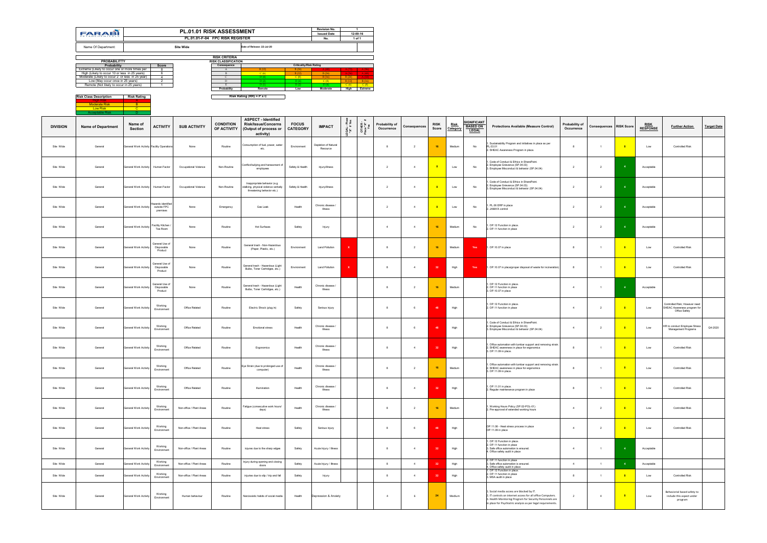| FARABI PETROCHEMICALS | PL.01.01 RISK ASSESSMENT | Revision No. | 1 |
|---|---|---|---|
| | PL.01.01-F-04 FPC RISK REGISTER | Issued Date | 12-09-16 |
| | | No. | 1 of 1 |

Name Of Department: **Site Wide** — Date of Release: 22-Jul-20

**RISK CRITERIA**

| PROBABILITTY | |
|---|---|
| **Probability** | **Score** |
| Extreme (Likely to occur one or more times per | 8 |
| High (Likely to occur 10 or less in 25 years) | 6 |
| Moderate (Likely to occur 2 or less in 25 year) | 4 |
| Low (May occur once in 25 years) | 2 |
| Remote (Not likely to occur in 25 years) | 1 |

**RISK CLASSIFICATION**

| Consequence | Criticality/Risk Rating | | | | |
|---|---|---|---|---|---|
| A | B (12) | B (36) | A (48) | A (72) | A (96) |
| B | C (6) | B (12) | B (24) | A (36) | A (48) |
| C | D (4) | C (6) | B (16) | B (24) | A (32) |
| D | D (2) | D (4) | C (8) | B (12) | B (16) |
| E | D (1) | D (2) | D (4) | C (6) | C (8) |
| Probability | Remote | Low | Moderate | High | Extreme |

Risk Rating (RR) = P x C

| Risk Class Description | Risk Rating |
|---|---|
| High Risk | A |
| Moderate Risk | B |
| Low Risk | C |
| Acceptable Risk | D |

| DIVISION | Name of Department | Name of Section | ACTIVITY | SUB ACTIVITY | CONDITION OF ACTIVITY | ASPECT - Identified Risk/Issue/Concerns (Output of process or activity) | FOCUS CATEGORY | IMPACT | LEGAL - Place "X" if Yes | OTHER - Place "X" if Yes | Probability of Occurrence | Consequences | RISK Score | Risk Category | SIGNIFICANT BASED ON LEGAL | Protections Available (Measure Control) | Probability of Occurrence | Consequences | RISK Score | RISK RESPONSE | Further Action | Target Date |
|---|---|---|---|---|---|---|---|---|---|---|---|---|---|---|---|---|---|---|---|---|---|---|
| Site Wide | General | General Work Activity | Facility Operations | None | Routine | Consumption of fuel, power, water etc. | Environment | Depletion of Natural Resource | | | 8 | 2 | 16 | Medium | No | 1. Sustainability Program and initiatives in place as per PL.03.01<br>2. SHEAC Awareness Program in place. | 8 | 1 | 8 | Low | Controlled Risk | |
| Site Wide | General | General Work Activity | Human Factor | Occupational Violence | Non-Routine | Conflict/bullying and harassment of employees | Safety & Health | injury/illness | | | 2 | 4 | 8 | Low | No | 1. Code of Conduct & Ethics in SharePoint.<br>2. Employee Grievance (SP.04.03)<br>3. Employee Misconduct & behavior (SP.04.04) | 2 | 2 | 4 | Acceptable | | |
| Site Wide | General | General Work Activity | Human Factor | Occupational Violence | Non-Routine | Inappropriate behavior (e.g. stalking, physical violence verbally threatening behavior etc.) | Safety & Health | injury/illness | | | 2 | 4 | 8 | Low | No | 1. Code of Conduct & Ethics in SharePoint.<br>2. Employee Grievance (SP.04.03)<br>3. Employee Misconduct & behavior (SP.04.04) | 2 | 2 | 4 | Acceptable | | |
| Site Wide | General | General Work Activity | Hazards identified outside FPC premises | None | Emergency | Gas Leak | Health | Chronic disease / Illness | | | 2 | 4 | 8 | Low | No | 1. PL.06 ERP in place<br>2. JAMA'A control | 2 | 2 | 4 | Acceptable | | |
| Site Wide | General | General Work Activity | Facility Kitchen / Tea Room | None | Routine | Hot Surfaces | Safety | Injury | | | 4 | 4 | 16 | Medium | No | 1. OP.12 Function in place.<br>2. OP.11 function in place | 2 | 2 | 4 | Acceptable | | |
| Site Wide | General | General Work Activity | General Use of Disposable Product | None | Routine | General trash - Non-Hazardous (Paper, Plastic, etc.) | Environment | Land Pollution | X | | 8 | 2 | 16 | Medium | Yes | 1. OP.10.07 in place | 8 | 1 | 8 | Low | Controlled Risk | |
| Site Wide | General | General Work Activity | General Use of Disposable Product | None | Routine | General trash - Hazardous (Light Bulbs, Toner Cartridges, etc.) | Environment | Land Pollution | X | | 8 | 4 | 32 | High | Yes | 1. OP.10.07 in place(proper disposal of waste for incineration) | 8 | 1 | 8 | Low | Controlled Risk | |
| Site Wide | General | General Work Activity | General Use of Disposable Product | None | Routine | General trash - Hazardous (Light Bulbs, Toner Cartridges, etc.) | Health | Chronic disease / Illness | | | 8 | 2 | 16 | Medium | | 1. OP.12 Function in place.<br>2. OP.11 function in place<br>3. OP.10.07 in place | 4 | 1 | 4 | Acceptable | | |
| Site Wide | General | General Work Activity | Working Environment | Office Related | Routine | Electric Shock (plug in) | Safety | Serious injury | | | 8 | 6 | 48 | High | | 1. OP.12 Function in place.<br>2. OP.11 function in place | 4 | 2 | 8 | Low | Controlled Risk; However need SHEAC Awareness program for Office Safety | |
| Site Wide | General | General Work Activity | Working Environment | Office Related | Routine | Emotional stress | Health | Chronic disease / Illness | | | 8 | 6 | 48 | High | | 1. Code of Conduct & Ethics in SharePoint.<br>2. Employee Grievance (SP.04.03)<br>3. Employee Misconduct & behavior (SP.04.04) | 4 | 2 | 8 | Low | HR to conduct Employee Stress Management Programs | Q4-2020 |
| Site Wide | General | General Work Activity | Working Environment | Office Related | Routine | Ergonomics | Health | Chronic disease / Illness | | | 8 | 4 | 32 | High | | 1. Office automation with lumbar support and removing strain.<br>2. SHEAC awareness in place for ergonomics<br>3. OP.11.09 in place. | 8 | 1 | 8 | Low | Controlled Risk | |
| Site Wide | General | General Work Activity | Working Environment | Office Related | Routine | Eye Strain (due to prolonged use of computer) | Health | Chronic disease / Illness | | | 8 | 2 | 16 | Medium | | 1. Office automation with lumbar support and removing strain.<br>2. SHEAC awareness in place for ergonomics<br>3. OP.11.09 in place. | 8 | 1 | 8 | Low | Controlled Risk | |
| Site Wide | General | General Work Activity | Working Environment | Office Related | Routine | Illumination | Health | Chronic disease / Illness | | | 8 | 4 | 32 | High | | 1. OP.11.01 in place.<br>2. Regular maintenance program in place | 8 | 1 | 8 | Low | Controlled Risk | |
| Site Wide | General | General Work Activity | Working Environment | Non-office / Plant Areas | Routine | Fatigue (consecutive work hours/ days) | Health | Chronic disease / Illness | | | 8 | 2 | 16 | Medium | | 1. Working Hours Policy (SP.02-POL-01)<br>2. Pre-approval of extended working hours | 4 | 2 | 8 | Low | Controlled Risk | |
| Site Wide | General | General Work Activity | Working Environment | Non-office / Plant Areas | Routine | Heat stress | Safety | Serious injury | | | 8 | 6 | 48 | High | | OP.11.06 - Heat stress process in place<br>OP.11.09 in place | 4 | 2 | 8 | Low | Controlled Risk | |
| Site Wide | General | General Work Activity | Working Environment | Non-office / Plant Areas | Routine | Injuries due to the sharp edges | Safety | Acute Injury / Illness | | | 8 | 4 | 32 | High | | 1. OP.12 Function in place.<br>2. OP.11 function in place<br>3. Safe office automation is ensured.<br>4. Office safety audit in place | 4 | 1 | 4 | Acceptable | | |
| Site Wide | General | General Work Activity | Working Environment | Non-office / Plant Areas | Routine | Injury during opening and closing doors | Safety | Acute Injury / Illness | | | 8 | 4 | 32 | High | | 2. OP.11 function in place<br>3. Safe office automation is ensured.<br>4. Office safety audit in place | 4 | 1 | 4 | Acceptable | | |
| Site Wide | General | General Work Activity | Working Environment | Non-office / Plant Areas | Routine | injuries due to slip / trip and fall | Safety | Injury | | | 8 | 4 | 32 | High | | 1. OP.12 Function in place.<br>2. OP.11 function in place<br>3. MSA audit in place | 8 | 1 | 8 | Low | Controlled Risk | |
| Site Wide | General | General Work Activity | Working Environment | Human behaviour | Routine | Narcissistic habits of social media | Health | Depression & Anxiety | | | 4 | 6 | 24 | Medium | | 1. Social media access are blocked by IT.<br>2. IT controls on internet access for all office Computers.<br>3. Health Monitoring Program for Security Personnels are in place for Psychiatric analysis as per legal requirements. | 2 | 4 | 8 | Low | Behavioral based safety to include this aspect under program | |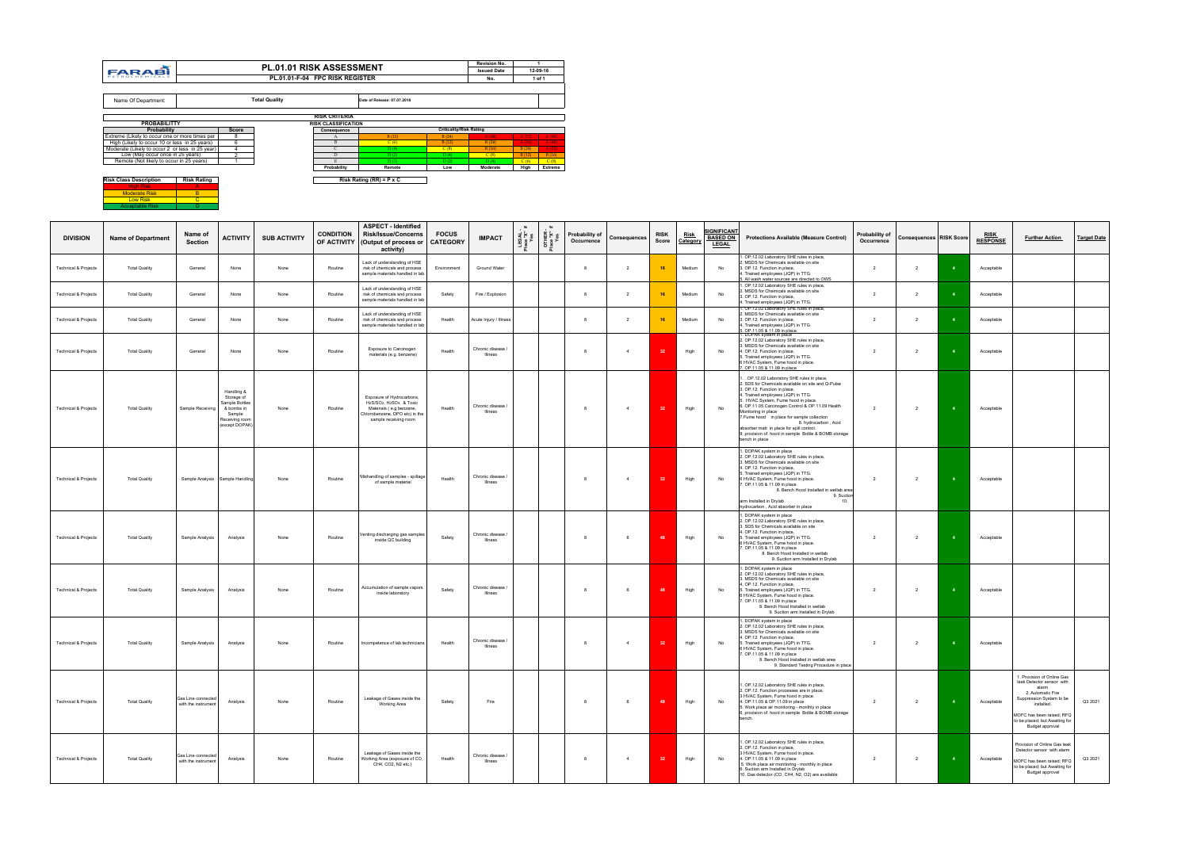| FARABI PETROCHEMICALS | PL.01.01 RISK ASSESSMENT | Revision No. | 1 |
|---|---|---|---|
| | PL.01.01-F-04 FPC RISK REGISTER | Issued Date | 12-09-16 |
| | | No. | 1 of 1 |

Name Of Department: **Total Quality** Date of Release: 07.07.2018

**RISK CRITERIA**

| PROBABILITY | |
|---|---|
| Probability | Score |
| Extreme (Likely to occur one or more times per | 8 |
| High (Likely to occur 10 or less in 25 years) | 6 |
| Moderate (Likely to occur 2 or less in 25 year) | 4 |
| Low (May occur once in 25 years) | 2 |
| Remote (Not likely to occur in 25 years) | 1 |

**RISK CLASSIFICATION**

| Consequence | Criticality/Risk Rating | | | | |
|---|---|---|---|---|---|
| A | B (12) | B (24) | A (48) | A (72) | A (96) |
| B | C (6) | B (12) | B (24) | A (36) | A (48) |
| C | D (4) | C (8) | B (16) | B (24) | A (32) |
| D | D (3) | D (4) | C (8) | B (12) | B (16) |
| E | D (1) | D (2) | D (4) | C (6) | C (8) |
| Probability | Remote | Low | Moderate | High | Extreme |

Risk Rating (RR) = P x C

| Risk Class Description | Risk Rating |
|---|---|
| High Risk | A |
| Moderate Risk | B |
| Low Risk | C |
| Acceptable Risk | D |

| DIVISION | Name of Department | Name of Section | ACTIVITY | SUB ACTIVITY | CONDITION OF ACTIVITY | ASPECT - Identified Risk/Issue/Concerns (Output of process or activity) | FOCUS CATEGORY | IMPACT | LEGAL - Place "X" if Yes | OTHER - Place "X" if Yes | Probability of Occurrence | Consequences | RISK Score | Risk Category | SIGNIFICANT BASED ON LEGAL | Protections Available (Measure Control) | Probability of Occurrence | Consequences | RISK Score | RISK RESPONSE | Further Action | Target Date |
|---|---|---|---|---|---|---|---|---|---|---|---|---|---|---|---|---|---|---|---|---|---|---|
| Technical & Projects | Total Quality | General | None | None | Routine | Lack of understanding of HSE risk of chemicals and process sample materials handled in lab | Environment | Ground Water | | | 8 | 2 | 16 | Medium | No | 1. OP.12.02 Laboratory SHE rules in place, 2. MSDS for Chemicals available on site 3. OP.12. Function in place, 4. Trained employees (JQP) in TTG. 5. All wash water sources are directed to OWS | 2 | 2 | 4 | Acceptable | | |
| Technical & Projects | Total Quality | General | None | None | Routine | Lack of understanding of HSE risk of chemicals and process sample materials handled in lab | Safety | Fire / Explosion | | | 8 | 2 | 16 | Medium | No | 1. OP.12.02 Laboratory SHE rules in place, 2. MSDS for Chemicals available on site 3. OP.12. Function in place, 4. Trained employees (JQP) in TTG. | 2 | 2 | 4 | Acceptable | | |
| Technical & Projects | Total Quality | General | None | None | Routine | Lack of understanding of HSE risk of chemicals and process sample materials handled in lab | Health | Acute Injury / Illness | | | 8 | 2 | 16 | Medium | No | 1. OP.12.02 Laboratory SHE rules in place, 2. MSDS for Chemicals available on site 3. OP.12. Function in place, 4. Trained employees (JQP) in TTG. 5. OP.11.05 & 11.09 in place. | 2 | 2 | 4 | Acceptable | | |
| Technical & Projects | Total Quality | General | None | None | Routine | Exposure to Carcinogen materials (e.g. benzene) | Health | Chronic disease / Illness | | | 8 | 4 | 32 | High | No | 1. DOPAK system in place 2. OP.12.02 Laboratory SHE rules in place, 3. MSDS for Chemicals available on site 4. OP.12. Function in place, 5. Trained employees (JQP) in TTG. 6 HVAC System, Fume hood in place. 7. OP.11.05 & 11.09 in place | 2 | 2 | 4 | Acceptable | | |
| Technical & Projects | Total Quality | Sample Receiving | Handling & Storage of Sample Bottles & bombs in Sample Receiving room (except DOPAK) | None | Routine | Exposure of Hydrocarbons, $H_2S/SO_2$, $H_2SO_4$ & Toxic Materials ( e.g benzene, Chlorobenzene, DPO etc) in the sample receiving room | Health | Chronic disease / Illness | | | 8 | 4 | 32 | High | No | 1. . OP.12.02 Laboratory SHE rules in place, 2. SDS for Chemicals available on site and Q-Pulse 3. OP.12. Function in place, 4. Trained employees (JQP) in TTG. 5. HVAC System, Fume hood in place. 6. OP.11.05 Carcinogen Control & OP.11.09 Health Monitoring in place 7.Fume hood in place for sample collection 8. hydrocarbon , Acid absorber mait in place for spill control. 9. provision of hood in sample Bottle & BOMB storage bench in place | 2 | 2 | 4 | Acceptable | | |
| Technical & Projects | Total Quality | Sample Analysis | Sample Handling | None | Routine | Mishandling of samples - spillage of sample material | Health | Chronic disease / Illness | | | 8 | 4 | 32 | High | No | 1. DOPAK system in place 2. OP.12.02 Laboratory SHE rules in place, 3. MSDS for Chemicals available on site 4. OP.12. Function in place, 5. Trained employees (JQP) in TTG. 6 HVAC System, Fume hood in place. 7. OP.11.05 & 11.09 in place 8. Bench Hood Installed in wetlab area 9. Suction arm Installed in Drylab 10. hydrocarbon , Acid absorber in place | 2 | 2 | 4 | Acceptable | | |
| Technical & Projects | Total Quality | Sample Analysis | Analysis | None | Routine | Venting discharging gas samples inside QC building | Safety | Chronic disease / Illness | | | 8 | 6 | 48 | High | No | 1. DOPAK system in place 2. OP.12.02 Laboratory SHE rules in place, 3. SDS for Chemicals available on site 4. OP.12. Function in place, 5. Trained employees (JQP) in TTG. 6 HVAC System, Fume hood in place. 7. OP.11.05 & 11.09 in place 8. Bench Hood Installed in wetlab 9. Suction arm Installed in Drylab | 2 | 2 | 4 | Acceptable | | |
| Technical & Projects | Total Quality | Sample Analysis | Analysis | None | Routine | Accumulation of sample vapors inside laboratory | Safety | Chronic disease / Illness | | | 8 | 6 | 48 | High | No | 1. DOPAK system in place 2. OP.12.02 Laboratory SHE rules in place, 3. MSDS for Chemicals available on site 4. OP.12. Function in place, 5. Trained employees (JQP) in TTG. 6 HVAC System, Fume hood in place. 7. OP.11.05 & 11.09 in place 8. Bench Hood Installed in wetlab 9. Suction arm Installed in Drylab | 2 | 2 | 4 | Acceptable | | |
| Technical & Projects | Total Quality | Sample Analysis | Analysis | None | Routine | Incompetence of lab technicians | Health | Chronic disease / Illness | | | 8 | 4 | 32 | High | No | 1. DOPAK system in place 2. OP.12.02 Laboratory SHE rules in place, 3. MSDS for Chemicals available on site 4. OP.12. Function in place, 5. Trained employees (JQP) in TTG. 6 HVAC System, Fume hood in place. 7. OP.11.05 & 11.09 in place 8. Bench Hood Installed in wetlab area 9. Standard Testing Procedure in place | 2 | 2 | 4 | Acceptable | | |
| Technical & Projects | Total Quality | Gas Line connected with the instrument | Analysis | None | Routine | Leakage of Gases inside the Working Area | Safety | Fire | | | 8 | 6 | 48 | High | No | 1. OP.12.02 Laboratory SHE rules in place, 2. OP.12. Function processes are in place, 3 HVAC System, Fume hood in place. 4. OP.11.05 & OP.11.09 in place 5. Work place air monitoring - monthly in place 6. provision of hood in sample Bottle & BOMB storage bench. | 2 | 2 | 4 | Acceptable | 1. Provision of Online Gas leak Detector sensor with alarm 2. Automatic Fire Suppression System to be installed. MOFC has been raised; RFQ to be placed; but Awaiting for Budget approval | Q3 2021 |
| Technical & Projects | Total Quality | Gas Line connected with the instrument | Analysis | None | Routine | Leakage of Gases inside the Working Area (exposure of CO, $CH_4$, $CO_2$, $N_2$ etc.) | Health | Chronic disease / Illness | | | 8 | 4 | 32 | High | No | 1. OP.12.02 Laboratory SHE rules in place, 2. OP.12. Function in place, 3 HVAC System, Fume hood in place. 4. OP.11.05 & 11.09 in place 5. Work place air monitoring - monthly in place 6. Suction arm Installed in Drylab 10. Gas detector (CO, $CH_4$, $N_2$, $O_2$) are available | 2 | 2 | 4 | Acceptable | Provision of Online Gas leak Detector sensor with alarm MOFC has been raised; RFQ to be placed; but Awaiting for Budget approval | Q3 2021 |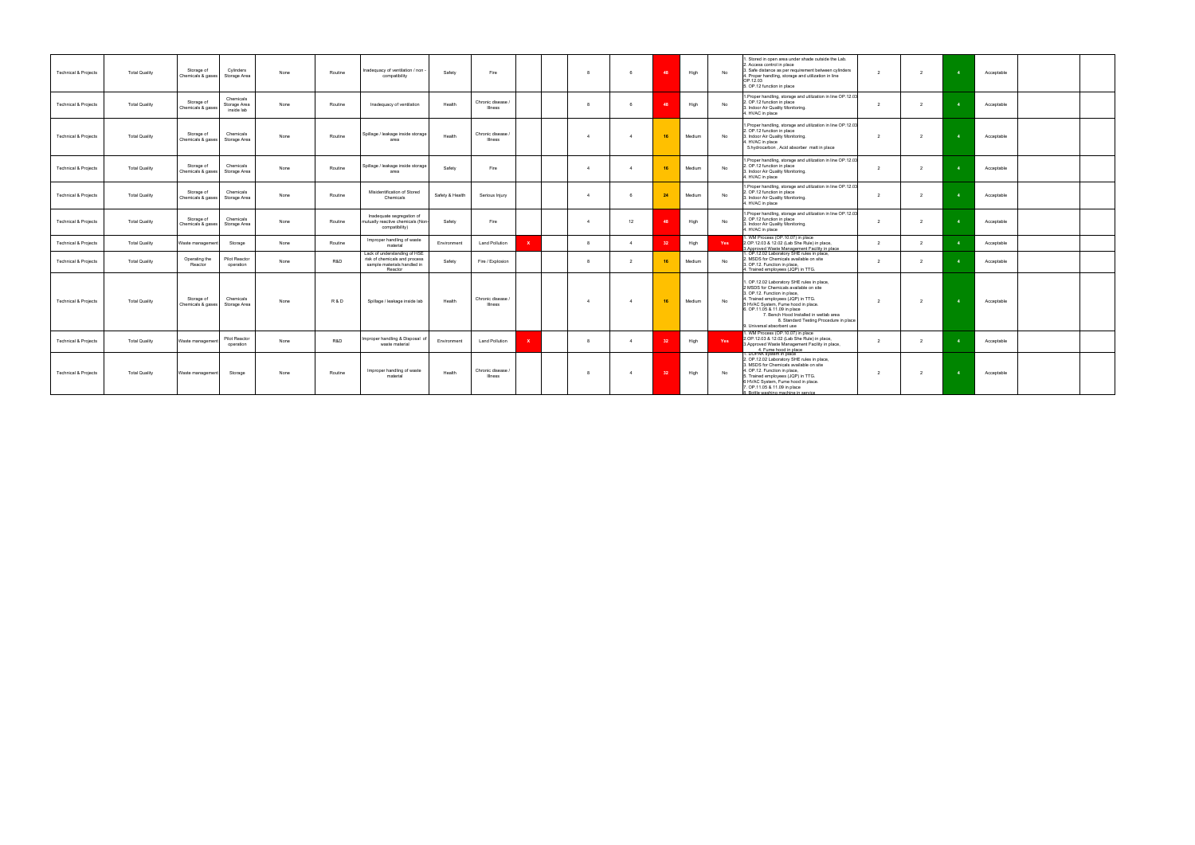| | | | | | | | | | | | | | | | | | | | | | | |
|---|---|---|---|---|---|---|---|---|---|---|---|---|---|---|---|---|---|---|---|---|---|---|
| Technical & Projects | Total Quality | Storage of Chemicals & gases | Cylinders Storage Area | None | Routine | Inadequacy of ventilation / non - compatibility | Safety | Fire | | | 8 | 6 | 48 | High | No | 1. Stored in open area under shade outside the Lab. 2. Access control in place 3. Safe distance as per requirement between cylinders 4. Proper handling, storage and utilization in line OP.12.03 5. OP.12 function in place | 2 | 2 | 4 | Acceptable | | |
| Technical & Projects | Total Quality | Storage of Chemicals & gases | Chemicals Storage Area inside lab | None | Routine | Inadequacy of ventilation | Health | Chronic disease / Illness | | | 8 | 6 | 48 | High | No | 1.Proper handling, storage and utilization in line OP.12.03 2. OP.12 function in place 3. Indoor Air Quality Monitoring. 4. HVAC in place | 2 | 2 | 4 | Acceptable | | |
| Technical & Projects | Total Quality | Storage of Chemicals & gases | Chemicals Storage Area | None | Routine | Spillage / leakage inside storage area | Health | Chronic disease / Illness | | | 4 | 4 | 16 | Medium | No | 1.Proper handling, storage and utilization in line OP.12.03 2. OP.12 function in place 3. Indoor Air Quality Monitoring. 4. HVAC in place 5.hydrocarbon , Acid absorber matt in place | 2 | 2 | 4 | Acceptable | | |
| Technical & Projects | Total Quality | Storage of Chemicals & gases | Chemicals Storage Area | None | Routine | Spillage / leakage inside storage area | Safety | Fire | | | 4 | 4 | 16 | Medium | No | 1.Proper handling, storage and utilization in line OP.12.03 2. OP.12 function in place 3. Indoor Air Quality Monitoring. 4. HVAC in place | 2 | 2 | 4 | Acceptable | | |
| Technical & Projects | Total Quality | Storage of Chemicals & gases | Chemicals Storage Area | None | Routine | Misidentification of Stored Chemicals | Safety & Health | Serious Injury | | | 4 | 6 | 24 | Medium | No | 1.Proper handling, storage and utilization in line OP.12.03 2. OP.12 function in place 3. Indoor Air Quality Monitoring. 4. HVAC in place | 2 | 2 | 4 | Acceptable | | |
| Technical & Projects | Total Quality | Storage of Chemicals & gases | Chemicals Storage Area | None | Routine | Inadequate segregation of mutually reactive chemicals (Non-compatibility) | Safety | Fire | | | 4 | 12 | 48 | High | No | 1.Proper handling, storage and utilization in line OP.12.03 2. OP.12 function in place 3. Indoor Air Quality Monitoring. 4. HVAC in place | 2 | 2 | 4 | Acceptable | | |
| Technical & Projects | Total Quality | Waste management | Storage | None | Routine | Improper handling of waste material | Environment | Land Pollution | X | | 8 | 4 | 32 | High | Yes | 1. WM Process (OP.10.07) in place 2.OP.12.03 & 12.02 (Lab She Rule) in place, 3.Approved Waste Management Facility in place | 2 | 2 | 4 | Acceptable | | |
| Technical & Projects | Total Quality | Operating the Reactor | Pilot Reactor operation | None | R&D | Lack of understanding of HSE risk of chemicals and process sample materials handled in Reactor | Safety | Fire / Explosion | | | 8 | 2 | 16 | Medium | No | 1. OP.12.02 Laboratory SHE rules in place, 2. MSDS for Chemicals available on site 3. OP.12. Function in place, 4. Trained employees (JQP) in TTG. | 2 | 2 | 4 | Acceptable | | |
| Technical & Projects | Total Quality | Storage of Chemicals & gases | Chemicals Storage Area | None | R & D | Spillage / leakage inside lab | Health | Chronic disease / Illness | | | 4 | 4 | 16 | Medium | No | 1. OP.12.02 Laboratory SHE rules in place, 2.MSDS for Chemicals available on site 3. OP.12. Function in place, 4. Trained employees (JQP) in TTG. 5 HVAC System, Fume hood in place. 6. OP.11.05 & 11.09 in place 7. Bench Hood Installed in wetlab area 8. Standard Testing Procedure in place 9. Universal absorbent use | 2 | 2 | 4 | Acceptable | | |
| Technical & Projects | Total Quality | Waste management | Pilot Reactor operation | None | R&D | Improper handling & Disposal of waste material | Environment | Land Pollution | X | | 8 | 4 | 32 | High | Yes | 1. WM Process (OP.10.07) in place 2.OP.12.03 & 12.02 (Lab She Rule) in place, 3.Approved Waste Management Facility in place, 4. Fume hood in place | 2 | 2 | 4 | Acceptable | | |
| Technical & Projects | Total Quality | Waste management | Storage | None | Routine | Improper handling of waste material | Health | Chronic disease / Illness | | | 8 | 4 | 32 | High | No | 1. DCFAR system in place 2. OP.12.02 Laboratory SHE rules in place, 3. MSDS for Chemicals available on site 4. OP.12. Function in place, 5. Trained employees (JQP) in TTG. 6 HVAC System, Fume hood in place. 7. OP.11.05 & 11.09 in place 8. Bottle washing machine in service | 2 | 2 | 4 | Acceptable | | |